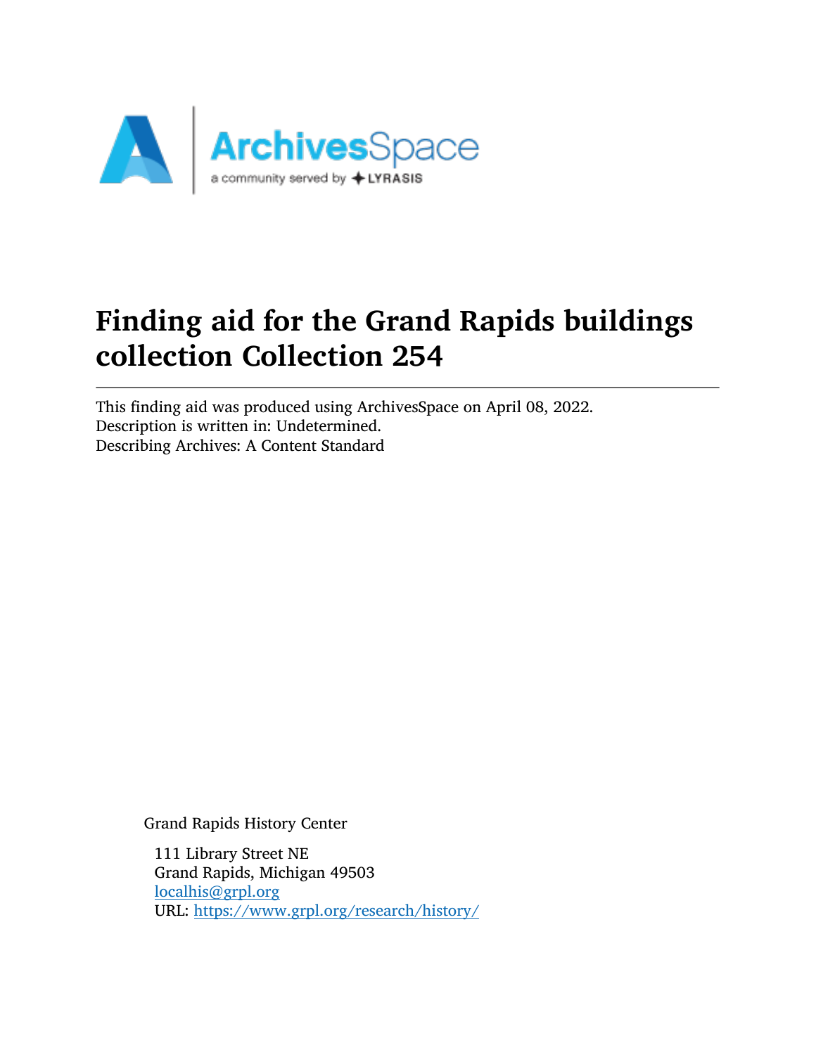# Finding aid for the Grand Rapids buildings collection Collection 254

This finding aid was produced using ArchivesSpace on April 08, 2022.
Description is written in: Undetermined.
Describing Archives: A Content Standard

Grand Rapids History Center

111 Library Street NE
Grand Rapids, Michigan 49503
localhis@grpl.org
URL: https://www.grpl.org/research/history/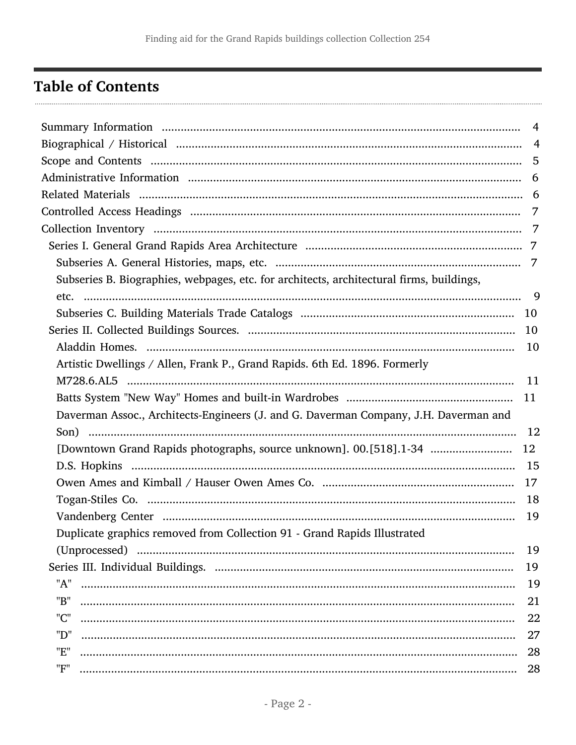## Table of Contents

- Summary Information ..... 4
- Biographical / Historical ..... 4
- Scope and Contents ..... 5
- Administrative Information ..... 6
- Related Materials ..... 6
- Controlled Access Headings ..... 7
- Collection Inventory ..... 7
  - Series I. General Grand Rapids Area Architecture ..... 7
    - Subseries A. General Histories, maps, etc. ..... 7
    - Subseries B. Biographies, webpages, etc. for architects, architectural firms, buildings, etc. ..... 9
    - Subseries C. Building Materials Trade Catalogs ..... 10
  - Series II. Collected Buildings Sources. ..... 10
    - Aladdin Homes. ..... 10
    - Artistic Dwellings / Allen, Frank P., Grand Rapids. 6th Ed. 1896. Formerly M728.6.AL5 ..... 11
    - Batts System "New Way" Homes and built-in Wardrobes ..... 11
    - Daverman Assoc., Architects-Engineers (J. and G. Daverman Company, J.H. Daverman and Son) ..... 12
    - [Downtown Grand Rapids photographs, source unknown]. 00.[518].1-34 ..... 12
    - D.S. Hopkins ..... 15
    - Owen Ames and Kimball / Hauser Owen Ames Co. ..... 17
    - Togan-Stiles Co. ..... 18
    - Vandenberg Center ..... 19
    - Duplicate graphics removed from Collection 91 - Grand Rapids Illustrated (Unprocessed) ..... 19
  - Series III. Individual Buildings. ..... 19
    - "A" ..... 19
    - "B" ..... 21
    - "C" ..... 22
    - "D" ..... 27
    - "E" ..... 28
    - "F" ..... 28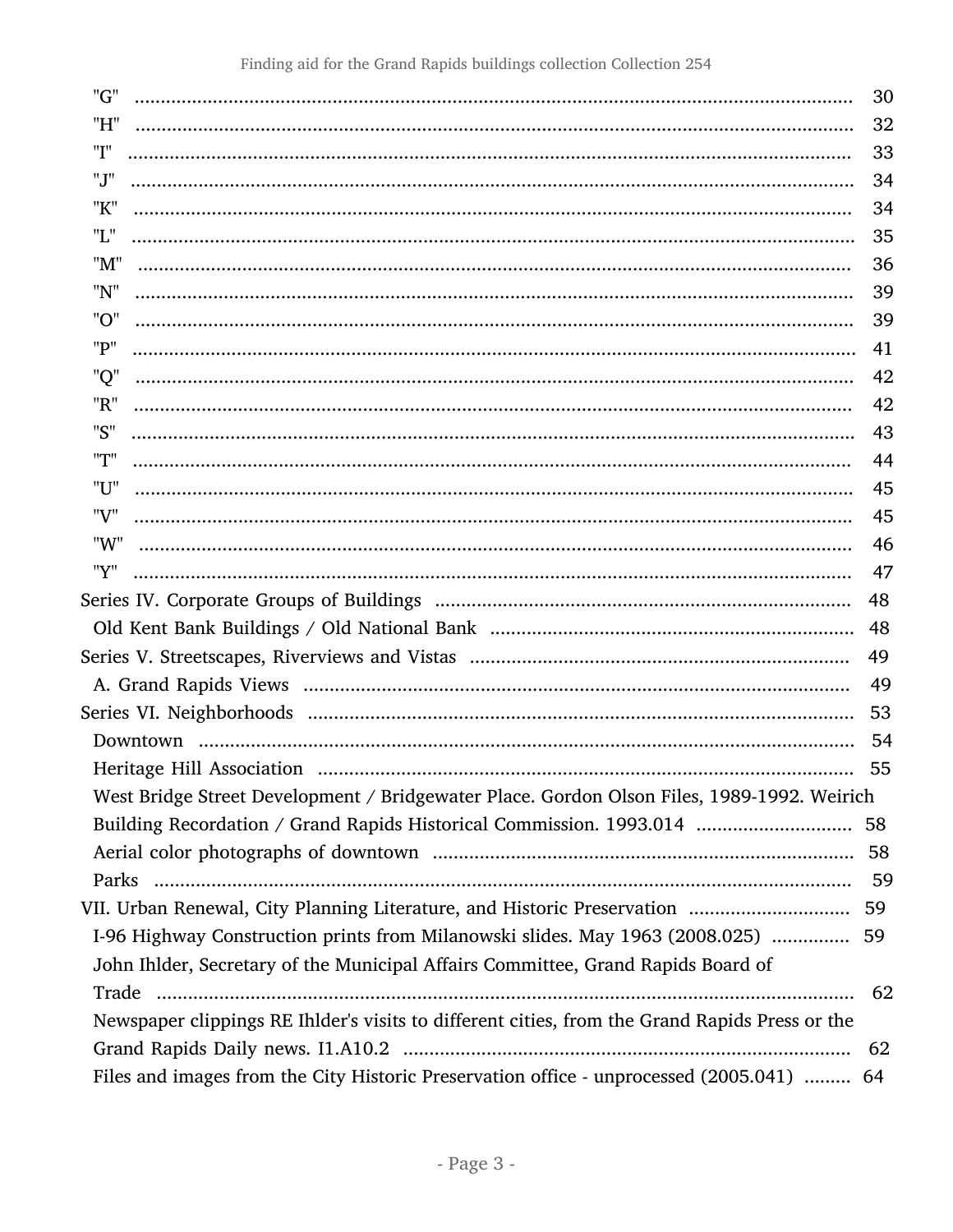"G" .......... 30
"H" .......... 32
"I" .......... 33
"J" .......... 34
"K" .......... 34
"L" .......... 35
"M" .......... 36
"N" .......... 39
"O" .......... 39
"P" .......... 41
"Q" .......... 42
"R" .......... 42
"S" .......... 43
"T" .......... 44
"U" .......... 45
"V" .......... 45
"W" .......... 46
"Y" .......... 47

Series IV. Corporate Groups of Buildings .......... 48
- Old Kent Bank Buildings / Old National Bank .......... 48

Series V. Streetscapes, Riverviews and Vistas .......... 49
- A. Grand Rapids Views .......... 49

Series VI. Neighborhoods .......... 53
- Downtown .......... 54
- Heritage Hill Association .......... 55
- West Bridge Street Development / Bridgewater Place. Gordon Olson Files, 1989-1992. Weirich Building Recordation / Grand Rapids Historical Commission. 1993.014 .......... 58
- Aerial color photographs of downtown .......... 58
- Parks .......... 59

VII. Urban Renewal, City Planning Literature, and Historic Preservation .......... 59
- I-96 Highway Construction prints from Milanowski slides. May 1963 (2008.025) .......... 59
- John Ihlder, Secretary of the Municipal Affairs Committee, Grand Rapids Board of Trade .......... 62
- Newspaper clippings RE Ihlder's visits to different cities, from the Grand Rapids Press or the Grand Rapids Daily news. I1.A10.2 .......... 62
- Files and images from the City Historic Preservation office - unprocessed (2005.041) .......... 64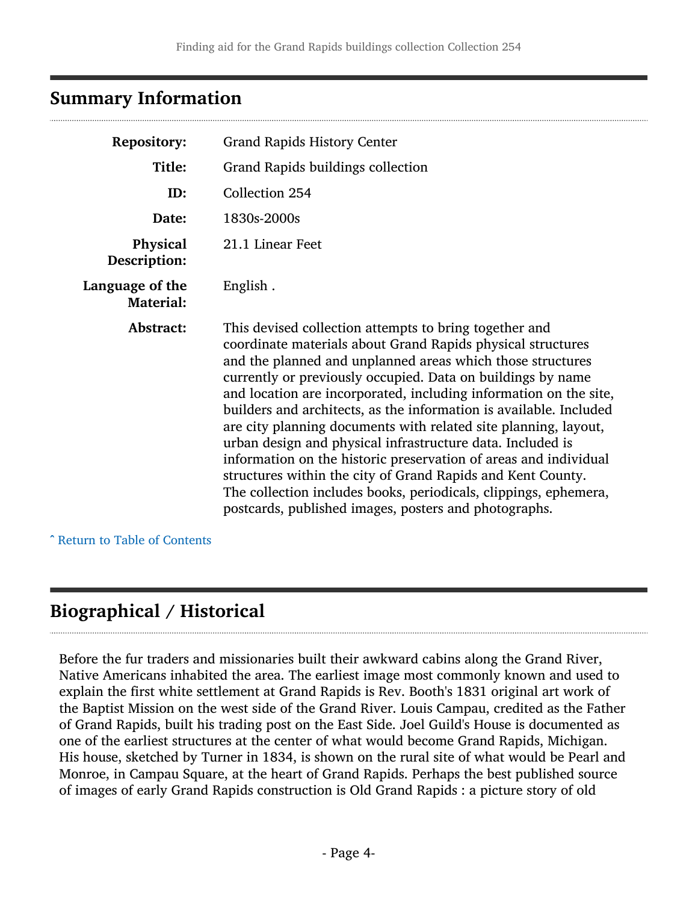## Summary Information

| | |
|---|---|
| **Repository:** | Grand Rapids History Center |
| **Title:** | Grand Rapids buildings collection |
| **ID:** | Collection 254 |
| **Date:** | 1830s-2000s |
| **Physical Description:** | 21.1 Linear Feet |
| **Language of the Material:** | English . |
| **Abstract:** | This devised collection attempts to bring together and coordinate materials about Grand Rapids physical structures and the planned and unplanned areas which those structures currently or previously occupied. Data on buildings by name and location are incorporated, including information on the site, builders and architects, as the information is available. Included are city planning documents with related site planning, layout, urban design and physical infrastructure data. Included is information on the historic preservation of areas and individual structures within the city of Grand Rapids and Kent County. The collection includes books, periodicals, clippings, ephemera, postcards, published images, posters and photographs. |

ˆ Return to Table of Contents

## Biographical / Historical

Before the fur traders and missionaries built their awkward cabins along the Grand River, Native Americans inhabited the area. The earliest image most commonly known and used to explain the first white settlement at Grand Rapids is Rev. Booth's 1831 original art work of the Baptist Mission on the west side of the Grand River. Louis Campau, credited as the Father of Grand Rapids, built his trading post on the East Side. Joel Guild's House is documented as one of the earliest structures at the center of what would become Grand Rapids, Michigan. His house, sketched by Turner in 1834, is shown on the rural site of what would be Pearl and Monroe, in Campau Square, at the heart of Grand Rapids. Perhaps the best published source of images of early Grand Rapids construction is Old Grand Rapids : a picture story of old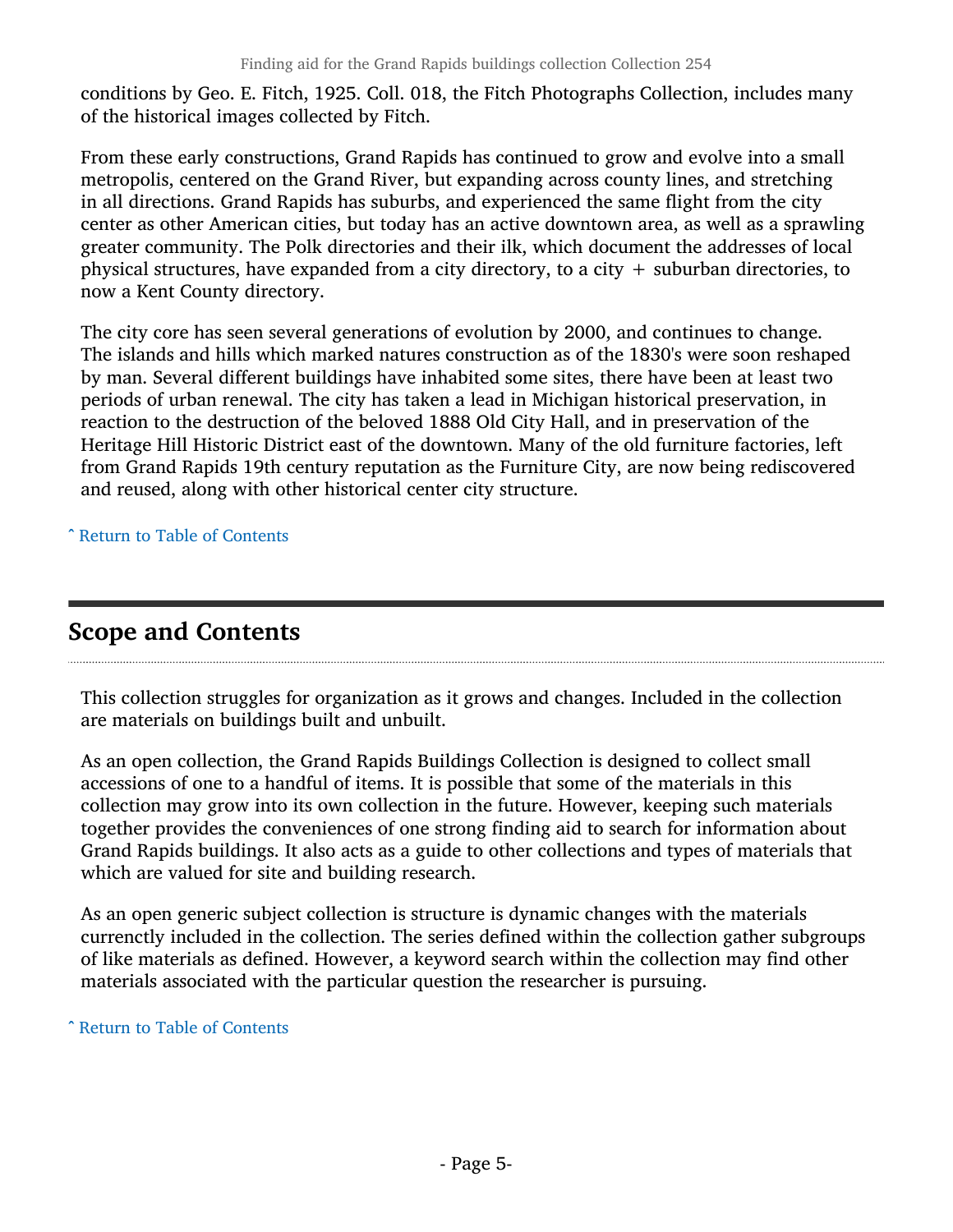conditions by Geo. E. Fitch, 1925. Coll. 018, the Fitch Photographs Collection, includes many of the historical images collected by Fitch.

From these early constructions, Grand Rapids has continued to grow and evolve into a small metropolis, centered on the Grand River, but expanding across county lines, and stretching in all directions. Grand Rapids has suburbs, and experienced the same flight from the city center as other American cities, but today has an active downtown area, as well as a sprawling greater community. The Polk directories and their ilk, which document the addresses of local physical structures, have expanded from a city directory, to a city + suburban directories, to now a Kent County directory.

The city core has seen several generations of evolution by 2000, and continues to change. The islands and hills which marked natures construction as of the 1830's were soon reshaped by man. Several different buildings have inhabited some sites, there have been at least two periods of urban renewal. The city has taken a lead in Michigan historical preservation, in reaction to the destruction of the beloved 1888 Old City Hall, and in preservation of the Heritage Hill Historic District east of the downtown. Many of the old furniture factories, left from Grand Rapids 19th century reputation as the Furniture City, are now being rediscovered and reused, along with other historical center city structure.

ˆ Return to Table of Contents

## Scope and Contents

This collection struggles for organization as it grows and changes. Included in the collection are materials on buildings built and unbuilt.

As an open collection, the Grand Rapids Buildings Collection is designed to collect small accessions of one to a handful of items. It is possible that some of the materials in this collection may grow into its own collection in the future. However, keeping such materials together provides the conveniences of one strong finding aid to search for information about Grand Rapids buildings. It also acts as a guide to other collections and types of materials that which are valued for site and building research.

As an open generic subject collection is structure is dynamic changes with the materials currenctly included in the collection. The series defined within the collection gather subgroups of like materials as defined. However, a keyword search within the collection may find other materials associated with the particular question the researcher is pursuing.

ˆ Return to Table of Contents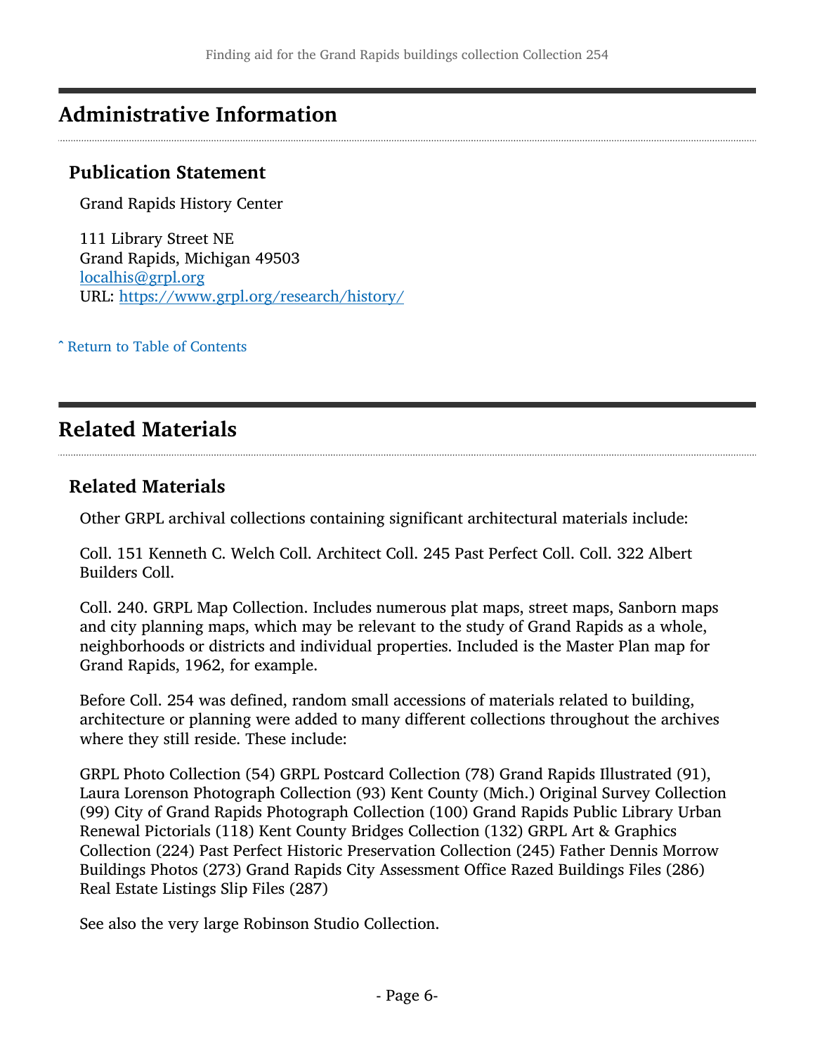## Administrative Information

### Publication Statement

Grand Rapids History Center

111 Library Street NE
Grand Rapids, Michigan 49503
localhis@grpl.org
URL: https://www.grpl.org/research/history/

ˆ Return to Table of Contents

## Related Materials

### Related Materials

Other GRPL archival collections containing significant architectural materials include:

Coll. 151 Kenneth C. Welch Coll. Architect Coll. 245 Past Perfect Coll. Coll. 322 Albert Builders Coll.

Coll. 240. GRPL Map Collection. Includes numerous plat maps, street maps, Sanborn maps and city planning maps, which may be relevant to the study of Grand Rapids as a whole, neighborhoods or districts and individual properties. Included is the Master Plan map for Grand Rapids, 1962, for example.

Before Coll. 254 was defined, random small accessions of materials related to building, architecture or planning were added to many different collections throughout the archives where they still reside. These include:

GRPL Photo Collection (54) GRPL Postcard Collection (78) Grand Rapids Illustrated (91), Laura Lorenson Photograph Collection (93) Kent County (Mich.) Original Survey Collection (99) City of Grand Rapids Photograph Collection (100) Grand Rapids Public Library Urban Renewal Pictorials (118) Kent County Bridges Collection (132) GRPL Art & Graphics Collection (224) Past Perfect Historic Preservation Collection (245) Father Dennis Morrow Buildings Photos (273) Grand Rapids City Assessment Office Razed Buildings Files (286) Real Estate Listings Slip Files (287)

See also the very large Robinson Studio Collection.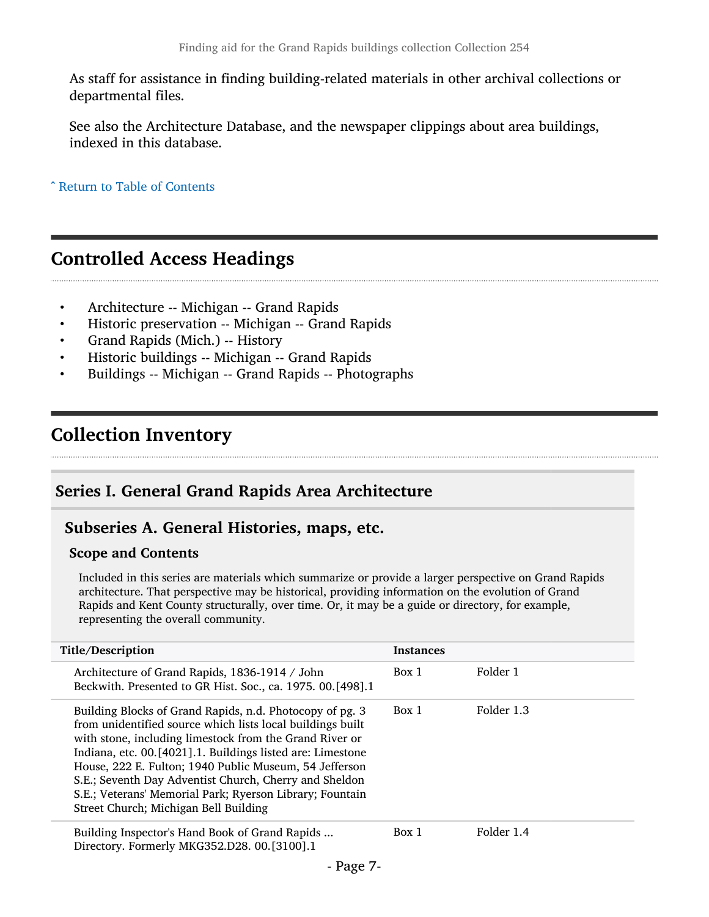As staff for assistance in finding building-related materials in other archival collections or departmental files.

See also the Architecture Database, and the newspaper clippings about area buildings, indexed in this database.

ˆ Return to Table of Contents

## Controlled Access Headings

- Architecture -- Michigan -- Grand Rapids
- Historic preservation -- Michigan -- Grand Rapids
- Grand Rapids (Mich.) -- History
- Historic buildings -- Michigan -- Grand Rapids
- Buildings -- Michigan -- Grand Rapids -- Photographs

## Collection Inventory

### Series I. General Grand Rapids Area Architecture

#### Subseries A. General Histories, maps, etc.

**Scope and Contents**

Included in this series are materials which summarize or provide a larger perspective on Grand Rapids architecture. That perspective may be historical, providing information on the evolution of Grand Rapids and Kent County structurally, over time. Or, it may be a guide or directory, for example, representing the overall community.

| Title/Description | Instances | |
|---|---|---|
| Architecture of Grand Rapids, 1836-1914 / John Beckwith. Presented to GR Hist. Soc., ca. 1975. 00.[498].1 | Box 1 | Folder 1 |
| Building Blocks of Grand Rapids, n.d. Photocopy of pg. 3 from unidentified source which lists local buildings built with stone, including limestock from the Grand River or Indiana, etc. 00.[4021].1. Buildings listed are: Limestone House, 222 E. Fulton; 1940 Public Museum, 54 Jefferson S.E.; Seventh Day Adventist Church, Cherry and Sheldon S.E.; Veterans' Memorial Park; Ryerson Library; Fountain Street Church; Michigan Bell Building | Box 1 | Folder 1.3 |
| Building Inspector's Hand Book of Grand Rapids ... Directory. Formerly MKG352.D28. 00.[3100].1 | Box 1 | Folder 1.4 |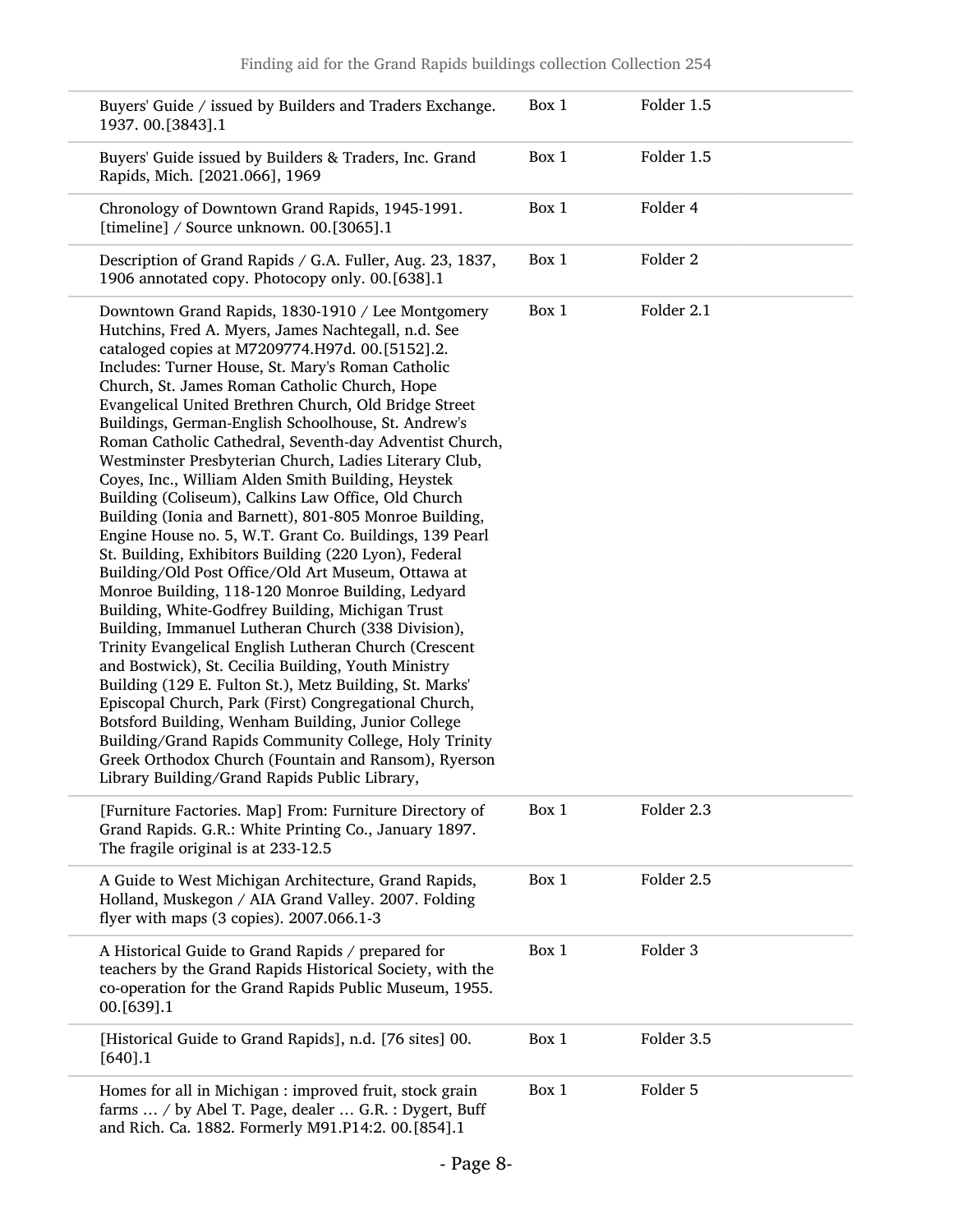| | | |
|---|---|---|
| Buyers' Guide / issued by Builders and Traders Exchange. 1937. 00.[3843].1 | Box 1 | Folder 1.5 |
| Buyers' Guide issued by Builders & Traders, Inc. Grand Rapids, Mich. [2021.066], 1969 | Box 1 | Folder 1.5 |
| Chronology of Downtown Grand Rapids, 1945-1991. [timeline] / Source unknown. 00.[3065].1 | Box 1 | Folder 4 |
| Description of Grand Rapids / G.A. Fuller, Aug. 23, 1837, 1906 annotated copy. Photocopy only. 00.[638].1 | Box 1 | Folder 2 |
| Downtown Grand Rapids, 1830-1910 / Lee Montgomery Hutchins, Fred A. Myers, James Nachtegall, n.d. See cataloged copies at M7209774.H97d. 00.[5152].2. Includes: Turner House, St. Mary's Roman Catholic Church, St. James Roman Catholic Church, Hope Evangelical United Brethren Church, Old Bridge Street Buildings, German-English Schoolhouse, St. Andrew's Roman Catholic Cathedral, Seventh-day Adventist Church, Westminster Presbyterian Church, Ladies Literary Club, Coyes, Inc., William Alden Smith Building, Heystek Building (Coliseum), Calkins Law Office, Old Church Building (Ionia and Barnett), 801-805 Monroe Building, Engine House no. 5, W.T. Grant Co. Buildings, 139 Pearl St. Building, Exhibitors Building (220 Lyon), Federal Building/Old Post Office/Old Art Museum, Ottawa at Monroe Building, 118-120 Monroe Building, Ledyard Building, White-Godfrey Building, Michigan Trust Building, Immanuel Lutheran Church (338 Division), Trinity Evangelical English Lutheran Church (Crescent and Bostwick), St. Cecilia Building, Youth Ministry Building (129 E. Fulton St.), Metz Building, St. Marks' Episcopal Church, Park (First) Congregational Church, Botsford Building, Wenham Building, Junior College Building/Grand Rapids Community College, Holy Trinity Greek Orthodox Church (Fountain and Ransom), Ryerson Library Building/Grand Rapids Public Library, | Box 1 | Folder 2.1 |
| [Furniture Factories. Map] From: Furniture Directory of Grand Rapids. G.R.: White Printing Co., January 1897. The fragile original is at 233-12.5 | Box 1 | Folder 2.3 |
| A Guide to West Michigan Architecture, Grand Rapids, Holland, Muskegon / AIA Grand Valley. 2007. Folding flyer with maps (3 copies). 2007.066.1-3 | Box 1 | Folder 2.5 |
| A Historical Guide to Grand Rapids / prepared for teachers by the Grand Rapids Historical Society, with the co-operation for the Grand Rapids Public Museum, 1955. 00.[639].1 | Box 1 | Folder 3 |
| [Historical Guide to Grand Rapids], n.d. [76 sites] 00.[640].1 | Box 1 | Folder 3.5 |
| Homes for all in Michigan : improved fruit, stock grain farms … / by Abel T. Page, dealer … G.R. : Dygert, Buff and Rich. Ca. 1882. Formerly M91.P14:2. 00.[854].1 | Box 1 | Folder 5 |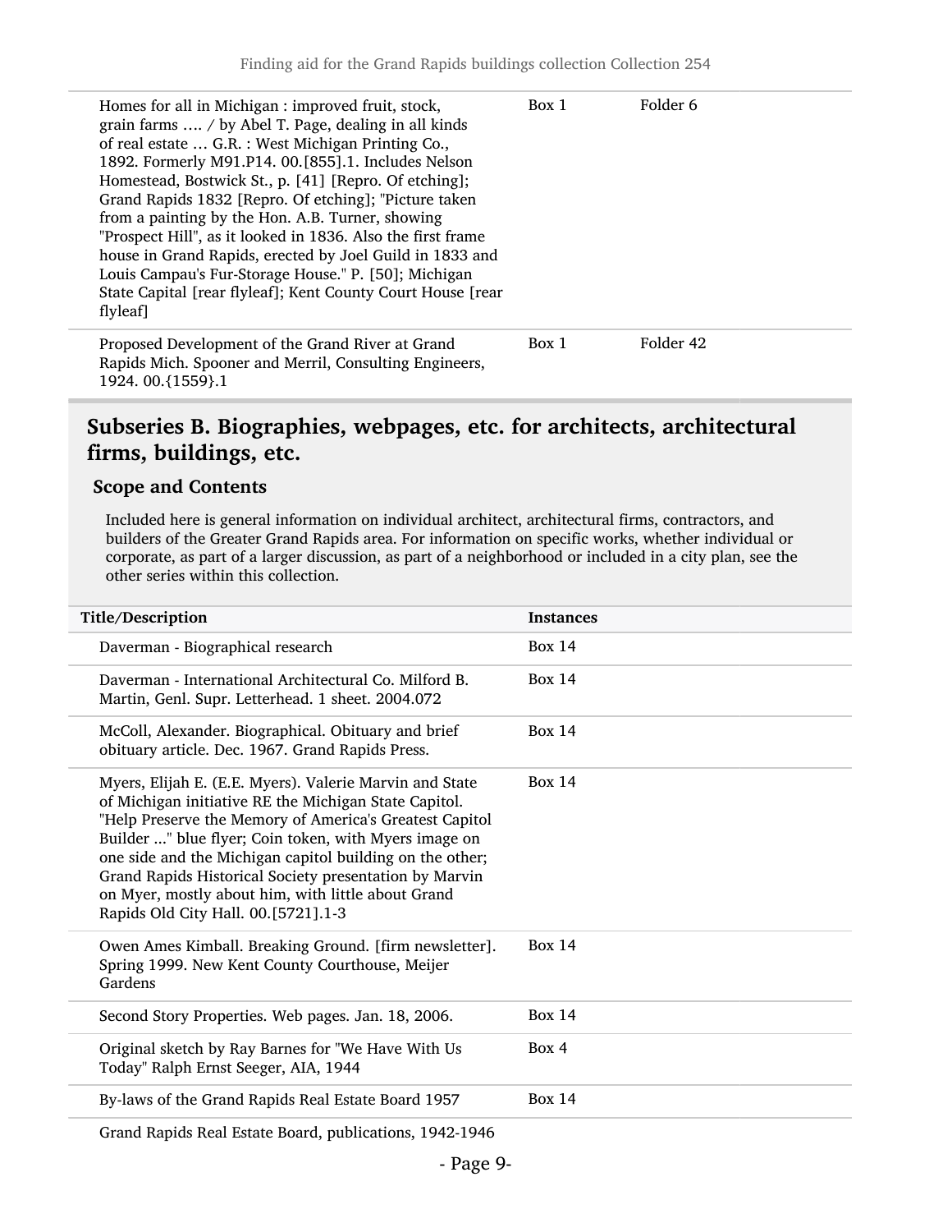| | | |
|---|---|---|
| Homes for all in Michigan : improved fruit, stock, grain farms …. / by Abel T. Page, dealing in all kinds of real estate … G.R. : West Michigan Printing Co., 1892. Formerly M91.P14. 00.[855].1. Includes Nelson Homestead, Bostwick St., p. [41] [Repro. Of etching]; Grand Rapids 1832 [Repro. Of etching]; "Picture taken from a painting by the Hon. A.B. Turner, showing "Prospect Hill", as it looked in 1836. Also the first frame house in Grand Rapids, erected by Joel Guild in 1833 and Louis Campau's Fur-Storage House." P. [50]; Michigan State Capital [rear flyleaf]; Kent County Court House [rear flyleaf] | Box 1 | Folder 6 |
| Proposed Development of the Grand River at Grand Rapids Mich. Spooner and Merril, Consulting Engineers, 1924. 00.{1559}.1 | Box 1 | Folder 42 |

## Subseries B. Biographies, webpages, etc. for architects, architectural firms, buildings, etc.

### Scope and Contents

Included here is general information on individual architect, architectural firms, contractors, and builders of the Greater Grand Rapids area. For information on specific works, whether individual or corporate, as part of a larger discussion, as part of a neighborhood or included in a city plan, see the other series within this collection.

| Title/Description | Instances |
|---|---|
| Daverman - Biographical research | Box 14 |
| Daverman - International Architectural Co. Milford B. Martin, Genl. Supr. Letterhead. 1 sheet. 2004.072 | Box 14 |
| McColl, Alexander. Biographical. Obituary and brief obituary article. Dec. 1967. Grand Rapids Press. | Box 14 |
| Myers, Elijah E. (E.E. Myers). Valerie Marvin and State of Michigan initiative RE the Michigan State Capitol. "Help Preserve the Memory of America's Greatest Capitol Builder ..." blue flyer; Coin token, with Myers image on one side and the Michigan capitol building on the other; Grand Rapids Historical Society presentation by Marvin on Myer, mostly about him, with little about Grand Rapids Old City Hall. 00.[5721].1-3 | Box 14 |
| Owen Ames Kimball. Breaking Ground. [firm newsletter]. Spring 1999. New Kent County Courthouse, Meijer Gardens | Box 14 |
| Second Story Properties. Web pages. Jan. 18, 2006. | Box 14 |
| Original sketch by Ray Barnes for "We Have With Us Today" Ralph Ernst Seeger, AIA, 1944 | Box 4 |
| By-laws of the Grand Rapids Real Estate Board 1957 | Box 14 |
| Grand Rapids Real Estate Board, publications, 1942-1946 | |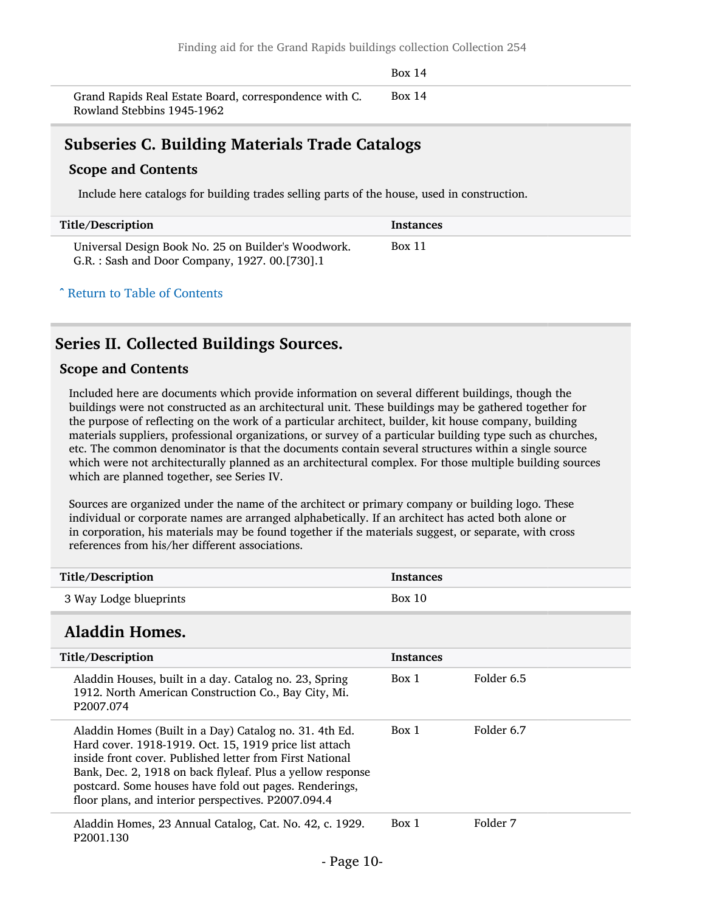| | Box 14 |
|---|---|
| Grand Rapids Real Estate Board, correspondence with C. Rowland Stebbins 1945-1962 | Box 14 |

## Subseries C. Building Materials Trade Catalogs

### Scope and Contents

Include here catalogs for building trades selling parts of the house, used in construction.

| Title/Description | Instances |
|---|---|
| Universal Design Book No. 25 on Builder's Woodwork. G.R. : Sash and Door Company, 1927. 00.[730].1 | Box 11 |

˄ Return to Table of Contents

# Series II. Collected Buildings Sources.

### Scope and Contents

Included here are documents which provide information on several different buildings, though the buildings were not constructed as an architectural unit. These buildings may be gathered together for the purpose of reflecting on the work of a particular architect, builder, kit house company, building materials suppliers, professional organizations, or survey of a particular building type such as churches, etc. The common denominator is that the documents contain several structures within a single source which were not architecturally planned as an architectural complex. For those multiple building sources which are planned together, see Series IV.

Sources are organized under the name of the architect or primary company or building logo. These individual or corporate names are arranged alphabetically. If an architect has acted both alone or in corporation, his materials may be found together if the materials suggest, or separate, with cross references from his/her different associations.

| Title/Description | Instances |
|---|---|
| 3 Way Lodge blueprints | Box 10 |

## Aladdin Homes.

| Title/Description | Instances | |
|---|---|---|
| Aladdin Houses, built in a day. Catalog no. 23, Spring 1912. North American Construction Co., Bay City, Mi. P2007.074 | Box 1 | Folder 6.5 |
| Aladdin Homes (Built in a Day) Catalog no. 31. 4th Ed. Hard cover. 1918-1919. Oct. 15, 1919 price list attach inside front cover. Published letter from First National Bank, Dec. 2, 1918 on back flyleaf. Plus a yellow response postcard. Some houses have fold out pages. Renderings, floor plans, and interior perspectives. P2007.094.4 | Box 1 | Folder 6.7 |
| Aladdin Homes, 23 Annual Catalog, Cat. No. 42, c. 1929. P2001.130 | Box 1 | Folder 7 |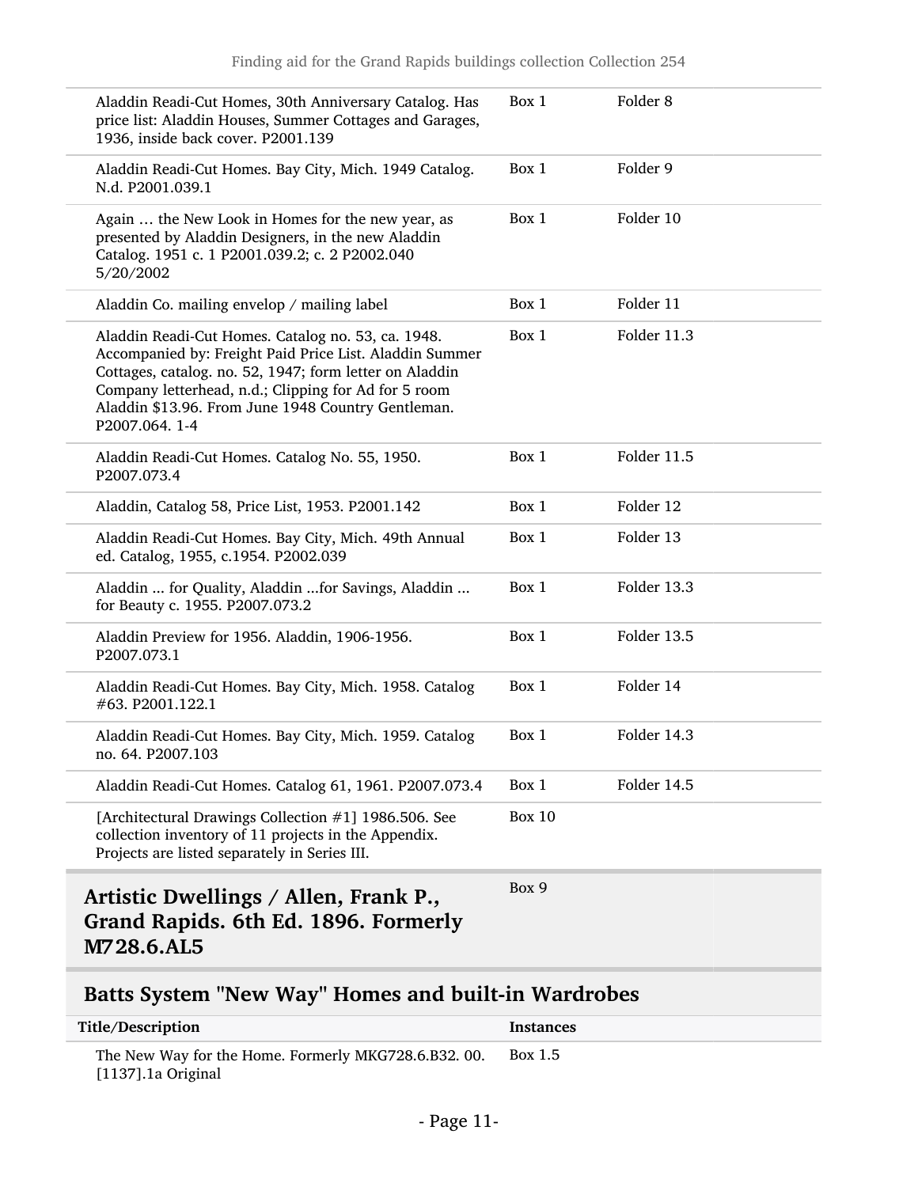| | | |
|---|---|---|
| Aladdin Readi-Cut Homes, 30th Anniversary Catalog. Has price list: Aladdin Houses, Summer Cottages and Garages, 1936, inside back cover. P2001.139 | Box 1 | Folder 8 |
| Aladdin Readi-Cut Homes. Bay City, Mich. 1949 Catalog. N.d. P2001.039.1 | Box 1 | Folder 9 |
| Again … the New Look in Homes for the new year, as presented by Aladdin Designers, in the new Aladdin Catalog. 1951 c. 1 P2001.039.2; c. 2 P2002.040 5/20/2002 | Box 1 | Folder 10 |
| Aladdin Co. mailing envelop / mailing label | Box 1 | Folder 11 |
| Aladdin Readi-Cut Homes. Catalog no. 53, ca. 1948. Accompanied by: Freight Paid Price List. Aladdin Summer Cottages, catalog. no. 52, 1947; form letter on Aladdin Company letterhead, n.d.; Clipping for Ad for 5 room Aladdin $13.96. From June 1948 Country Gentleman. P2007.064. 1-4 | Box 1 | Folder 11.3 |
| Aladdin Readi-Cut Homes. Catalog No. 55, 1950. P2007.073.4 | Box 1 | Folder 11.5 |
| Aladdin, Catalog 58, Price List, 1953. P2001.142 | Box 1 | Folder 12 |
| Aladdin Readi-Cut Homes. Bay City, Mich. 49th Annual ed. Catalog, 1955, c.1954. P2002.039 | Box 1 | Folder 13 |
| Aladdin ... for Quality, Aladdin ...for Savings, Aladdin ... for Beauty c. 1955. P2007.073.2 | Box 1 | Folder 13.3 |
| Aladdin Preview for 1956. Aladdin, 1906-1956. P2007.073.1 | Box 1 | Folder 13.5 |
| Aladdin Readi-Cut Homes. Bay City, Mich. 1958. Catalog #63. P2001.122.1 | Box 1 | Folder 14 |
| Aladdin Readi-Cut Homes. Bay City, Mich. 1959. Catalog no. 64. P2007.103 | Box 1 | Folder 14.3 |
| Aladdin Readi-Cut Homes. Catalog 61, 1961. P2007.073.4 | Box 1 | Folder 14.5 |
| [Architectural Drawings Collection #1] 1986.506. See collection inventory of 11 projects in the Appendix. Projects are listed separately in Series III. | Box 10 | |

## Artistic Dwellings / Allen, Frank P., Grand Rapids. 6th Ed. 1896. Formerly M728.6.AL5

Box 9

## Batts System "New Way" Homes and built-in Wardrobes

| Title/Description | Instances |
|---|---|
| The New Way for the Home. Formerly MKG728.6.B32. 00. [1137].1a Original | Box 1.5 |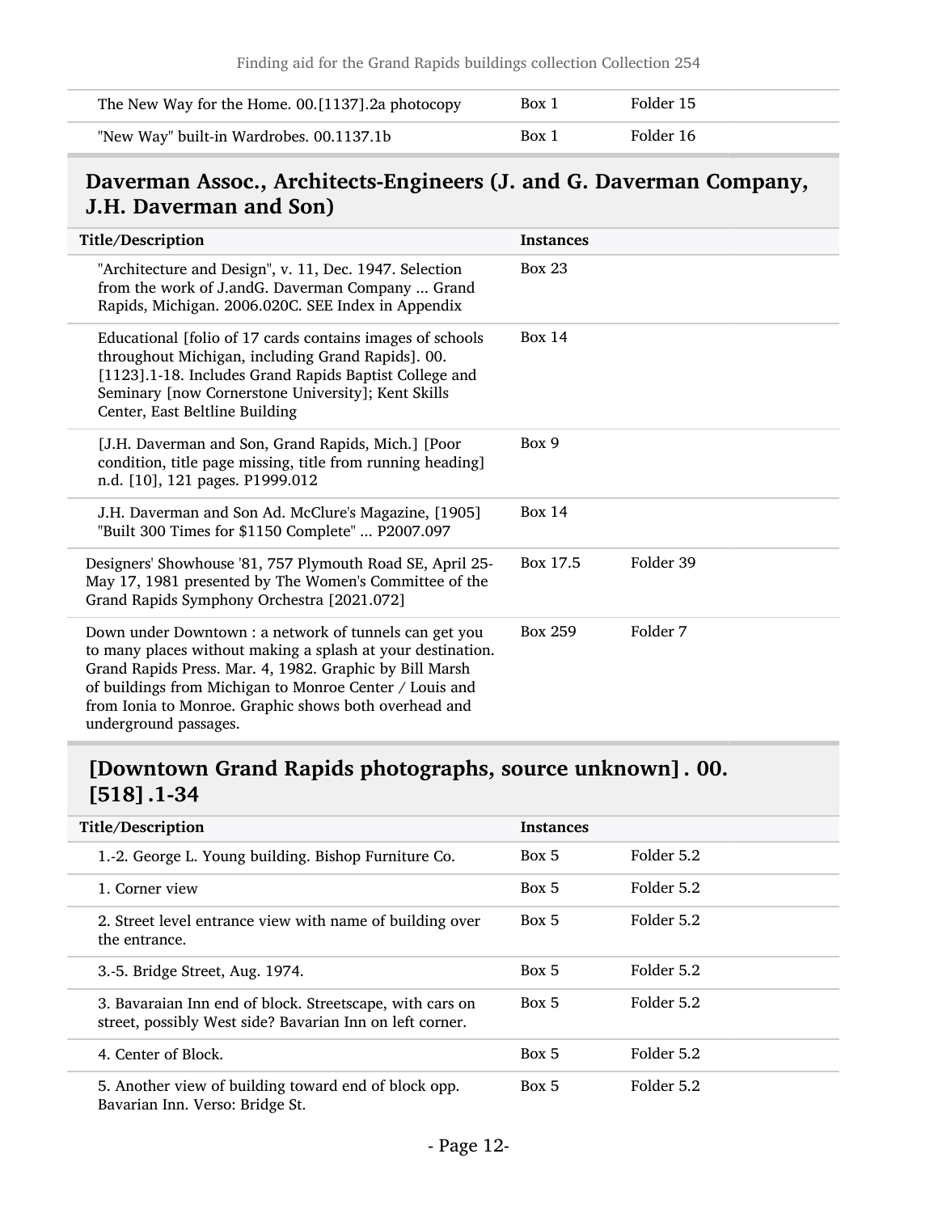| | | |
|---|---|---|
| The New Way for the Home. 00.[1137].2a photocopy | Box 1 | Folder 15 |
| "New Way" built-in Wardrobes. 00.1137.1b | Box 1 | Folder 16 |

## Daverman Assoc., Architects-Engineers (J. and G. Daverman Company, J.H. Daverman and Son)

| Title/Description | Instances | |
|---|---|---|
| "Architecture and Design", v. 11, Dec. 1947. Selection from the work of J.andG. Daverman Company ... Grand Rapids, Michigan. 2006.020C. SEE Index in Appendix | Box 23 | |
| Educational [folio of 17 cards contains images of schools throughout Michigan, including Grand Rapids]. 00.[1123].1-18. Includes Grand Rapids Baptist College and Seminary [now Cornerstone University]; Kent Skills Center, East Beltline Building | Box 14 | |
| [J.H. Daverman and Son, Grand Rapids, Mich.] [Poor condition, title page missing, title from running heading] n.d. [10], 121 pages. P1999.012 | Box 9 | |
| J.H. Daverman and Son Ad. McClure's Magazine, [1905] "Built 300 Times for $1150 Complete" ... P2007.097 | Box 14 | |
| Designers' Showhouse '81, 757 Plymouth Road SE, April 25-May 17, 1981 presented by The Women's Committee of the Grand Rapids Symphony Orchestra [2021.072] | Box 17.5 | Folder 39 |
| Down under Downtown : a network of tunnels can get you to many places without making a splash at your destination. Grand Rapids Press. Mar. 4, 1982. Graphic by Bill Marsh of buildings from Michigan to Monroe Center / Louis and from Ionia to Monroe. Graphic shows both overhead and underground passages. | Box 259 | Folder 7 |

## [Downtown Grand Rapids photographs, source unknown] . 00.[518] .1-34

| Title/Description | Instances | |
|---|---|---|
| 1.-2. George L. Young building. Bishop Furniture Co. | Box 5 | Folder 5.2 |
| 1. Corner view | Box 5 | Folder 5.2 |
| 2. Street level entrance view with name of building over the entrance. | Box 5 | Folder 5.2 |
| 3.-5. Bridge Street, Aug. 1974. | Box 5 | Folder 5.2 |
| 3. Bavaraian Inn end of block. Streetscape, with cars on street, possibly West side? Bavarian Inn on left corner. | Box 5 | Folder 5.2 |
| 4. Center of Block. | Box 5 | Folder 5.2 |
| 5. Another view of building toward end of block opp. Bavarian Inn. Verso: Bridge St. | Box 5 | Folder 5.2 |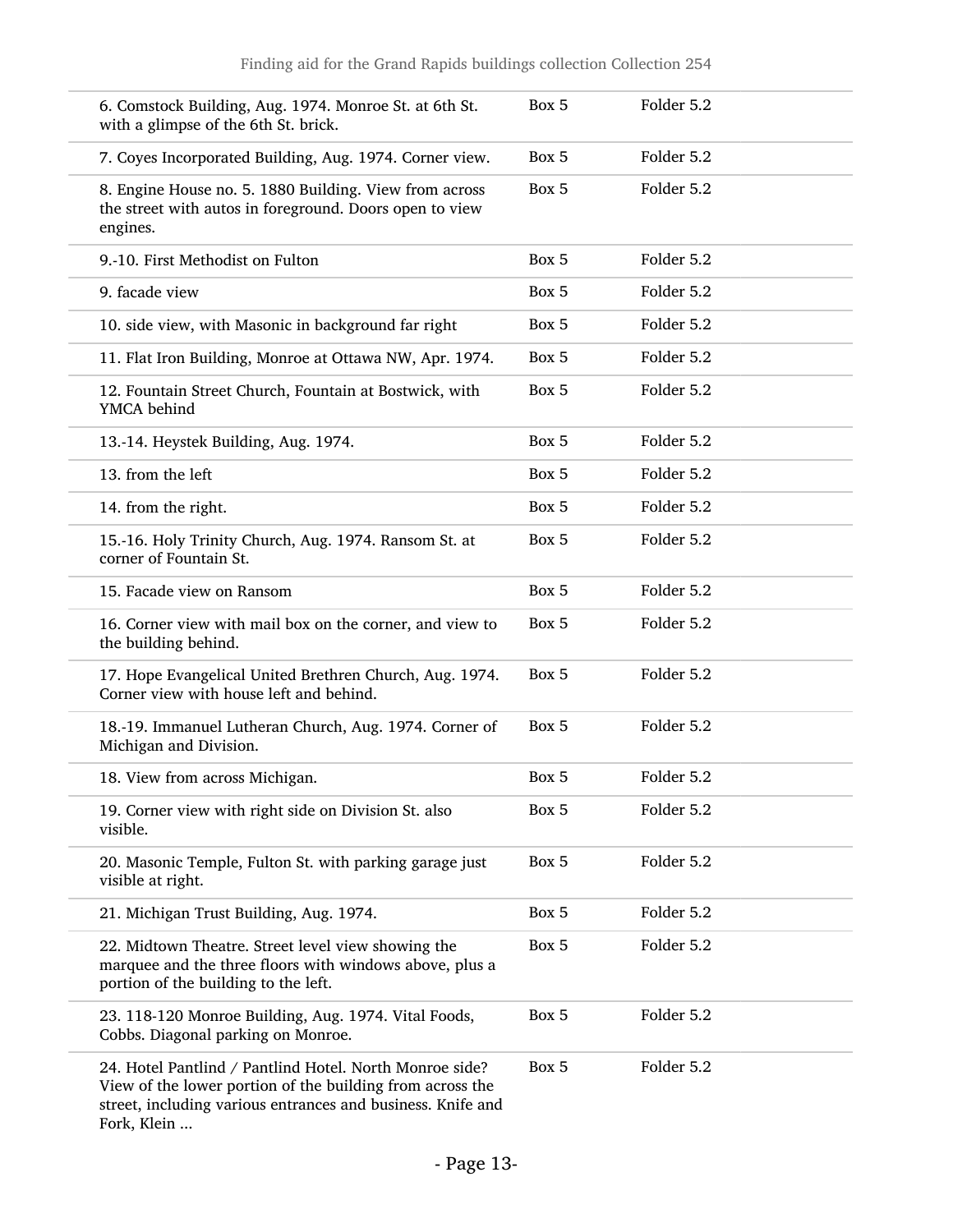| | | |
|---|---|---|
| 6. Comstock Building, Aug. 1974. Monroe St. at 6th St. with a glimpse of the 6th St. brick. | Box 5 | Folder 5.2 |
| 7. Coyes Incorporated Building, Aug. 1974. Corner view. | Box 5 | Folder 5.2 |
| 8. Engine House no. 5. 1880 Building. View from across the street with autos in foreground. Doors open to view engines. | Box 5 | Folder 5.2 |
| 9.-10. First Methodist on Fulton | Box 5 | Folder 5.2 |
| 9. facade view | Box 5 | Folder 5.2 |
| 10. side view, with Masonic in background far right | Box 5 | Folder 5.2 |
| 11. Flat Iron Building, Monroe at Ottawa NW, Apr. 1974. | Box 5 | Folder 5.2 |
| 12. Fountain Street Church, Fountain at Bostwick, with YMCA behind | Box 5 | Folder 5.2 |
| 13.-14. Heystek Building, Aug. 1974. | Box 5 | Folder 5.2 |
| 13. from the left | Box 5 | Folder 5.2 |
| 14. from the right. | Box 5 | Folder 5.2 |
| 15.-16. Holy Trinity Church, Aug. 1974. Ransom St. at corner of Fountain St. | Box 5 | Folder 5.2 |
| 15. Facade view on Ransom | Box 5 | Folder 5.2 |
| 16. Corner view with mail box on the corner, and view to the building behind. | Box 5 | Folder 5.2 |
| 17. Hope Evangelical United Brethren Church, Aug. 1974. Corner view with house left and behind. | Box 5 | Folder 5.2 |
| 18.-19. Immanuel Lutheran Church, Aug. 1974. Corner of Michigan and Division. | Box 5 | Folder 5.2 |
| 18. View from across Michigan. | Box 5 | Folder 5.2 |
| 19. Corner view with right side on Division St. also visible. | Box 5 | Folder 5.2 |
| 20. Masonic Temple, Fulton St. with parking garage just visible at right. | Box 5 | Folder 5.2 |
| 21. Michigan Trust Building, Aug. 1974. | Box 5 | Folder 5.2 |
| 22. Midtown Theatre. Street level view showing the marquee and the three floors with windows above, plus a portion of the building to the left. | Box 5 | Folder 5.2 |
| 23. 118-120 Monroe Building, Aug. 1974. Vital Foods, Cobbs. Diagonal parking on Monroe. | Box 5 | Folder 5.2 |
| 24. Hotel Pantlind / Pantlind Hotel. North Monroe side? View of the lower portion of the building from across the street, including various entrances and business. Knife and Fork, Klein ... | Box 5 | Folder 5.2 |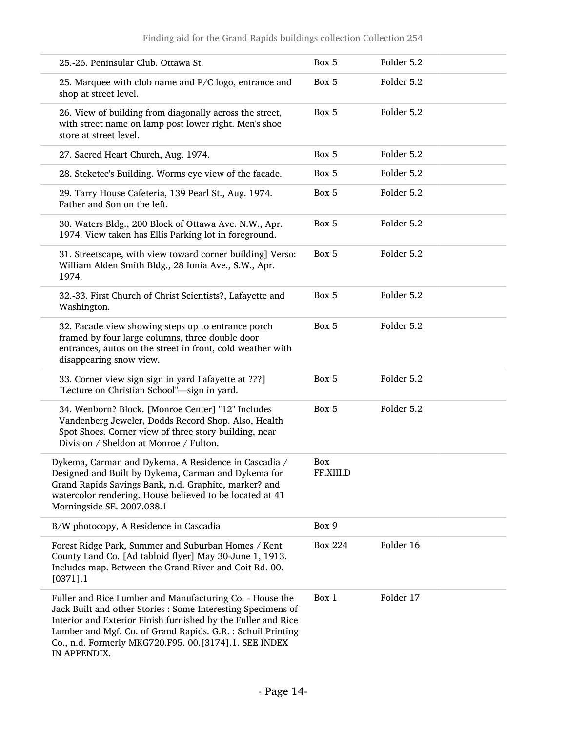| | | |
|---|---|---|
| 25.-26. Peninsular Club. Ottawa St. | Box 5 | Folder 5.2 |
| 25. Marquee with club name and P/C logo, entrance and shop at street level. | Box 5 | Folder 5.2 |
| 26. View of building from diagonally across the street, with street name on lamp post lower right. Men's shoe store at street level. | Box 5 | Folder 5.2 |
| 27. Sacred Heart Church, Aug. 1974. | Box 5 | Folder 5.2 |
| 28. Steketee's Building. Worms eye view of the facade. | Box 5 | Folder 5.2 |
| 29. Tarry House Cafeteria, 139 Pearl St., Aug. 1974. Father and Son on the left. | Box 5 | Folder 5.2 |
| 30. Waters Bldg., 200 Block of Ottawa Ave. N.W., Apr. 1974. View taken has Ellis Parking lot in foreground. | Box 5 | Folder 5.2 |
| 31. Streetscape, with view toward corner building] Verso: William Alden Smith Bldg., 28 Ionia Ave., S.W., Apr. 1974. | Box 5 | Folder 5.2 |
| 32.-33. First Church of Christ Scientists?, Lafayette and Washington. | Box 5 | Folder 5.2 |
| 32. Facade view showing steps up to entrance porch framed by four large columns, three double door entrances, autos on the street in front, cold weather with disappearing snow view. | Box 5 | Folder 5.2 |
| 33. Corner view sign sign in yard Lafayette at ???] "Lecture on Christian School"—sign in yard. | Box 5 | Folder 5.2 |
| 34. Wenborn? Block. [Monroe Center] "12" Includes Vandenberg Jeweler, Dodds Record Shop. Also, Health Spot Shoes. Corner view of three story building, near Division / Sheldon at Monroe / Fulton. | Box 5 | Folder 5.2 |
| Dykema, Carman and Dykema. A Residence in Cascadia / Designed and Built by Dykema, Carman and Dykema for Grand Rapids Savings Bank, n.d. Graphite, marker? and watercolor rendering. House believed to be located at 41 Morningside SE. 2007.038.1 | Box FF.XIII.D | |
| B/W photocopy, A Residence in Cascadia | Box 9 | |
| Forest Ridge Park, Summer and Suburban Homes / Kent County Land Co. [Ad tabloid flyer] May 30-June 1, 1913. Includes map. Between the Grand River and Coit Rd. 00.[0371].1 | Box 224 | Folder 16 |
| Fuller and Rice Lumber and Manufacturing Co. - House the Jack Built and other Stories : Some Interesting Specimens of Interior and Exterior Finish furnished by the Fuller and Rice Lumber and Mgf. Co. of Grand Rapids. G.R. : Schuil Printing Co., n.d. Formerly MKG720.F95. 00.[3174].1. SEE INDEX IN APPENDIX. | Box 1 | Folder 17 |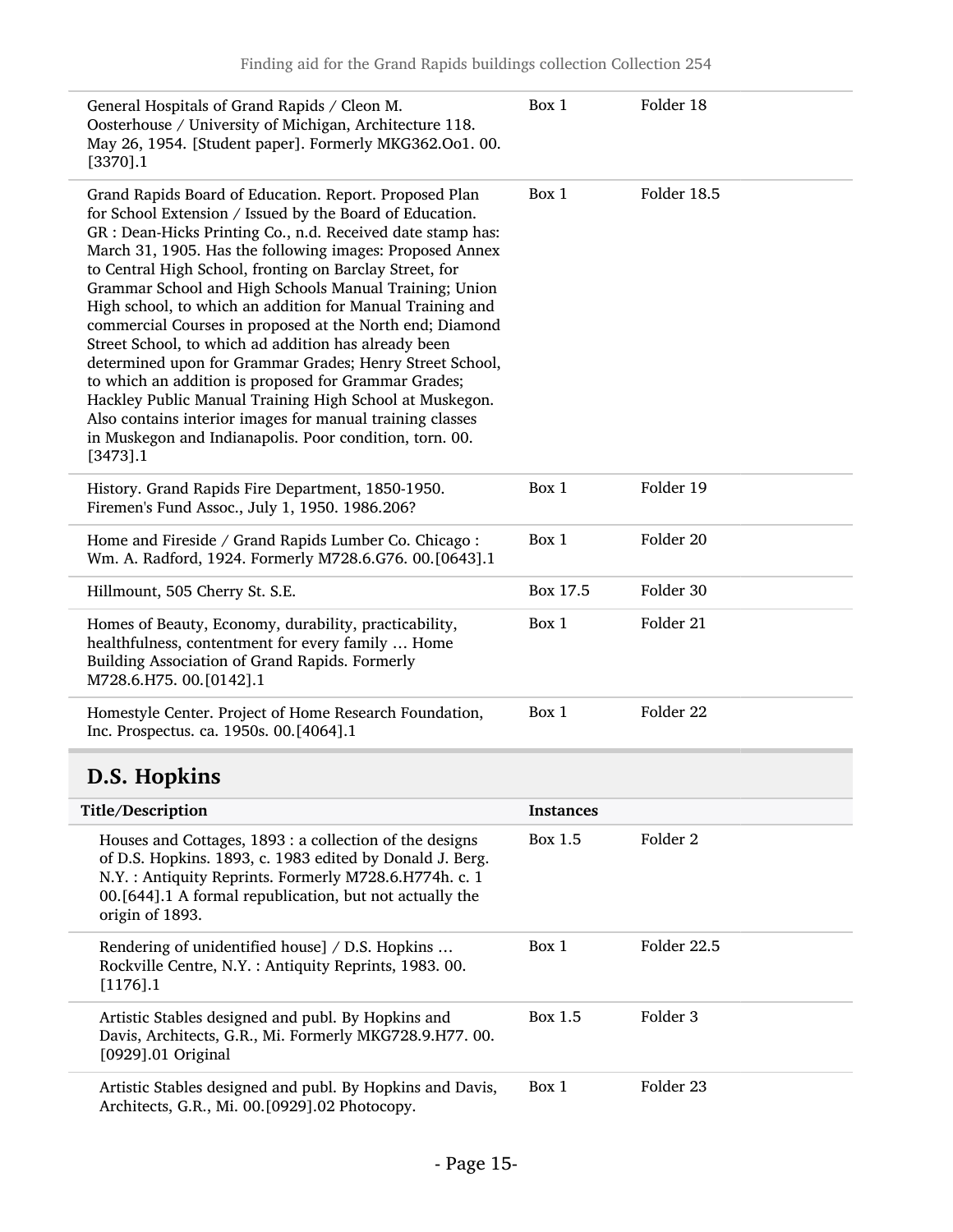| | | |
|---|---|---|
| General Hospitals of Grand Rapids / Cleon M. Oosterhouse / University of Michigan, Architecture 118. May 26, 1954. [Student paper]. Formerly MKG362.Oo1. 00.[3370].1 | Box 1 | Folder 18 |
| Grand Rapids Board of Education. Report. Proposed Plan for School Extension / Issued by the Board of Education. GR : Dean-Hicks Printing Co., n.d. Received date stamp has: March 31, 1905. Has the following images: Proposed Annex to Central High School, fronting on Barclay Street, for Grammar School and High Schools Manual Training; Union High school, to which an addition for Manual Training and commercial Courses in proposed at the North end; Diamond Street School, to which ad addition has already been determined upon for Grammar Grades; Henry Street School, to which an addition is proposed for Grammar Grades; Hackley Public Manual Training High School at Muskegon. Also contains interior images for manual training classes in Muskegon and Indianapolis. Poor condition, torn. 00.[3473].1 | Box 1 | Folder 18.5 |
| History. Grand Rapids Fire Department, 1850-1950. Firemen's Fund Assoc., July 1, 1950. 1986.206? | Box 1 | Folder 19 |
| Home and Fireside / Grand Rapids Lumber Co. Chicago : Wm. A. Radford, 1924. Formerly M728.6.G76. 00.[0643].1 | Box 1 | Folder 20 |
| Hillmount, 505 Cherry St. S.E. | Box 17.5 | Folder 30 |
| Homes of Beauty, Economy, durability, practicability, healthfulness, contentment for every family … Home Building Association of Grand Rapids. Formerly M728.6.H75. 00.[0142].1 | Box 1 | Folder 21 |
| Homestyle Center. Project of Home Research Foundation, Inc. Prospectus. ca. 1950s. 00.[4064].1 | Box 1 | Folder 22 |

## D.S. Hopkins

| Title/Description | Instances | |
|---|---|---|
| Houses and Cottages, 1893 : a collection of the designs of D.S. Hopkins. 1893, c. 1983 edited by Donald J. Berg. N.Y. : Antiquity Reprints. Formerly M728.6.H774h. c. 1 00.[644].1 A formal republication, but not actually the origin of 1893. | Box 1.5 | Folder 2 |
| Rendering of unidentified house] / D.S. Hopkins … Rockville Centre, N.Y. : Antiquity Reprints, 1983. 00.[1176].1 | Box 1 | Folder 22.5 |
| Artistic Stables designed and publ. By Hopkins and Davis, Architects, G.R., Mi. Formerly MKG728.9.H77. 00.[0929].01 Original | Box 1.5 | Folder 3 |
| Artistic Stables designed and publ. By Hopkins and Davis, Architects, G.R., Mi. 00.[0929].02 Photocopy. | Box 1 | Folder 23 |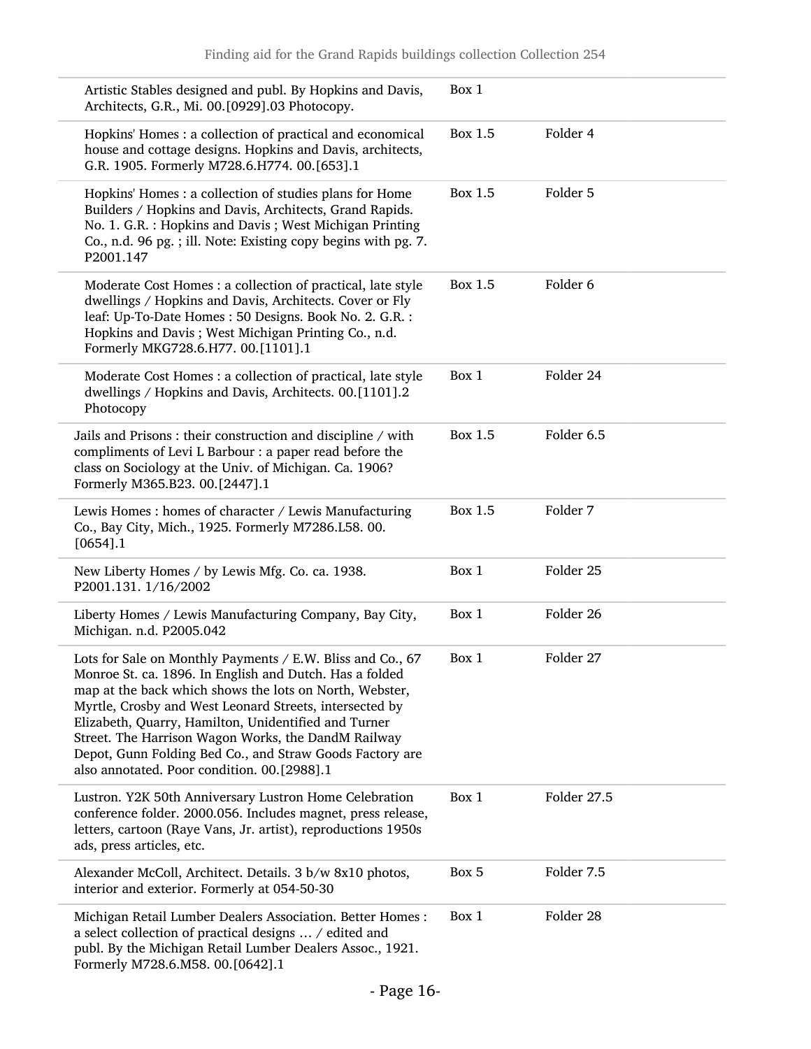| | | |
|---|---|---|
| Artistic Stables designed and publ. By Hopkins and Davis, Architects, G.R., Mi. 00.[0929].03 Photocopy. | Box 1 | |
| Hopkins' Homes : a collection of practical and economical house and cottage designs. Hopkins and Davis, architects, G.R. 1905. Formerly M728.6.H774. 00.[653].1 | Box 1.5 | Folder 4 |
| Hopkins' Homes : a collection of studies plans for Home Builders / Hopkins and Davis, Architects, Grand Rapids. No. 1. G.R. : Hopkins and Davis ; West Michigan Printing Co., n.d. 96 pg. ; ill. Note: Existing copy begins with pg. 7. P2001.147 | Box 1.5 | Folder 5 |
| Moderate Cost Homes : a collection of practical, late style dwellings / Hopkins and Davis, Architects. Cover or Fly leaf: Up-To-Date Homes : 50 Designs. Book No. 2. G.R. : Hopkins and Davis ; West Michigan Printing Co., n.d. Formerly MKG728.6.H77. 00.[1101].1 | Box 1.5 | Folder 6 |
| Moderate Cost Homes : a collection of practical, late style dwellings / Hopkins and Davis, Architects. 00.[1101].2 Photocopy | Box 1 | Folder 24 |
| Jails and Prisons : their construction and discipline / with compliments of Levi L Barbour : a paper read before the class on Sociology at the Univ. of Michigan. Ca. 1906? Formerly M365.B23. 00.[2447].1 | Box 1.5 | Folder 6.5 |
| Lewis Homes : homes of character / Lewis Manufacturing Co., Bay City, Mich., 1925. Formerly M7286.L58. 00.[0654].1 | Box 1.5 | Folder 7 |
| New Liberty Homes / by Lewis Mfg. Co. ca. 1938. P2001.131. 1/16/2002 | Box 1 | Folder 25 |
| Liberty Homes / Lewis Manufacturing Company, Bay City, Michigan. n.d. P2005.042 | Box 1 | Folder 26 |
| Lots for Sale on Monthly Payments / E.W. Bliss and Co., 67 Monroe St. ca. 1896. In English and Dutch. Has a folded map at the back which shows the lots on North, Webster, Myrtle, Crosby and West Leonard Streets, intersected by Elizabeth, Quarry, Hamilton, Unidentified and Turner Street. The Harrison Wagon Works, the DandM Railway Depot, Gunn Folding Bed Co., and Straw Goods Factory are also annotated. Poor condition. 00.[2988].1 | Box 1 | Folder 27 |
| Lustron. Y2K 50th Anniversary Lustron Home Celebration conference folder. 2000.056. Includes magnet, press release, letters, cartoon (Raye Vans, Jr. artist), reproductions 1950s ads, press articles, etc. | Box 1 | Folder 27.5 |
| Alexander McColl, Architect. Details. 3 b/w 8x10 photos, interior and exterior. Formerly at 054-50-30 | Box 5 | Folder 7.5 |
| Michigan Retail Lumber Dealers Association. Better Homes : a select collection of practical designs … / edited and publ. By the Michigan Retail Lumber Dealers Assoc., 1921. Formerly M728.6.M58. 00.[0642].1 | Box 1 | Folder 28 |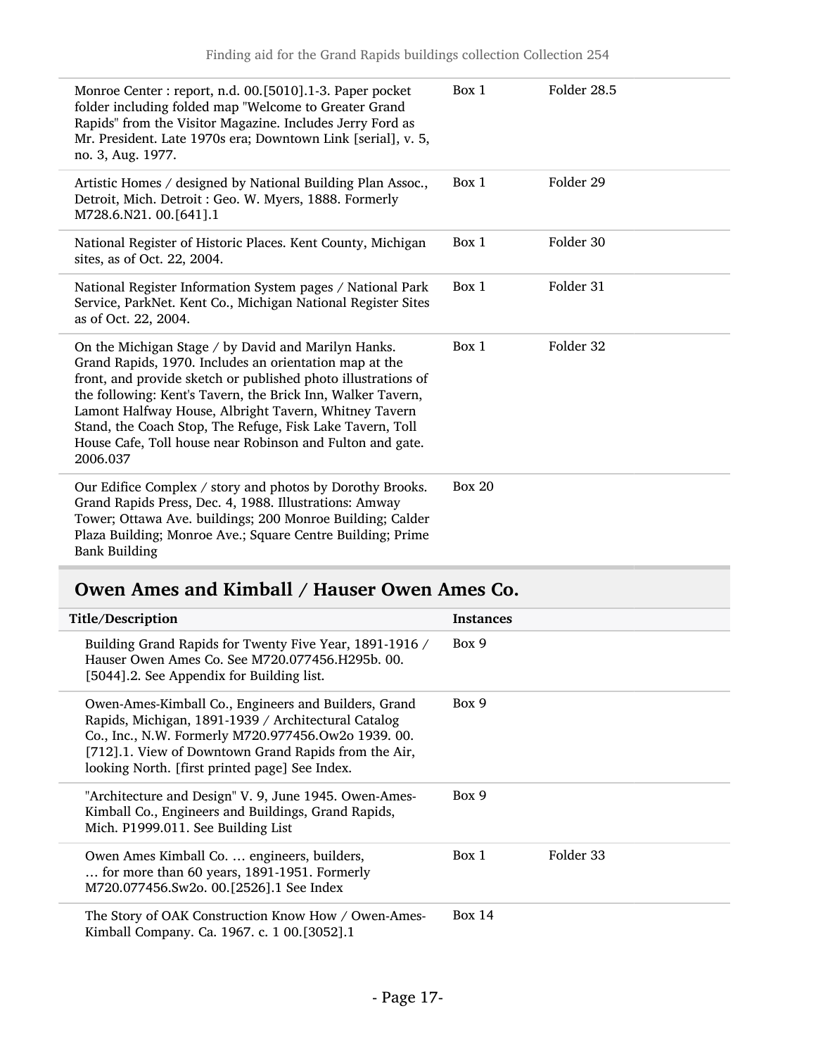| | | |
|---|---|---|
| Monroe Center : report, n.d. 00.[5010].1-3. Paper pocket folder including folded map "Welcome to Greater Grand Rapids" from the Visitor Magazine. Includes Jerry Ford as Mr. President. Late 1970s era; Downtown Link [serial], v. 5, no. 3, Aug. 1977. | Box 1 | Folder 28.5 |
| Artistic Homes / designed by National Building Plan Assoc., Detroit, Mich. Detroit : Geo. W. Myers, 1888. Formerly M728.6.N21. 00.[641].1 | Box 1 | Folder 29 |
| National Register of Historic Places. Kent County, Michigan sites, as of Oct. 22, 2004. | Box 1 | Folder 30 |
| National Register Information System pages / National Park Service, ParkNet. Kent Co., Michigan National Register Sites as of Oct. 22, 2004. | Box 1 | Folder 31 |
| On the Michigan Stage / by David and Marilyn Hanks. Grand Rapids, 1970. Includes an orientation map at the front, and provide sketch or published photo illustrations of the following: Kent's Tavern, the Brick Inn, Walker Tavern, Lamont Halfway House, Albright Tavern, Whitney Tavern Stand, the Coach Stop, The Refuge, Fisk Lake Tavern, Toll House Cafe, Toll house near Robinson and Fulton and gate. 2006.037 | Box 1 | Folder 32 |
| Our Edifice Complex / story and photos by Dorothy Brooks. Grand Rapids Press, Dec. 4, 1988. Illustrations: Amway Tower; Ottawa Ave. buildings; 200 Monroe Building; Calder Plaza Building; Monroe Ave.; Square Centre Building; Prime Bank Building | Box 20 | |

## Owen Ames and Kimball / Hauser Owen Ames Co.

| Title/Description | Instances | |
|---|---|---|
| Building Grand Rapids for Twenty Five Year, 1891-1916 / Hauser Owen Ames Co. See M720.077456.H295b. 00.[5044].2. See Appendix for Building list. | Box 9 | |
| Owen-Ames-Kimball Co., Engineers and Builders, Grand Rapids, Michigan, 1891-1939 / Architectural Catalog Co., Inc., N.W. Formerly M720.977456.Ow2o 1939. 00.[712].1. View of Downtown Grand Rapids from the Air, looking North. [first printed page] See Index. | Box 9 | |
| "Architecture and Design" V. 9, June 1945. Owen-Ames-Kimball Co., Engineers and Buildings, Grand Rapids, Mich. P1999.011. See Building List | Box 9 | |
| Owen Ames Kimball Co. … engineers, builders, … for more than 60 years, 1891-1951. Formerly M720.077456.Sw2o. 00.[2526].1 See Index | Box 1 | Folder 33 |
| The Story of OAK Construction Know How / Owen-Ames-Kimball Company. Ca. 1967. c. 1 00.[3052].1 | Box 14 | |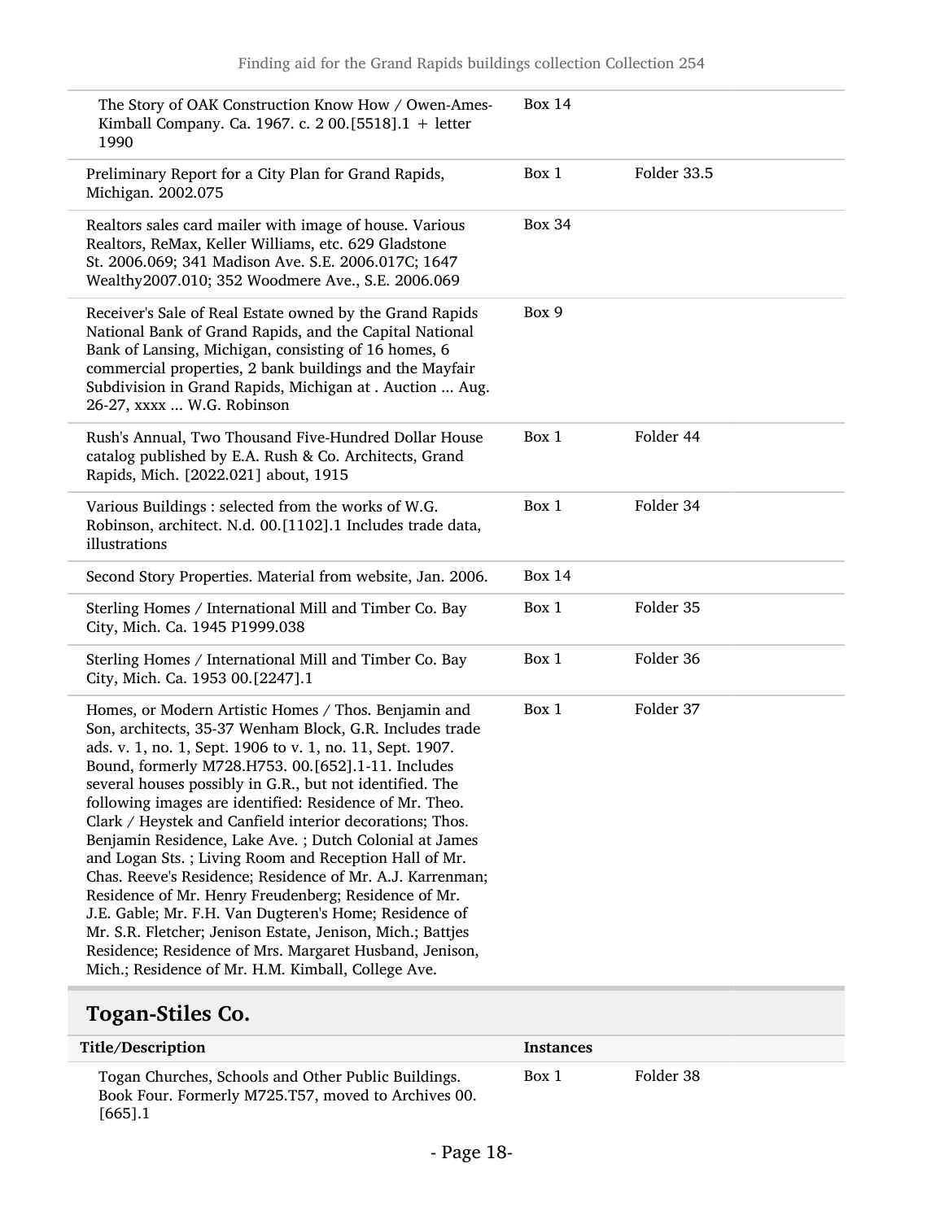| | | |
|---|---|---|
| The Story of OAK Construction Know How / Owen-Ames-Kimball Company. Ca. 1967. c. 2 00.[5518].1 + letter 1990 | Box 14 | |
| Preliminary Report for a City Plan for Grand Rapids, Michigan. 2002.075 | Box 1 | Folder 33.5 |
| Realtors sales card mailer with image of house. Various Realtors, ReMax, Keller Williams, etc. 629 Gladstone St. 2006.069; 341 Madison Ave. S.E. 2006.017C; 1647 Wealthy2007.010; 352 Woodmere Ave., S.E. 2006.069 | Box 34 | |
| Receiver's Sale of Real Estate owned by the Grand Rapids National Bank of Grand Rapids, and the Capital National Bank of Lansing, Michigan, consisting of 16 homes, 6 commercial properties, 2 bank buildings and the Mayfair Subdivision in Grand Rapids, Michigan at . Auction ... Aug. 26-27, xxxx ... W.G. Robinson | Box 9 | |
| Rush's Annual, Two Thousand Five-Hundred Dollar House catalog published by E.A. Rush & Co. Architects, Grand Rapids, Mich. [2022.021] about, 1915 | Box 1 | Folder 44 |
| Various Buildings : selected from the works of W.G. Robinson, architect. N.d. 00.[1102].1 Includes trade data, illustrations | Box 1 | Folder 34 |
| Second Story Properties. Material from website, Jan. 2006. | Box 14 | |
| Sterling Homes / International Mill and Timber Co. Bay City, Mich. Ca. 1945 P1999.038 | Box 1 | Folder 35 |
| Sterling Homes / International Mill and Timber Co. Bay City, Mich. Ca. 1953 00.[2247].1 | Box 1 | Folder 36 |
| Homes, or Modern Artistic Homes / Thos. Benjamin and Son, architects, 35-37 Wenham Block, G.R. Includes trade ads. v. 1, no. 1, Sept. 1906 to v. 1, no. 11, Sept. 1907. Bound, formerly M728.H753. 00.[652].1-11. Includes several houses possibly in G.R., but not identified. The following images are identified: Residence of Mr. Theo. Clark / Heystek and Canfield interior decorations; Thos. Benjamin Residence, Lake Ave. ; Dutch Colonial at James and Logan Sts. ; Living Room and Reception Hall of Mr. Chas. Reeve's Residence; Residence of Mr. A.J. Karrenman; Residence of Mr. Henry Freudenberg; Residence of Mr. J.E. Gable; Mr. F.H. Van Dugteren's Home; Residence of Mr. S.R. Fletcher; Jenison Estate, Jenison, Mich.; Battjes Residence; Residence of Mrs. Margaret Husband, Jenison, Mich.; Residence of Mr. H.M. Kimball, College Ave. | Box 1 | Folder 37 |

## Togan-Stiles Co.

| Title/Description | Instances | |
|---|---|---|
| Togan Churches, Schools and Other Public Buildings. Book Four. Formerly M725.T57, moved to Archives 00.[665].1 | Box 1 | Folder 38 |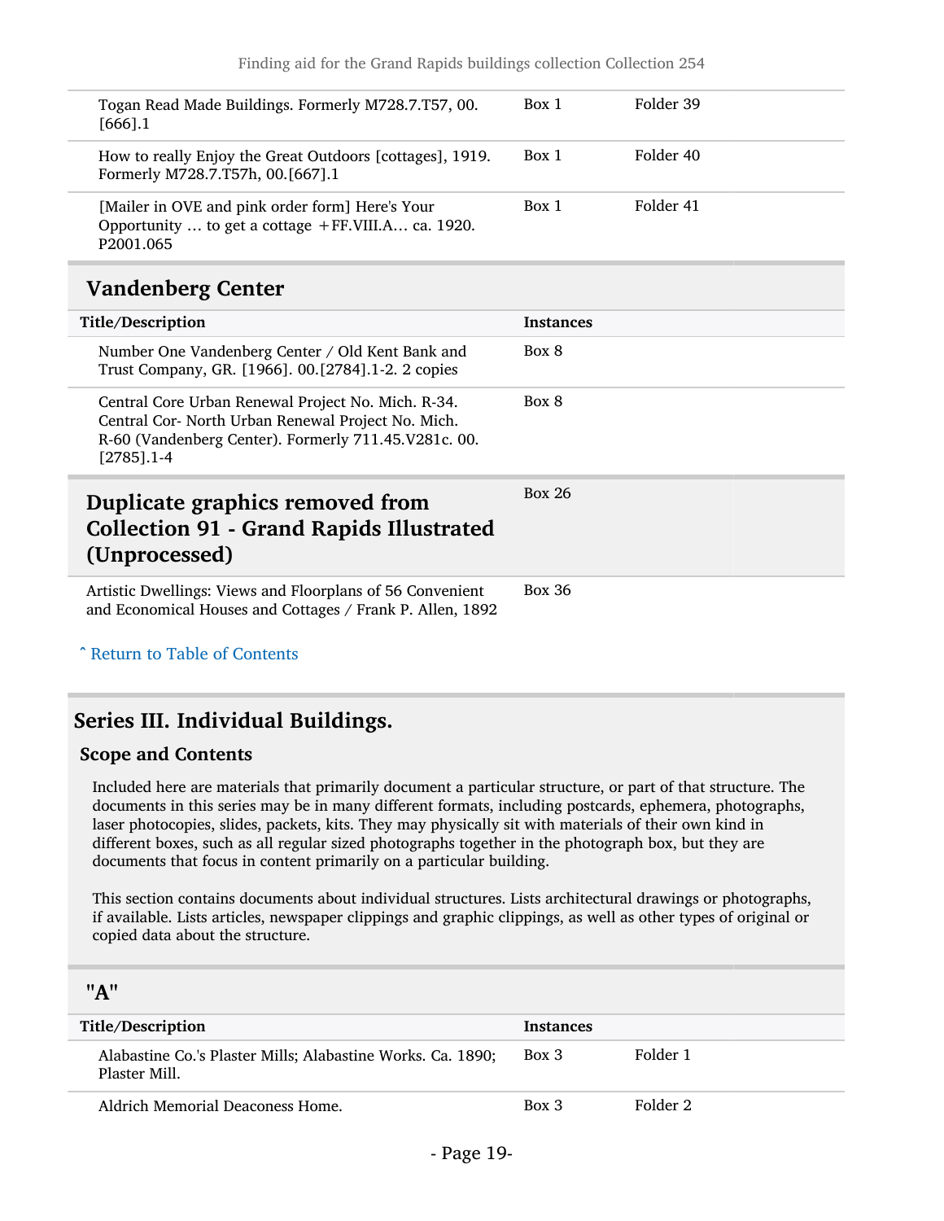| Title/Description | Instances | |
|---|---|---|
| Togan Read Made Buildings. Formerly M728.7.T57, 00.[666].1 | Box 1 | Folder 39 |
| How to really Enjoy the Great Outdoors [cottages], 1919. Formerly M728.7.T57h, 00.[667].1 | Box 1 | Folder 40 |
| [Mailer in OVE and pink order form] Here's Your Opportunity … to get a cottage +FF.VIII.A… ca. 1920. P2001.065 | Box 1 | Folder 41 |

## Vandenberg Center

| Title/Description | Instances |
|---|---|
| Number One Vandenberg Center / Old Kent Bank and Trust Company, GR. [1966]. 00.[2784].1-2. 2 copies | Box 8 |
| Central Core Urban Renewal Project No. Mich. R-34. Central Cor- North Urban Renewal Project No. Mich. R-60 (Vandenberg Center). Formerly 711.45.V281c. 00.[2785].1-4 | Box 8 |

## Duplicate graphics removed from Collection 91 - Grand Rapids Illustrated (Unprocessed)

Box 26

| Title/Description | Instances |
|---|---|
| Artistic Dwellings: Views and Floorplans of 56 Convenient and Economical Houses and Cottages / Frank P. Allen, 1892 | Box 36 |

ˆ Return to Table of Contents

## Series III. Individual Buildings.

### Scope and Contents

Included here are materials that primarily document a particular structure, or part of that structure. The documents in this series may be in many different formats, including postcards, ephemera, photographs, laser photocopies, slides, packets, kits. They may physically sit with materials of their own kind in different boxes, such as all regular sized photographs together in the photograph box, but they are documents that focus in content primarily on a particular building.

This section contains documents about individual structures. Lists architectural drawings or photographs, if available. Lists articles, newspaper clippings and graphic clippings, as well as other types of original or copied data about the structure.

### "A"

| Title/Description | Instances | |
|---|---|---|
| Alabastine Co.'s Plaster Mills; Alabastine Works. Ca. 1890; Plaster Mill. | Box 3 | Folder 1 |
| Aldrich Memorial Deaconess Home. | Box 3 | Folder 2 |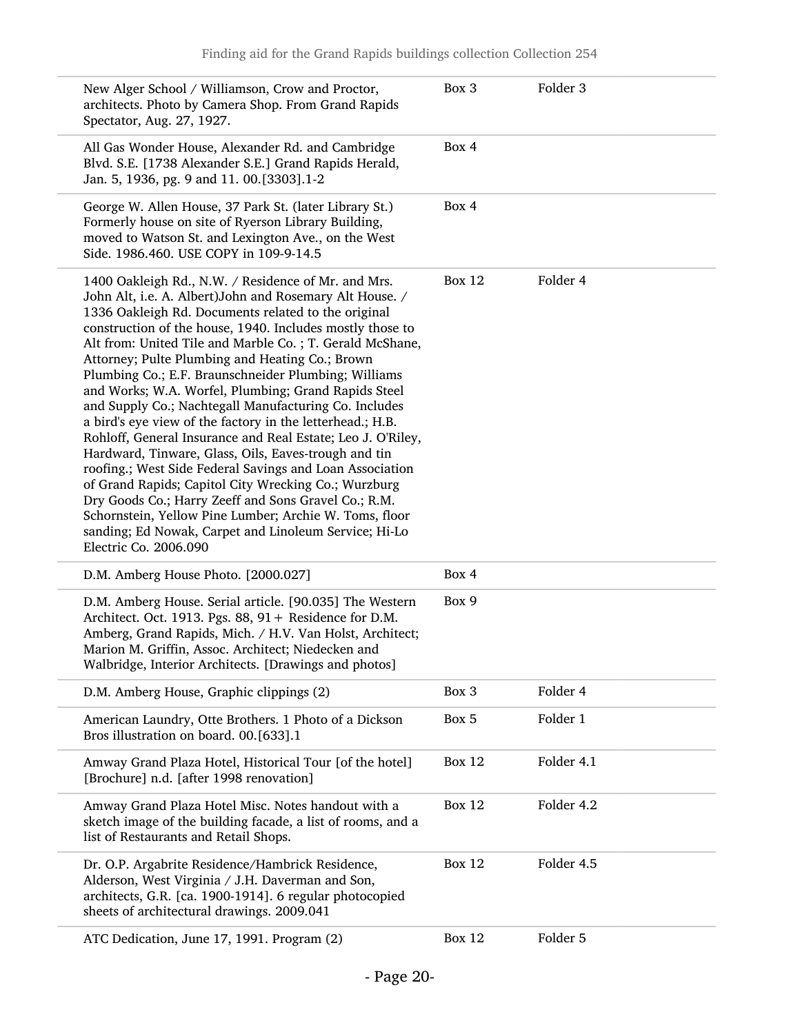| | | |
|---|---|---|
| New Alger School / Williamson, Crow and Proctor, architects. Photo by Camera Shop. From Grand Rapids Spectator, Aug. 27, 1927. | Box 3 | Folder 3 |
| All Gas Wonder House, Alexander Rd. and Cambridge Blvd. S.E. [1738 Alexander S.E.] Grand Rapids Herald, Jan. 5, 1936, pg. 9 and 11. 00.[3303].1-2 | Box 4 | |
| George W. Allen House, 37 Park St. (later Library St.) Formerly house on site of Ryerson Library Building, moved to Watson St. and Lexington Ave., on the West Side. 1986.460. USE COPY in 109-9-14.5 | Box 4 | |
| 1400 Oakleigh Rd., N.W. / Residence of Mr. and Mrs. John Alt, i.e. A. Albert)John and Rosemary Alt House. / 1336 Oakleigh Rd. Documents related to the original construction of the house, 1940. Includes mostly those to Alt from: United Tile and Marble Co. ; T. Gerald McShane, Attorney; Pulte Plumbing and Heating Co.; Brown Plumbing Co.; E.F. Braunschneider Plumbing; Williams and Works; W.A. Worfel, Plumbing; Grand Rapids Steel and Supply Co.; Nachtegall Manufacturing Co. Includes a bird's eye view of the factory in the letterhead.; H.B. Rohloff, General Insurance and Real Estate; Leo J. O'Riley, Hardward, Tinware, Glass, Oils, Eaves-trough and tin roofing.; West Side Federal Savings and Loan Association of Grand Rapids; Capitol City Wrecking Co.; Wurzburg Dry Goods Co.; Harry Zeeff and Sons Gravel Co.; R.M. Schornstein, Yellow Pine Lumber; Archie W. Toms, floor sanding; Ed Nowak, Carpet and Linoleum Service; Hi-Lo Electric Co. 2006.090 | Box 12 | Folder 4 |
| D.M. Amberg House Photo. [2000.027] | Box 4 | |
| D.M. Amberg House. Serial article. [90.035] The Western Architect. Oct. 1913. Pgs. 88, 91+ Residence for D.M. Amberg, Grand Rapids, Mich. / H.V. Van Holst, Architect; Marion M. Griffin, Assoc. Architect; Niedecken and Walbridge, Interior Architects. [Drawings and photos] | Box 9 | |
| D.M. Amberg House, Graphic clippings (2) | Box 3 | Folder 4 |
| American Laundry, Otte Brothers. 1 Photo of a Dickson Bros illustration on board. 00.[633].1 | Box 5 | Folder 1 |
| Amway Grand Plaza Hotel, Historical Tour [of the hotel] [Brochure] n.d. [after 1998 renovation] | Box 12 | Folder 4.1 |
| Amway Grand Plaza Hotel Misc. Notes handout with a sketch image of the building facade, a list of rooms, and a list of Restaurants and Retail Shops. | Box 12 | Folder 4.2 |
| Dr. O.P. Argabrite Residence/Hambrick Residence, Alderson, West Virginia / J.H. Daverman and Son, architects, G.R. [ca. 1900-1914]. 6 regular photocopied sheets of architectural drawings. 2009.041 | Box 12 | Folder 4.5 |
| ATC Dedication, June 17, 1991. Program (2) | Box 12 | Folder 5 |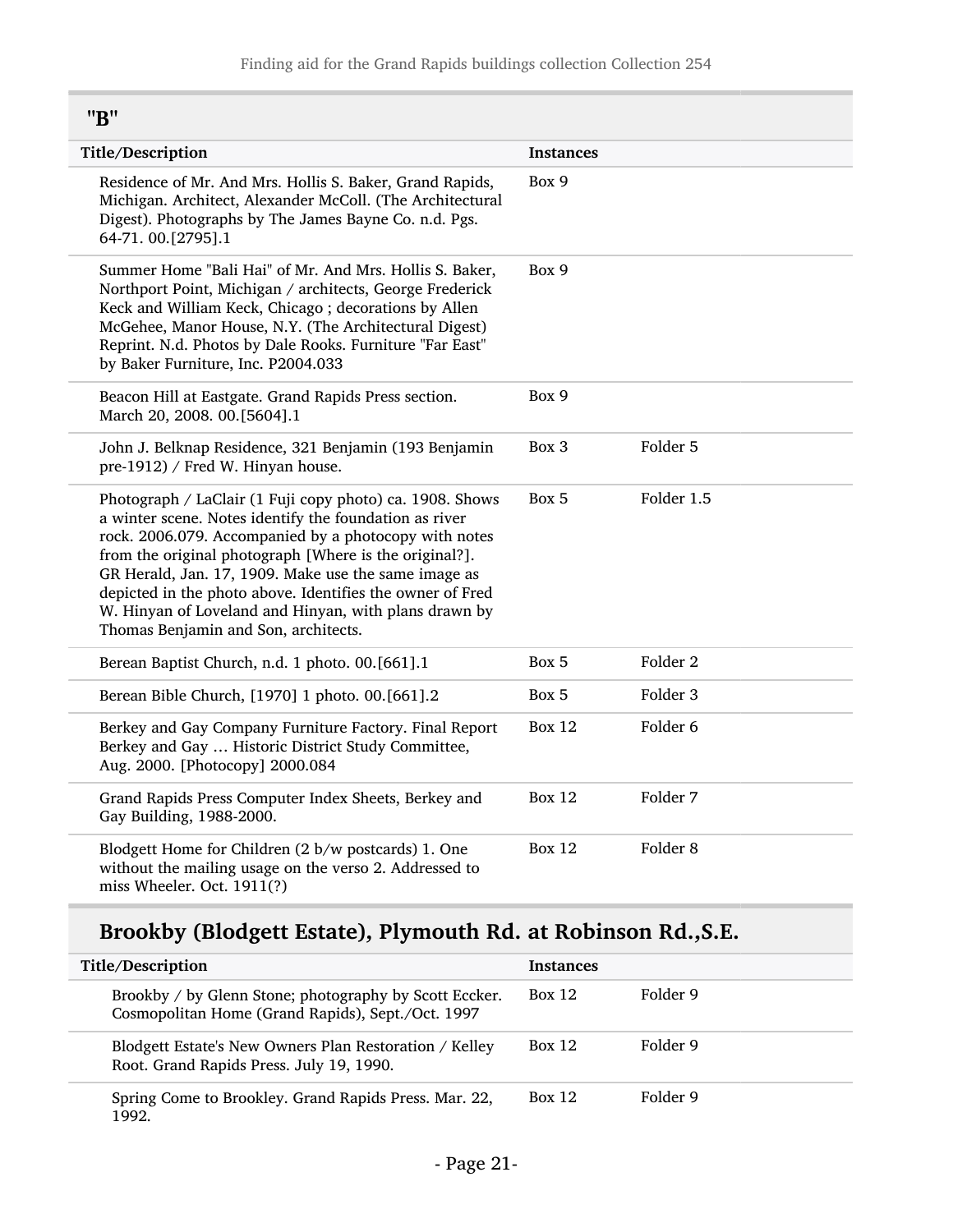## "B"

| Title/Description | Instances | |
|---|---|---|
| Residence of Mr. And Mrs. Hollis S. Baker, Grand Rapids, Michigan. Architect, Alexander McColl. (The Architectural Digest). Photographs by The James Bayne Co. n.d. Pgs. 64-71. 00.[2795].1 | Box 9 | |
| Summer Home "Bali Hai" of Mr. And Mrs. Hollis S. Baker, Northport Point, Michigan / architects, George Frederick Keck and William Keck, Chicago ; decorations by Allen McGehee, Manor House, N.Y. (The Architectural Digest) Reprint. N.d. Photos by Dale Rooks. Furniture "Far East" by Baker Furniture, Inc. P2004.033 | Box 9 | |
| Beacon Hill at Eastgate. Grand Rapids Press section. March 20, 2008. 00.[5604].1 | Box 9 | |
| John J. Belknap Residence, 321 Benjamin (193 Benjamin pre-1912) / Fred W. Hinyan house. | Box 3 | Folder 5 |
| Photograph / LaClair (1 Fuji copy photo) ca. 1908. Shows a winter scene. Notes identify the foundation as river rock. 2006.079. Accompanied by a photocopy with notes from the original photograph [Where is the original?]. GR Herald, Jan. 17, 1909. Make use the same image as depicted in the photo above. Identifies the owner of Fred W. Hinyan of Loveland and Hinyan, with plans drawn by Thomas Benjamin and Son, architects. | Box 5 | Folder 1.5 |
| Berean Baptist Church, n.d. 1 photo. 00.[661].1 | Box 5 | Folder 2 |
| Berean Bible Church, [1970] 1 photo. 00.[661].2 | Box 5 | Folder 3 |
| Berkey and Gay Company Furniture Factory. Final Report Berkey and Gay … Historic District Study Committee, Aug. 2000. [Photocopy] 2000.084 | Box 12 | Folder 6 |
| Grand Rapids Press Computer Index Sheets, Berkey and Gay Building, 1988-2000. | Box 12 | Folder 7 |
| Blodgett Home for Children (2 b/w postcards) 1. One without the mailing usage on the verso 2. Addressed to miss Wheeler. Oct. 1911(?) | Box 12 | Folder 8 |

### Brookby (Blodgett Estate), Plymouth Rd. at Robinson Rd.,S.E.

| Title/Description | Instances | |
|---|---|---|
| Brookby / by Glenn Stone; photography by Scott Eccker. Cosmopolitan Home (Grand Rapids), Sept./Oct. 1997 | Box 12 | Folder 9 |
| Blodgett Estate's New Owners Plan Restoration / Kelley Root. Grand Rapids Press. July 19, 1990. | Box 12 | Folder 9 |
| Spring Come to Brookley. Grand Rapids Press. Mar. 22, 1992. | Box 12 | Folder 9 |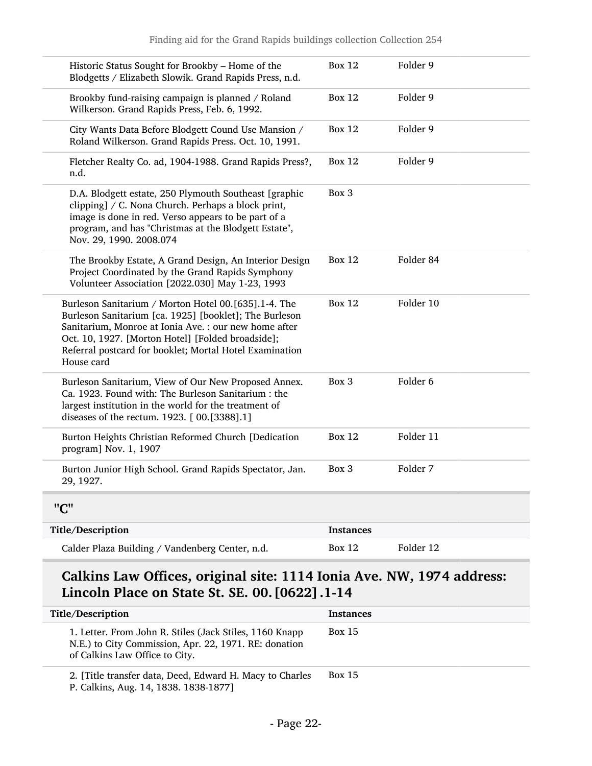| Title/Description | Instances | |
|---|---|---|
| Historic Status Sought for Brookby – Home of the Blodgetts / Elizabeth Slowik. Grand Rapids Press, n.d. | Box 12 | Folder 9 |
| Brookby fund-raising campaign is planned / Roland Wilkerson. Grand Rapids Press, Feb. 6, 1992. | Box 12 | Folder 9 |
| City Wants Data Before Blodgett Cound Use Mansion / Roland Wilkerson. Grand Rapids Press. Oct. 10, 1991. | Box 12 | Folder 9 |
| Fletcher Realty Co. ad, 1904-1988. Grand Rapids Press?, n.d. | Box 12 | Folder 9 |
| D.A. Blodgett estate, 250 Plymouth Southeast [graphic clipping] / C. Nona Church. Perhaps a block print, image is done in red. Verso appears to be part of a program, and has "Christmas at the Blodgett Estate", Nov. 29, 1990. 2008.074 | Box 3 | |
| The Brookby Estate, A Grand Design, An Interior Design Project Coordinated by the Grand Rapids Symphony Volunteer Association [2022.030] May 1-23, 1993 | Box 12 | Folder 84 |
| Burleson Sanitarium / Morton Hotel 00.[635].1-4. The Burleson Sanitarium [ca. 1925] [booklet]; The Burleson Sanitarium, Monroe at Ionia Ave. : our new home after Oct. 10, 1927. [Morton Hotel] [Folded broadside]; Referral postcard for booklet; Mortal Hotel Examination House card | Box 12 | Folder 10 |
| Burleson Sanitarium, View of Our New Proposed Annex. Ca. 1923. Found with: The Burleson Sanitarium : the largest institution in the world for the treatment of diseases of the rectum. 1923. [ 00.[3388].1] | Box 3 | Folder 6 |
| Burton Heights Christian Reformed Church [Dedication program] Nov. 1, 1907 | Box 12 | Folder 11 |
| Burton Junior High School. Grand Rapids Spectator, Jan. 29, 1927. | Box 3 | Folder 7 |

## "C"

| Title/Description | Instances | |
|---|---|---|
| Calder Plaza Building / Vandenberg Center, n.d. | Box 12 | Folder 12 |

## Calkins Law Offices, original site: 1114 Ionia Ave. NW, 1974 address: Lincoln Place on State St. SE. 00.[0622].1-14

| Title/Description | Instances |
|---|---|
| 1. Letter. From John R. Stiles (Jack Stiles, 1160 Knapp N.E.) to City Commission, Apr. 22, 1971. RE: donation of Calkins Law Office to City. | Box 15 |
| 2. [Title transfer data, Deed, Edward H. Macy to Charles P. Calkins, Aug. 14, 1838. 1838-1877] | Box 15 |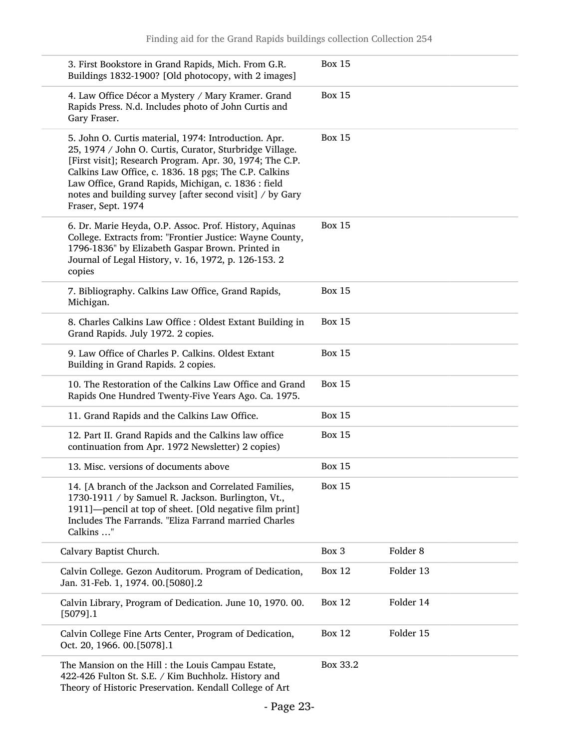| | | |
|---|---|---|
| 3. First Bookstore in Grand Rapids, Mich. From G.R. Buildings 1832-1900? [Old photocopy, with 2 images] | Box 15 | |
| 4. Law Office Décor a Mystery / Mary Kramer. Grand Rapids Press. N.d. Includes photo of John Curtis and Gary Fraser. | Box 15 | |
| 5. John O. Curtis material, 1974: Introduction. Apr. 25, 1974 / John O. Curtis, Curator, Sturbridge Village. [First visit]; Research Program. Apr. 30, 1974; The C.P. Calkins Law Office, c. 1836. 18 pgs; The C.P. Calkins Law Office, Grand Rapids, Michigan, c. 1836 : field notes and building survey [after second visit] / by Gary Fraser, Sept. 1974 | Box 15 | |
| 6. Dr. Marie Heyda, O.P. Assoc. Prof. History, Aquinas College. Extracts from: "Frontier Justice: Wayne County, 1796-1836" by Elizabeth Gaspar Brown. Printed in Journal of Legal History, v. 16, 1972, p. 126-153. 2 copies | Box 15 | |
| 7. Bibliography. Calkins Law Office, Grand Rapids, Michigan. | Box 15 | |
| 8. Charles Calkins Law Office : Oldest Extant Building in Grand Rapids. July 1972. 2 copies. | Box 15 | |
| 9. Law Office of Charles P. Calkins. Oldest Extant Building in Grand Rapids. 2 copies. | Box 15 | |
| 10. The Restoration of the Calkins Law Office and Grand Rapids One Hundred Twenty-Five Years Ago. Ca. 1975. | Box 15 | |
| 11. Grand Rapids and the Calkins Law Office. | Box 15 | |
| 12. Part II. Grand Rapids and the Calkins law office continuation from Apr. 1972 Newsletter) 2 copies) | Box 15 | |
| 13. Misc. versions of documents above | Box 15 | |
| 14. [A branch of the Jackson and Correlated Families, 1730-1911 / by Samuel R. Jackson. Burlington, Vt., 1911]—pencil at top of sheet. [Old negative film print] Includes The Farrands. "Eliza Farrand married Charles Calkins …" | Box 15 | |
| Calvary Baptist Church. | Box 3 | Folder 8 |
| Calvin College. Gezon Auditorum. Program of Dedication, Jan. 31-Feb. 1, 1974. 00.[5080].2 | Box 12 | Folder 13 |
| Calvin Library, Program of Dedication. June 10, 1970. 00.[5079].1 | Box 12 | Folder 14 |
| Calvin College Fine Arts Center, Program of Dedication, Oct. 20, 1966. 00.[5078].1 | Box 12 | Folder 15 |
| The Mansion on the Hill : the Louis Campau Estate, 422-426 Fulton St. S.E. / Kim Buchholz. History and Theory of Historic Preservation. Kendall College of Art | Box 33.2 | |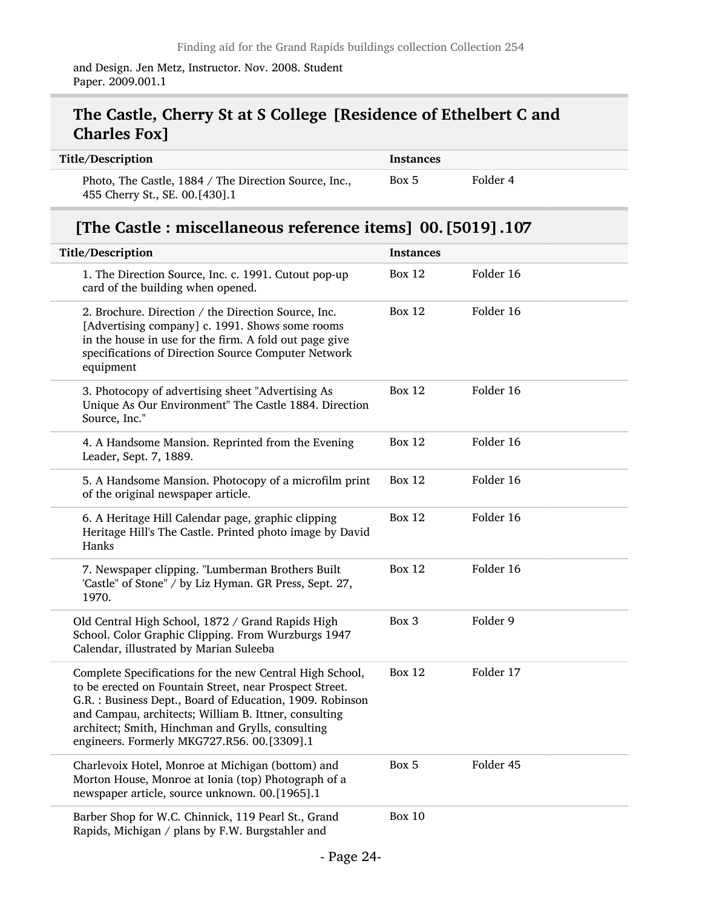and Design. Jen Metz, Instructor. Nov. 2008. Student Paper. 2009.001.1

## The Castle, Cherry St at S College [Residence of Ethelbert C and Charles Fox]

| Title/Description | Instances | |
|---|---|---|
| Photo, The Castle, 1884 / The Direction Source, Inc., 455 Cherry St., SE. 00.[430].1 | Box 5 | Folder 4 |

## [The Castle : miscellaneous reference items] 00.[5019].107

| Title/Description | Instances | |
|---|---|---|
| 1. The Direction Source, Inc. c. 1991. Cutout pop-up card of the building when opened. | Box 12 | Folder 16 |
| 2. Brochure. Direction / the Direction Source, Inc. [Advertising company] c. 1991. Shows some rooms in the house in use for the firm. A fold out page give specifications of Direction Source Computer Network equipment | Box 12 | Folder 16 |
| 3. Photocopy of advertising sheet "Advertising As Unique As Our Environment" The Castle 1884. Direction Source, Inc." | Box 12 | Folder 16 |
| 4. A Handsome Mansion. Reprinted from the Evening Leader, Sept. 7, 1889. | Box 12 | Folder 16 |
| 5. A Handsome Mansion. Photocopy of a microfilm print of the original newspaper article. | Box 12 | Folder 16 |
| 6. A Heritage Hill Calendar page, graphic clipping Heritage Hill's The Castle. Printed photo image by David Hanks | Box 12 | Folder 16 |
| 7. Newspaper clipping. "Lumberman Brothers Built 'Castle" of Stone" / by Liz Hyman. GR Press, Sept. 27, 1970. | Box 12 | Folder 16 |
| Old Central High School, 1872 / Grand Rapids High School. Color Graphic Clipping. From Wurzburgs 1947 Calendar, illustrated by Marian Suleeba | Box 3 | Folder 9 |
| Complete Specifications for the new Central High School, to be erected on Fountain Street, near Prospect Street. G.R. : Business Dept., Board of Education, 1909. Robinson and Campau, architects; William B. Ittner, consulting architect; Smith, Hinchman and Grylls, consulting engineers. Formerly MKG727.R56. 00.[3309].1 | Box 12 | Folder 17 |
| Charlevoix Hotel, Monroe at Michigan (bottom) and Morton House, Monroe at Ionia (top) Photograph of a newspaper article, source unknown. 00.[1965].1 | Box 5 | Folder 45 |
| Barber Shop for W.C. Chinnick, 119 Pearl St., Grand Rapids, Michigan / plans by F.W. Burgstahler and | Box 10 | |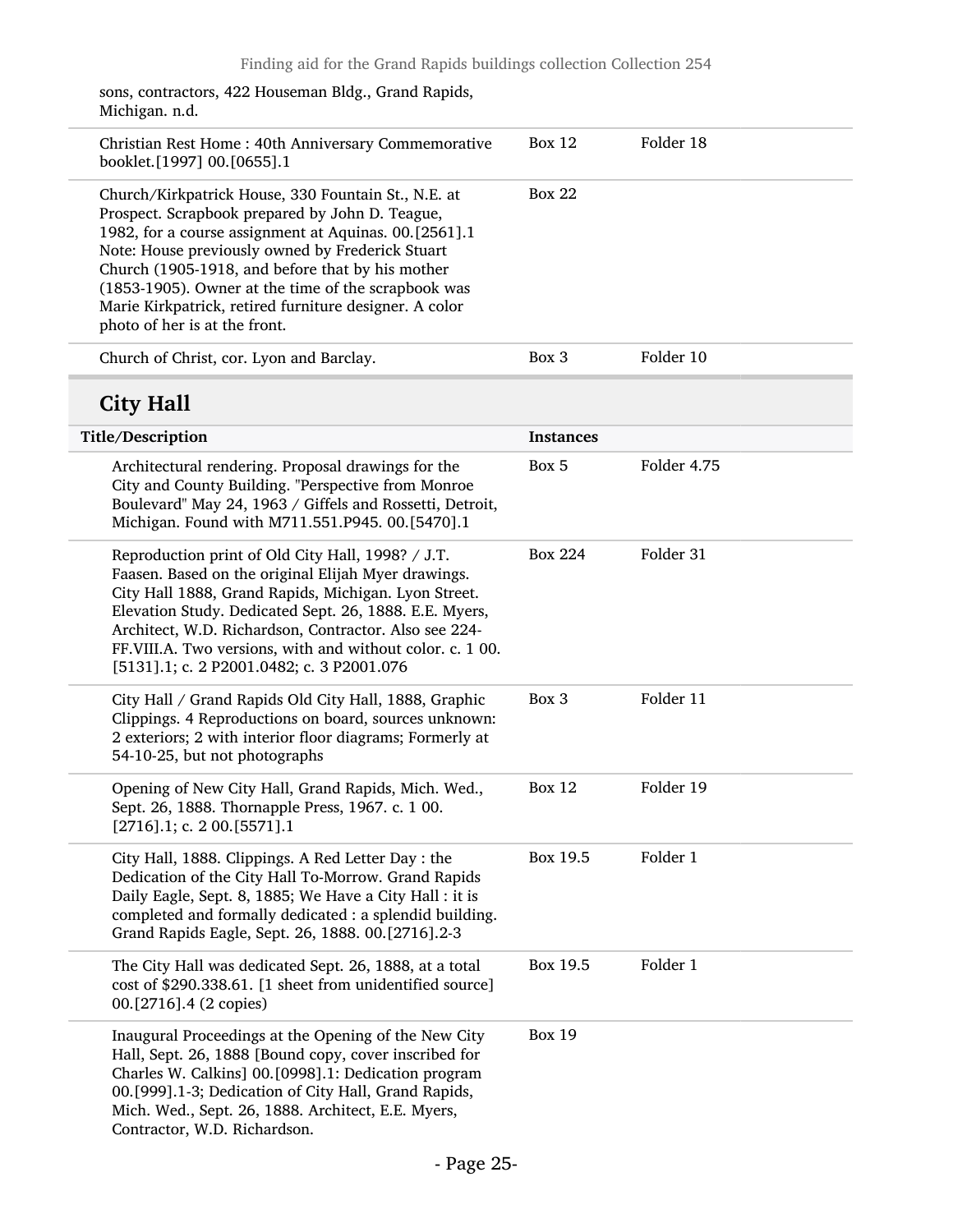sons, contractors, 422 Houseman Bldg., Grand Rapids, Michigan. n.d.

| | | |
|---|---|---|
| Christian Rest Home : 40th Anniversary Commemorative booklet.[1997] 00.[0655].1 | Box 12 | Folder 18 |
| Church/Kirkpatrick House, 330 Fountain St., N.E. at Prospect. Scrapbook prepared by John D. Teague, 1982, for a course assignment at Aquinas. 00.[2561].1 Note: House previously owned by Frederick Stuart Church (1905-1918, and before that by his mother (1853-1905). Owner at the time of the scrapbook was Marie Kirkpatrick, retired furniture designer. A color photo of her is at the front. | Box 22 | |
| Church of Christ, cor. Lyon and Barclay. | Box 3 | Folder 10 |

## City Hall

| Title/Description | Instances | |
|---|---|---|
| Architectural rendering. Proposal drawings for the City and County Building. "Perspective from Monroe Boulevard" May 24, 1963 / Giffels and Rossetti, Detroit, Michigan. Found with M711.551.P945. 00.[5470].1 | Box 5 | Folder 4.75 |
| Reproduction print of Old City Hall, 1998? / J.T. Faasen. Based on the original Elijah Myer drawings. City Hall 1888, Grand Rapids, Michigan. Lyon Street. Elevation Study. Dedicated Sept. 26, 1888. E.E. Myers, Architect, W.D. Richardson, Contractor. Also see 224-FF.VIII.A. Two versions, with and without color. c. 1 00.[5131].1; c. 2 P2001.0482; c. 3 P2001.076 | Box 224 | Folder 31 |
| City Hall / Grand Rapids Old City Hall, 1888, Graphic Clippings. 4 Reproductions on board, sources unknown: 2 exteriors; 2 with interior floor diagrams; Formerly at 54-10-25, but not photographs | Box 3 | Folder 11 |
| Opening of New City Hall, Grand Rapids, Mich. Wed., Sept. 26, 1888. Thornapple Press, 1967. c. 1 00.[2716].1; c. 2 00.[5571].1 | Box 12 | Folder 19 |
| City Hall, 1888. Clippings. A Red Letter Day : the Dedication of the City Hall To-Morrow. Grand Rapids Daily Eagle, Sept. 8, 1885; We Have a City Hall : it is completed and formally dedicated : a splendid building. Grand Rapids Eagle, Sept. 26, 1888. 00.[2716].2-3 | Box 19.5 | Folder 1 |
| The City Hall was dedicated Sept. 26, 1888, at a total cost of $290.338.61. [1 sheet from unidentified source] 00.[2716].4 (2 copies) | Box 19.5 | Folder 1 |
| Inaugural Proceedings at the Opening of the New City Hall, Sept. 26, 1888 [Bound copy, cover inscribed for Charles W. Calkins] 00.[0998].1: Dedication program 00.[999].1-3; Dedication of City Hall, Grand Rapids, Mich. Wed., Sept. 26, 1888. Architect, E.E. Myers, Contractor, W.D. Richardson. | Box 19 | |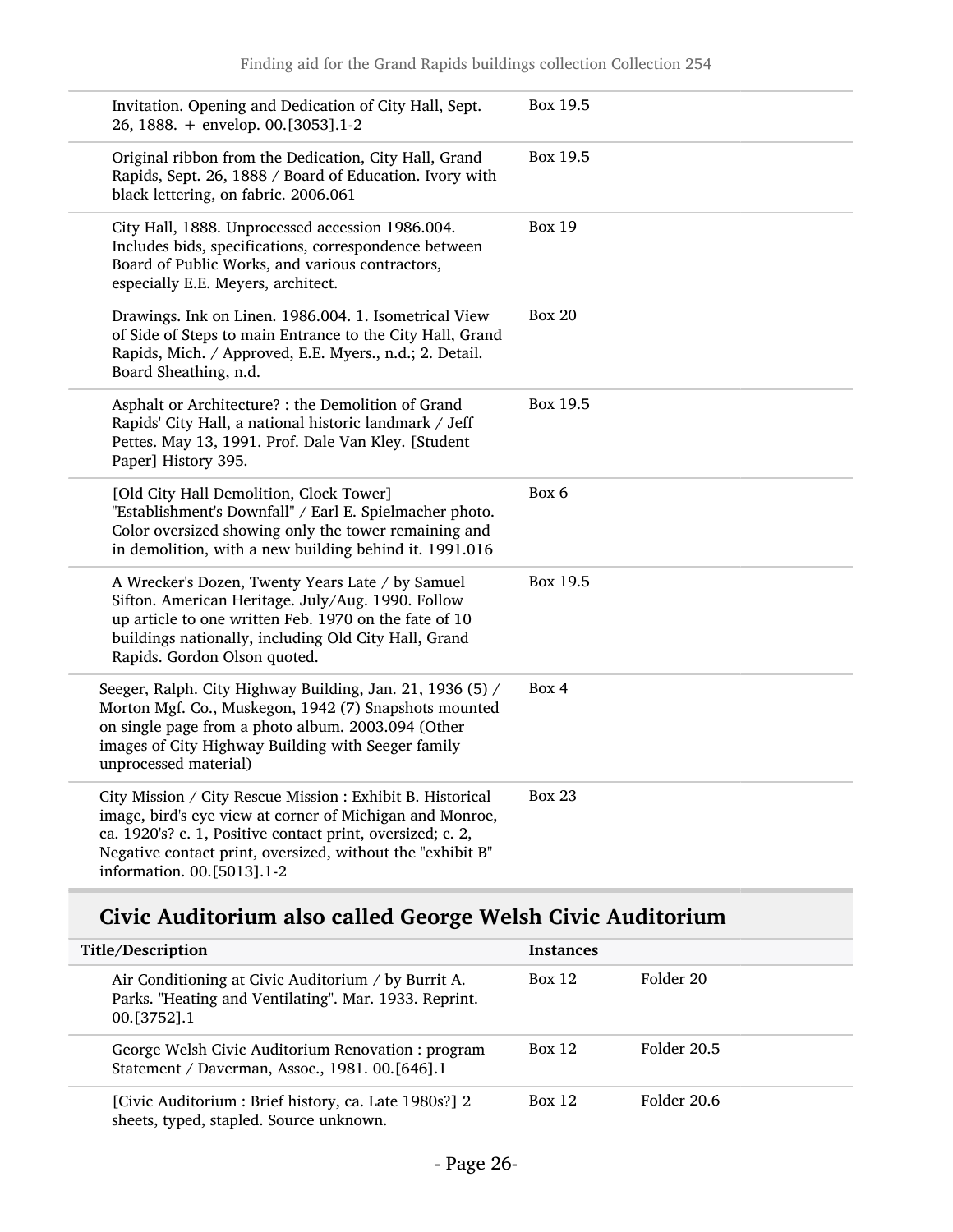| Title/Description | Instances | |
|---|---|---|
| Invitation. Opening and Dedication of City Hall, Sept. 26, 1888. + envelop. 00.[3053].1-2 | Box 19.5 | |
| Original ribbon from the Dedication, City Hall, Grand Rapids, Sept. 26, 1888 / Board of Education. Ivory with black lettering, on fabric. 2006.061 | Box 19.5 | |
| City Hall, 1888. Unprocessed accession 1986.004. Includes bids, specifications, correspondence between Board of Public Works, and various contractors, especially E.E. Meyers, architect. | Box 19 | |
| Drawings. Ink on Linen. 1986.004. 1. Isometrical View of Side of Steps to main Entrance to the City Hall, Grand Rapids, Mich. / Approved, E.E. Myers., n.d.; 2. Detail. Board Sheathing, n.d. | Box 20 | |
| Asphalt or Architecture? : the Demolition of Grand Rapids' City Hall, a national historic landmark / Jeff Pettes. May 13, 1991. Prof. Dale Van Kley. [Student Paper] History 395. | Box 19.5 | |
| [Old City Hall Demolition, Clock Tower] "Establishment's Downfall" / Earl E. Spielmacher photo. Color oversized showing only the tower remaining and in demolition, with a new building behind it. 1991.016 | Box 6 | |
| A Wrecker's Dozen, Twenty Years Late / by Samuel Sifton. American Heritage. July/Aug. 1990. Follow up article to one written Feb. 1970 on the fate of 10 buildings nationally, including Old City Hall, Grand Rapids. Gordon Olson quoted. | Box 19.5 | |
| Seeger, Ralph. City Highway Building, Jan. 21, 1936 (5) / Morton Mgf. Co., Muskegon, 1942 (7) Snapshots mounted on single page from a photo album. 2003.094 (Other images of City Highway Building with Seeger family unprocessed material) | Box 4 | |
| City Mission / City Rescue Mission : Exhibit B. Historical image, bird's eye view at corner of Michigan and Monroe, ca. 1920's? c. 1, Positive contact print, oversized; c. 2, Negative contact print, oversized, without the "exhibit B" information. 00.[5013].1-2 | Box 23 | |

## Civic Auditorium also called George Welsh Civic Auditorium

| Title/Description | Instances | |
|---|---|---|
| Air Conditioning at Civic Auditorium / by Burrit A. Parks. "Heating and Ventilating". Mar. 1933. Reprint. 00.[3752].1 | Box 12 | Folder 20 |
| George Welsh Civic Auditorium Renovation : program Statement / Daverman, Assoc., 1981. 00.[646].1 | Box 12 | Folder 20.5 |
| [Civic Auditorium : Brief history, ca. Late 1980s?] 2 sheets, typed, stapled. Source unknown. | Box 12 | Folder 20.6 |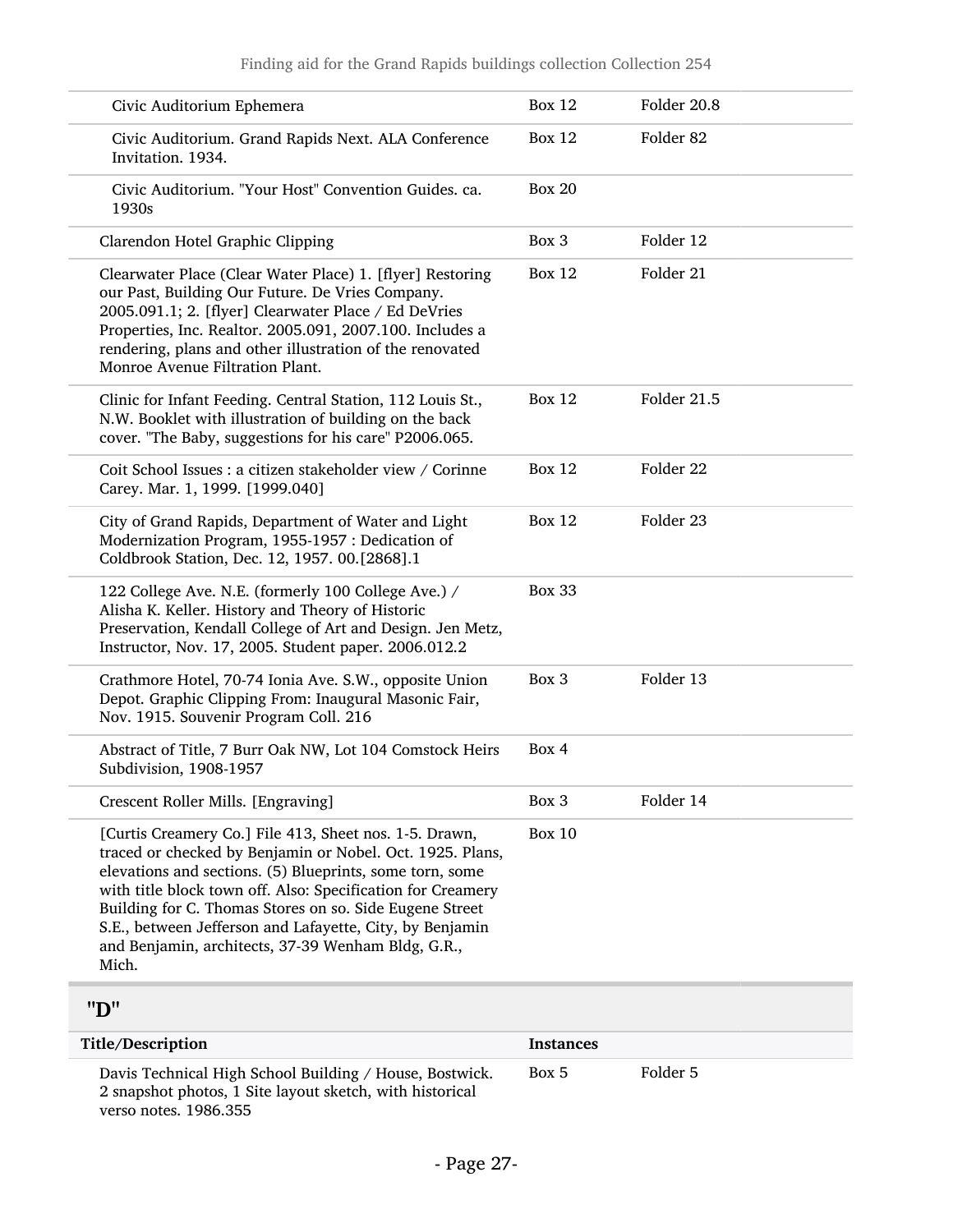| | | |
|---|---|---|
| Civic Auditorium Ephemera | Box 12 | Folder 20.8 |
| Civic Auditorium. Grand Rapids Next. ALA Conference Invitation. 1934. | Box 12 | Folder 82 |
| Civic Auditorium. "Your Host" Convention Guides. ca. 1930s | Box 20 | |
| Clarendon Hotel Graphic Clipping | Box 3 | Folder 12 |
| Clearwater Place (Clear Water Place) 1. [flyer] Restoring our Past, Building Our Future. De Vries Company. 2005.091.1; 2. [flyer] Clearwater Place / Ed DeVries Properties, Inc. Realtor. 2005.091, 2007.100. Includes a rendering, plans and other illustration of the renovated Monroe Avenue Filtration Plant. | Box 12 | Folder 21 |
| Clinic for Infant Feeding. Central Station, 112 Louis St., N.W. Booklet with illustration of building on the back cover. "The Baby, suggestions for his care" P2006.065. | Box 12 | Folder 21.5 |
| Coit School Issues : a citizen stakeholder view / Corinne Carey. Mar. 1, 1999. [1999.040] | Box 12 | Folder 22 |
| City of Grand Rapids, Department of Water and Light Modernization Program, 1955-1957 : Dedication of Coldbrook Station, Dec. 12, 1957. 00.[2868].1 | Box 12 | Folder 23 |
| 122 College Ave. N.E. (formerly 100 College Ave.) / Alisha K. Keller. History and Theory of Historic Preservation, Kendall College of Art and Design. Jen Metz, Instructor, Nov. 17, 2005. Student paper. 2006.012.2 | Box 33 | |
| Crathmore Hotel, 70-74 Ionia Ave. S.W., opposite Union Depot. Graphic Clipping From: Inaugural Masonic Fair, Nov. 1915. Souvenir Program Coll. 216 | Box 3 | Folder 13 |
| Abstract of Title, 7 Burr Oak NW, Lot 104 Comstock Heirs Subdivision, 1908-1957 | Box 4 | |
| Crescent Roller Mills. [Engraving] | Box 3 | Folder 14 |
| [Curtis Creamery Co.] File 413, Sheet nos. 1-5. Drawn, traced or checked by Benjamin or Nobel. Oct. 1925. Plans, elevations and sections. (5) Blueprints, some torn, some with title block town off. Also: Specification for Creamery Building for C. Thomas Stores on so. Side Eugene Street S.E., between Jefferson and Lafayette, City, by Benjamin and Benjamin, architects, 37-39 Wenham Bldg, G.R., Mich. | Box 10 | |

## "D"

| Title/Description | Instances | |
|---|---|---|
| Davis Technical High School Building / House, Bostwick. 2 snapshot photos, 1 Site layout sketch, with historical verso notes. 1986.355 | Box 5 | Folder 5 |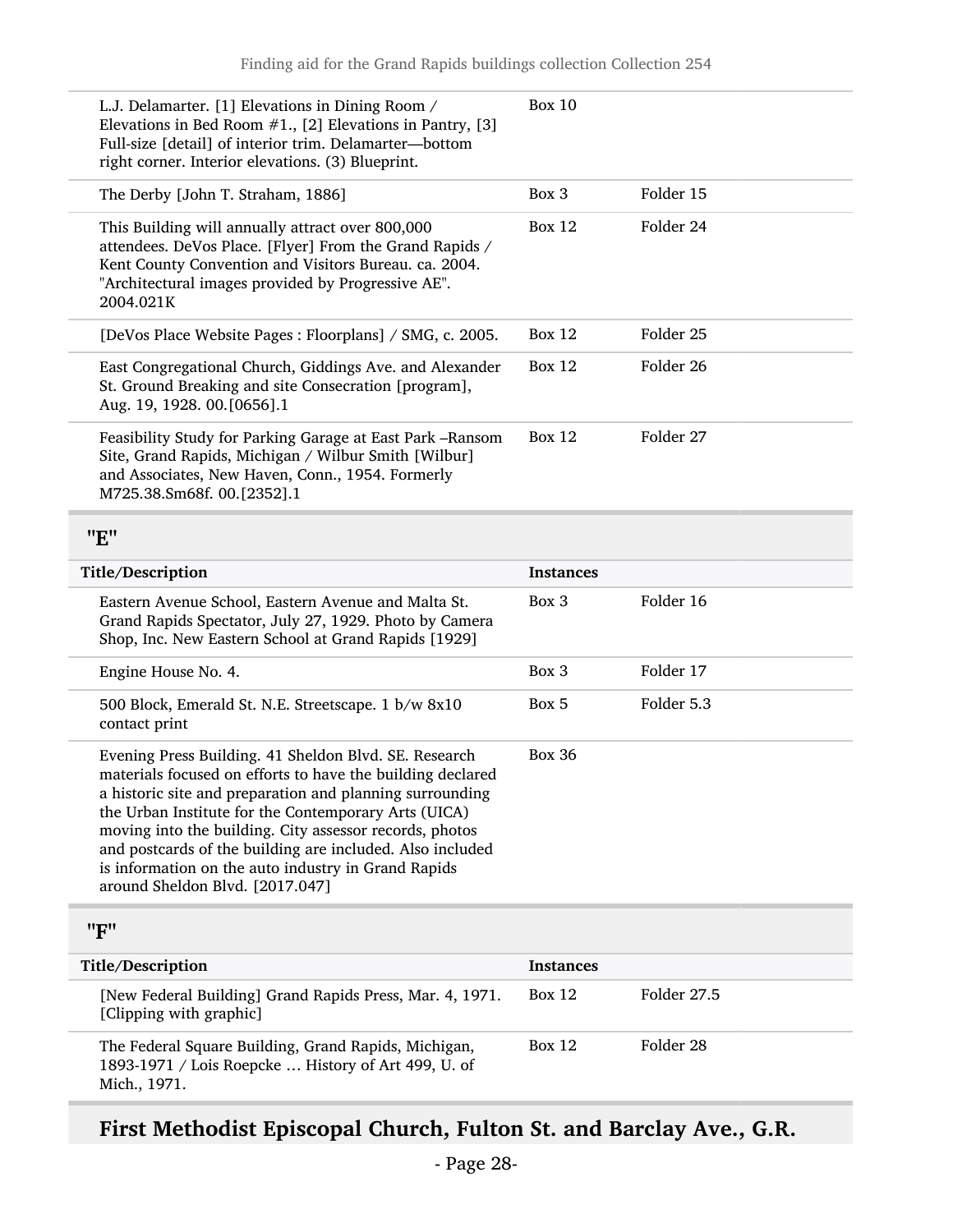| Title/Description | Instances | |
|---|---|---|
| L.J. Delamarter. [1] Elevations in Dining Room / Elevations in Bed Room #1., [2] Elevations in Pantry, [3] Full-size [detail] of interior trim. Delamarter—bottom right corner. Interior elevations. (3) Blueprint. | Box 10 | |
| The Derby [John T. Straham, 1886] | Box 3 | Folder 15 |
| This Building will annually attract over 800,000 attendees. DeVos Place. [Flyer] From the Grand Rapids / Kent County Convention and Visitors Bureau. ca. 2004. "Architectural images provided by Progressive AE". 2004.021K | Box 12 | Folder 24 |
| [DeVos Place Website Pages : Floorplans] / SMG, c. 2005. | Box 12 | Folder 25 |
| East Congregational Church, Giddings Ave. and Alexander St. Ground Breaking and site Consecration [program], Aug. 19, 1928. 00.[0656].1 | Box 12 | Folder 26 |
| Feasibility Study for Parking Garage at East Park –Ransom Site, Grand Rapids, Michigan / Wilbur Smith [Wilbur] and Associates, New Haven, Conn., 1954. Formerly M725.38.Sm68f. 00.[2352].1 | Box 12 | Folder 27 |

## "E"

| Title/Description | Instances | |
|---|---|---|
| Eastern Avenue School, Eastern Avenue and Malta St. Grand Rapids Spectator, July 27, 1929. Photo by Camera Shop, Inc. New Eastern School at Grand Rapids [1929] | Box 3 | Folder 16 |
| Engine House No. 4. | Box 3 | Folder 17 |
| 500 Block, Emerald St. N.E. Streetscape. 1 b/w 8x10 contact print | Box 5 | Folder 5.3 |
| Evening Press Building. 41 Sheldon Blvd. SE. Research materials focused on efforts to have the building declared a historic site and preparation and planning surrounding the Urban Institute for the Contemporary Arts (UICA) moving into the building. City assessor records, photos and postcards of the building are included. Also included is information on the auto industry in Grand Rapids around Sheldon Blvd. [2017.047] | Box 36 | |

## "F"

| Title/Description | Instances | |
|---|---|---|
| [New Federal Building] Grand Rapids Press, Mar. 4, 1971. [Clipping with graphic] | Box 12 | Folder 27.5 |
| The Federal Square Building, Grand Rapids, Michigan, 1893-1971 / Lois Roepcke … History of Art 499, U. of Mich., 1971. | Box 12 | Folder 28 |

### First Methodist Episcopal Church, Fulton St. and Barclay Ave., G.R.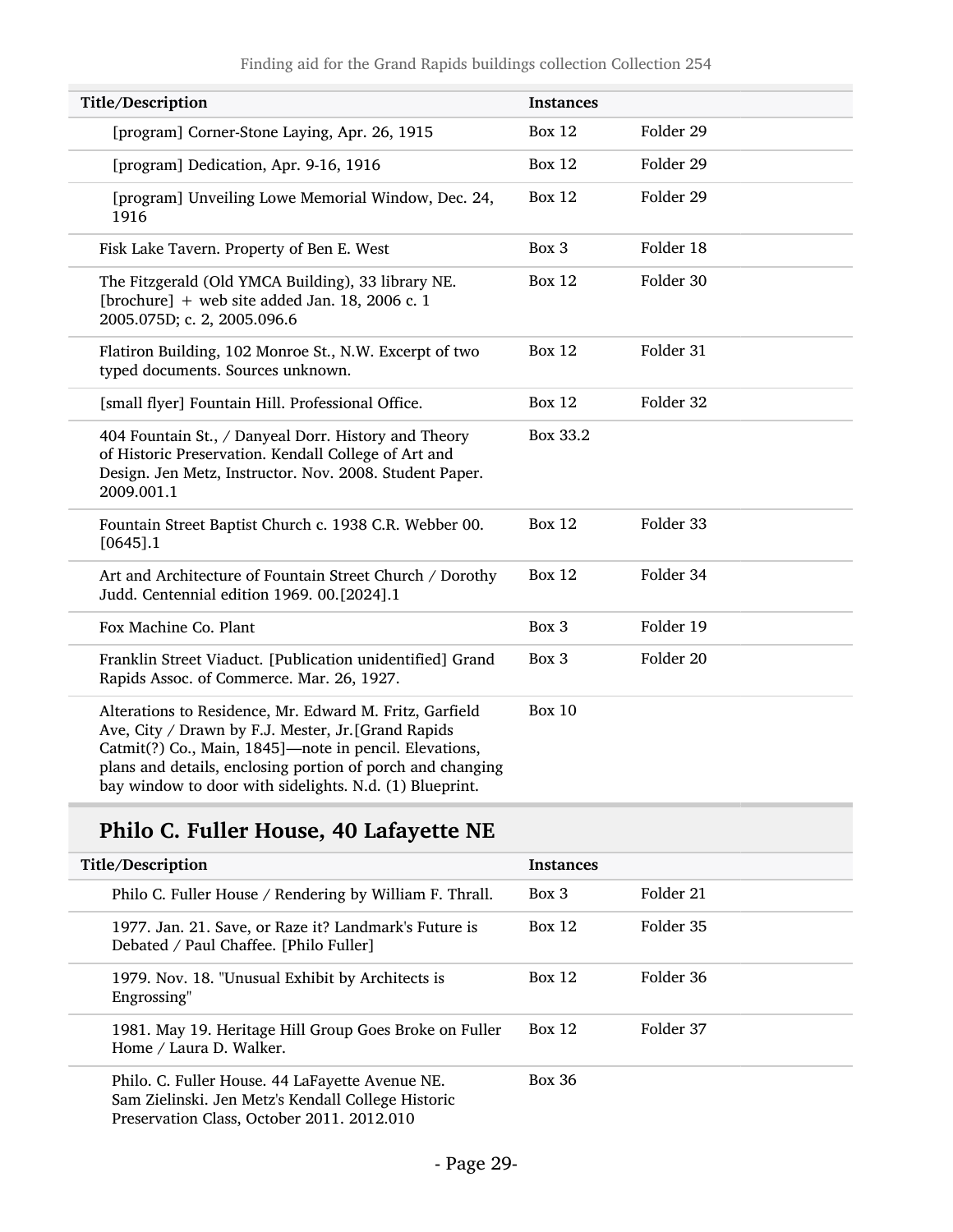| Title/Description | Instances | |
|---|---|---|
| [program] Corner-Stone Laying, Apr. 26, 1915 | Box 12 | Folder 29 |
| [program] Dedication, Apr. 9-16, 1916 | Box 12 | Folder 29 |
| [program] Unveiling Lowe Memorial Window, Dec. 24, 1916 | Box 12 | Folder 29 |
| Fisk Lake Tavern. Property of Ben E. West | Box 3 | Folder 18 |
| The Fitzgerald (Old YMCA Building), 33 library NE. [brochure] + web site added Jan. 18, 2006 c. 1 2005.075D; c. 2, 2005.096.6 | Box 12 | Folder 30 |
| Flatiron Building, 102 Monroe St., N.W. Excerpt of two typed documents. Sources unknown. | Box 12 | Folder 31 |
| [small flyer] Fountain Hill. Professional Office. | Box 12 | Folder 32 |
| 404 Fountain St., / Danyeal Dorr. History and Theory of Historic Preservation. Kendall College of Art and Design. Jen Metz, Instructor. Nov. 2008. Student Paper. 2009.001.1 | Box 33.2 | |
| Fountain Street Baptist Church c. 1938 C.R. Webber 00. [0645].1 | Box 12 | Folder 33 |
| Art and Architecture of Fountain Street Church / Dorothy Judd. Centennial edition 1969. 00.[2024].1 | Box 12 | Folder 34 |
| Fox Machine Co. Plant | Box 3 | Folder 19 |
| Franklin Street Viaduct. [Publication unidentified] Grand Rapids Assoc. of Commerce. Mar. 26, 1927. | Box 3 | Folder 20 |
| Alterations to Residence, Mr. Edward M. Fritz, Garfield Ave, City / Drawn by F.J. Mester, Jr.[Grand Rapids Catmit(?) Co., Main, 1845]—note in pencil. Elevations, plans and details, enclosing portion of porch and changing bay window to door with sidelights. N.d. (1) Blueprint. | Box 10 | |

## Philo C. Fuller House, 40 Lafayette NE

| Title/Description | Instances | |
|---|---|---|
| Philo C. Fuller House / Rendering by William F. Thrall. | Box 3 | Folder 21 |
| 1977. Jan. 21. Save, or Raze it? Landmark's Future is Debated / Paul Chaffee. [Philo Fuller] | Box 12 | Folder 35 |
| 1979. Nov. 18. "Unusual Exhibit by Architects is Engrossing" | Box 12 | Folder 36 |
| 1981. May 19. Heritage Hill Group Goes Broke on Fuller Home / Laura D. Walker. | Box 12 | Folder 37 |
| Philo. C. Fuller House. 44 LaFayette Avenue NE. Sam Zielinski. Jen Metz's Kendall College Historic Preservation Class, October 2011. 2012.010 | Box 36 | |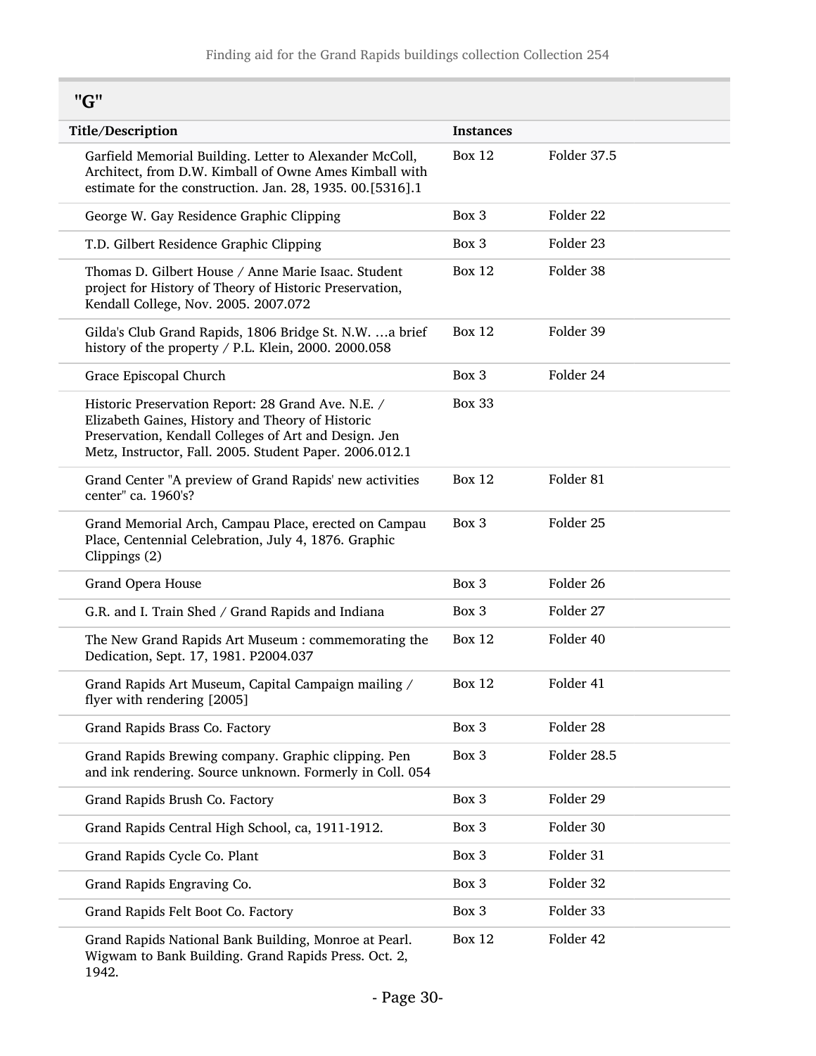## "G"

| Title/Description | Instances | |
|---|---|---|
| Garfield Memorial Building. Letter to Alexander McColl, Architect, from D.W. Kimball of Owne Ames Kimball with estimate for the construction. Jan. 28, 1935. 00.[5316].1 | Box 12 | Folder 37.5 |
| George W. Gay Residence Graphic Clipping | Box 3 | Folder 22 |
| T.D. Gilbert Residence Graphic Clipping | Box 3 | Folder 23 |
| Thomas D. Gilbert House / Anne Marie Isaac. Student project for History of Theory of Historic Preservation, Kendall College, Nov. 2005. 2007.072 | Box 12 | Folder 38 |
| Gilda's Club Grand Rapids, 1806 Bridge St. N.W. …a brief history of the property / P.L. Klein, 2000. 2000.058 | Box 12 | Folder 39 |
| Grace Episcopal Church | Box 3 | Folder 24 |
| Historic Preservation Report: 28 Grand Ave. N.E. / Elizabeth Gaines, History and Theory of Historic Preservation, Kendall Colleges of Art and Design. Jen Metz, Instructor, Fall. 2005. Student Paper. 2006.012.1 | Box 33 | |
| Grand Center "A preview of Grand Rapids' new activities center" ca. 1960's? | Box 12 | Folder 81 |
| Grand Memorial Arch, Campau Place, erected on Campau Place, Centennial Celebration, July 4, 1876. Graphic Clippings (2) | Box 3 | Folder 25 |
| Grand Opera House | Box 3 | Folder 26 |
| G.R. and I. Train Shed / Grand Rapids and Indiana | Box 3 | Folder 27 |
| The New Grand Rapids Art Museum : commemorating the Dedication, Sept. 17, 1981. P2004.037 | Box 12 | Folder 40 |
| Grand Rapids Art Museum, Capital Campaign mailing / flyer with rendering [2005] | Box 12 | Folder 41 |
| Grand Rapids Brass Co. Factory | Box 3 | Folder 28 |
| Grand Rapids Brewing company. Graphic clipping. Pen and ink rendering. Source unknown. Formerly in Coll. 054 | Box 3 | Folder 28.5 |
| Grand Rapids Brush Co. Factory | Box 3 | Folder 29 |
| Grand Rapids Central High School, ca, 1911-1912. | Box 3 | Folder 30 |
| Grand Rapids Cycle Co. Plant | Box 3 | Folder 31 |
| Grand Rapids Engraving Co. | Box 3 | Folder 32 |
| Grand Rapids Felt Boot Co. Factory | Box 3 | Folder 33 |
| Grand Rapids National Bank Building, Monroe at Pearl. Wigwam to Bank Building. Grand Rapids Press. Oct. 2, 1942. | Box 12 | Folder 42 |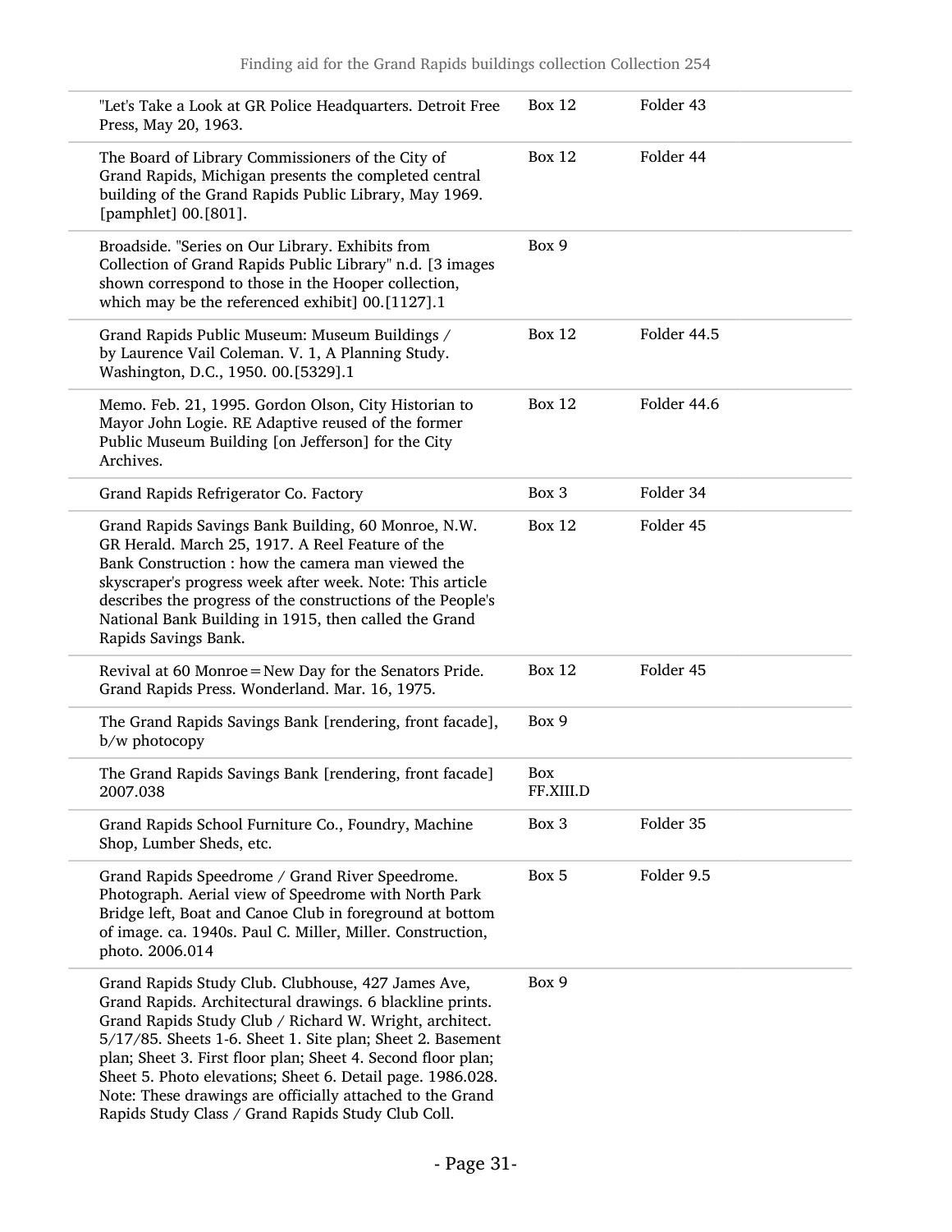| | | |
|---|---|---|
| "Let's Take a Look at GR Police Headquarters. Detroit Free Press, May 20, 1963. | Box 12 | Folder 43 |
| The Board of Library Commissioners of the City of Grand Rapids, Michigan presents the completed central building of the Grand Rapids Public Library, May 1969. [pamphlet] 00.[801]. | Box 12 | Folder 44 |
| Broadside. "Series on Our Library. Exhibits from Collection of Grand Rapids Public Library" n.d. [3 images shown correspond to those in the Hooper collection, which may be the referenced exhibit] 00.[1127].1 | Box 9 | |
| Grand Rapids Public Museum: Museum Buildings / by Laurence Vail Coleman. V. 1, A Planning Study. Washington, D.C., 1950. 00.[5329].1 | Box 12 | Folder 44.5 |
| Memo. Feb. 21, 1995. Gordon Olson, City Historian to Mayor John Logie. RE Adaptive reused of the former Public Museum Building [on Jefferson] for the City Archives. | Box 12 | Folder 44.6 |
| Grand Rapids Refrigerator Co. Factory | Box 3 | Folder 34 |
| Grand Rapids Savings Bank Building, 60 Monroe, N.W. GR Herald. March 25, 1917. A Reel Feature of the Bank Construction : how the camera man viewed the skyscraper's progress week after week. Note: This article describes the progress of the constructions of the People's National Bank Building in 1915, then called the Grand Rapids Savings Bank. | Box 12 | Folder 45 |
| Revival at 60 Monroe = New Day for the Senators Pride. Grand Rapids Press. Wonderland. Mar. 16, 1975. | Box 12 | Folder 45 |
| The Grand Rapids Savings Bank [rendering, front facade], b/w photocopy | Box 9 | |
| The Grand Rapids Savings Bank [rendering, front facade] 2007.038 | Box FF.XIII.D | |
| Grand Rapids School Furniture Co., Foundry, Machine Shop, Lumber Sheds, etc. | Box 3 | Folder 35 |
| Grand Rapids Speedrome / Grand River Speedrome. Photograph. Aerial view of Speedrome with North Park Bridge left, Boat and Canoe Club in foreground at bottom of image. ca. 1940s. Paul C. Miller, Miller. Construction, photo. 2006.014 | Box 5 | Folder 9.5 |
| Grand Rapids Study Club. Clubhouse, 427 James Ave, Grand Rapids. Architectural drawings. 6 blackline prints. Grand Rapids Study Club / Richard W. Wright, architect. 5/17/85. Sheets 1-6. Sheet 1. Site plan; Sheet 2. Basement plan; Sheet 3. First floor plan; Sheet 4. Second floor plan; Sheet 5. Photo elevations; Sheet 6. Detail page. 1986.028. Note: These drawings are officially attached to the Grand Rapids Study Class / Grand Rapids Study Club Coll. | Box 9 | |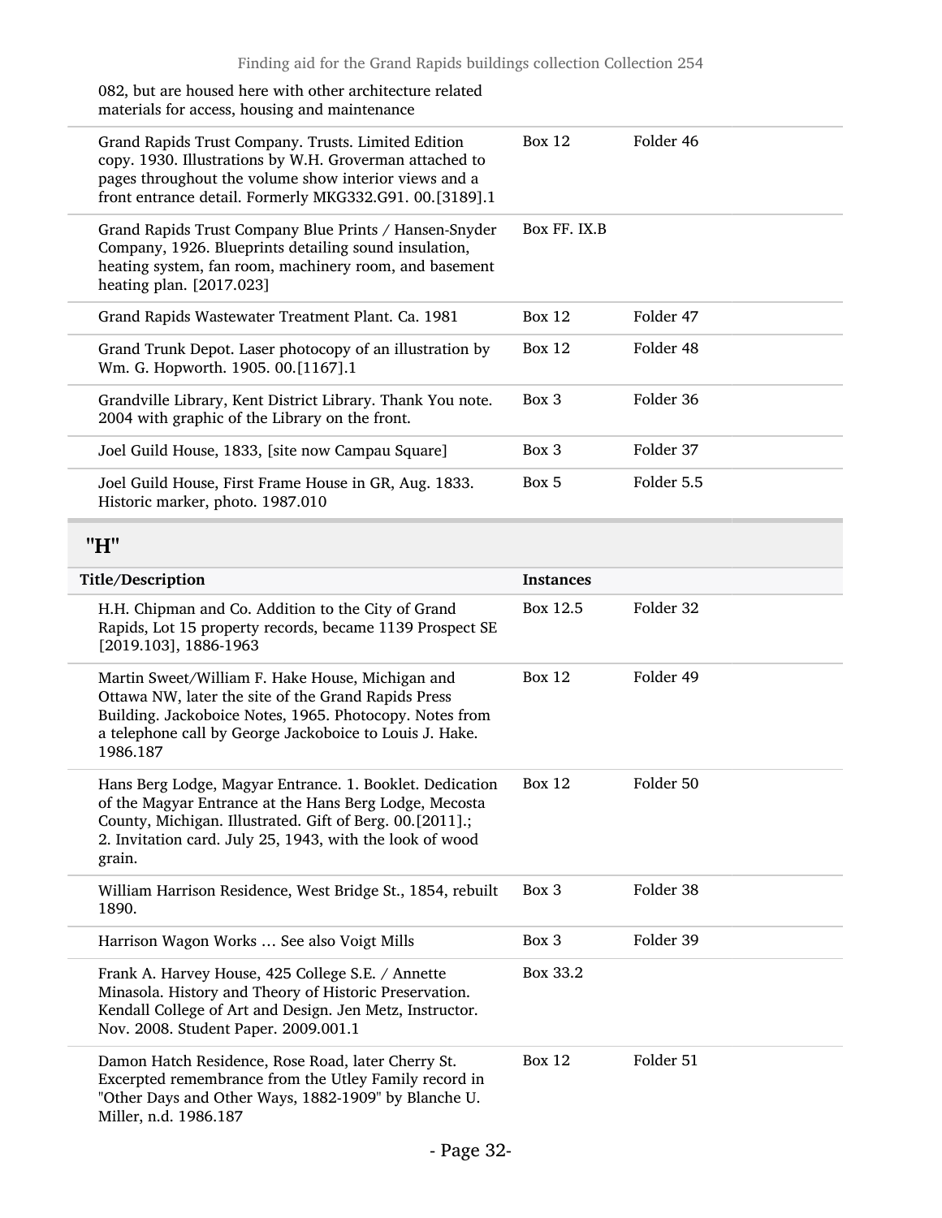082, but are housed here with other architecture related materials for access, housing and maintenance

| | | |
|---|---|---|
| Grand Rapids Trust Company. Trusts. Limited Edition copy. 1930. Illustrations by W.H. Groverman attached to pages throughout the volume show interior views and a front entrance detail. Formerly MKG332.G91. 00.[3189].1 | Box 12 | Folder 46 |
| Grand Rapids Trust Company Blue Prints / Hansen-Snyder Company, 1926. Blueprints detailing sound insulation, heating system, fan room, machinery room, and basement heating plan. [2017.023] | Box FF. IX.B | |
| Grand Rapids Wastewater Treatment Plant. Ca. 1981 | Box 12 | Folder 47 |
| Grand Trunk Depot. Laser photocopy of an illustration by Wm. G. Hopworth. 1905. 00.[1167].1 | Box 12 | Folder 48 |
| Grandville Library, Kent District Library. Thank You note. 2004 with graphic of the Library on the front. | Box 3 | Folder 36 |
| Joel Guild House, 1833, [site now Campau Square] | Box 3 | Folder 37 |
| Joel Guild House, First Frame House in GR, Aug. 1833. Historic marker, photo. 1987.010 | Box 5 | Folder 5.5 |

## "H"

| Title/Description | Instances | |
|---|---|---|
| H.H. Chipman and Co. Addition to the City of Grand Rapids, Lot 15 property records, became 1139 Prospect SE [2019.103], 1886-1963 | Box 12.5 | Folder 32 |
| Martin Sweet/William F. Hake House, Michigan and Ottawa NW, later the site of the Grand Rapids Press Building. Jackoboice Notes, 1965. Photocopy. Notes from a telephone call by George Jackoboice to Louis J. Hake. 1986.187 | Box 12 | Folder 49 |
| Hans Berg Lodge, Magyar Entrance. 1. Booklet. Dedication of the Magyar Entrance at the Hans Berg Lodge, Mecosta County, Michigan. Illustrated. Gift of Berg. 00.[2011].; 2. Invitation card. July 25, 1943, with the look of wood grain. | Box 12 | Folder 50 |
| William Harrison Residence, West Bridge St., 1854, rebuilt 1890. | Box 3 | Folder 38 |
| Harrison Wagon Works … See also Voigt Mills | Box 3 | Folder 39 |
| Frank A. Harvey House, 425 College S.E. / Annette Minasola. History and Theory of Historic Preservation. Kendall College of Art and Design. Jen Metz, Instructor. Nov. 2008. Student Paper. 2009.001.1 | Box 33.2 | |
| Damon Hatch Residence, Rose Road, later Cherry St. Excerpted remembrance from the Utley Family record in "Other Days and Other Ways, 1882-1909" by Blanche U. Miller, n.d. 1986.187 | Box 12 | Folder 51 |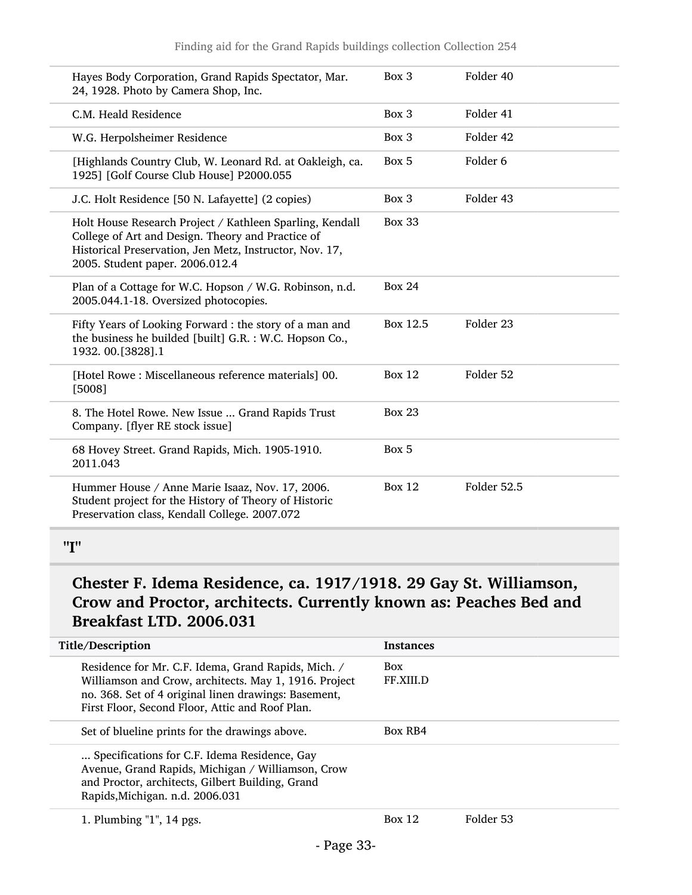| | | |
|---|---|---|
| Hayes Body Corporation, Grand Rapids Spectator, Mar. 24, 1928. Photo by Camera Shop, Inc. | Box 3 | Folder 40 |
| C.M. Heald Residence | Box 3 | Folder 41 |
| W.G. Herpolsheimer Residence | Box 3 | Folder 42 |
| [Highlands Country Club, W. Leonard Rd. at Oakleigh, ca. 1925] [Golf Course Club House] P2000.055 | Box 5 | Folder 6 |
| J.C. Holt Residence [50 N. Lafayette] (2 copies) | Box 3 | Folder 43 |
| Holt House Research Project / Kathleen Sparling, Kendall College of Art and Design. Theory and Practice of Historical Preservation, Jen Metz, Instructor, Nov. 17, 2005. Student paper. 2006.012.4 | Box 33 | |
| Plan of a Cottage for W.C. Hopson / W.G. Robinson, n.d. 2005.044.1-18. Oversized photocopies. | Box 24 | |
| Fifty Years of Looking Forward : the story of a man and the business he builded [built] G.R. : W.C. Hopson Co., 1932. 00.[3828].1 | Box 12.5 | Folder 23 |
| [Hotel Rowe : Miscellaneous reference materials] 00.[5008] | Box 12 | Folder 52 |
| 8. The Hotel Rowe. New Issue ... Grand Rapids Trust Company. [flyer RE stock issue] | Box 23 | |
| 68 Hovey Street. Grand Rapids, Mich. 1905-1910. 2011.043 | Box 5 | |
| Hummer House / Anne Marie Isaaz, Nov. 17, 2006. Student project for the History of Theory of Historic Preservation class, Kendall College. 2007.072 | Box 12 | Folder 52.5 |

## "I"

### Chester F. Idema Residence, ca. 1917/1918. 29 Gay St. Williamson, Crow and Proctor, architects. Currently known as: Peaches Bed and Breakfast LTD. 2006.031

| Title/Description | Instances | |
|---|---|---|
| Residence for Mr. C.F. Idema, Grand Rapids, Mich. / Williamson and Crow, architects. May 1, 1916. Project no. 368. Set of 4 original linen drawings: Basement, First Floor, Second Floor, Attic and Roof Plan. | Box FF.XIII.D | |
| Set of blueline prints for the drawings above. | Box RB4 | |
| ... Specifications for C.F. Idema Residence, Gay Avenue, Grand Rapids, Michigan / Williamson, Crow and Proctor, architects, Gilbert Building, Grand Rapids,Michigan. n.d. 2006.031 | | |
| 1. Plumbing "1", 14 pgs. | Box 12 | Folder 53 |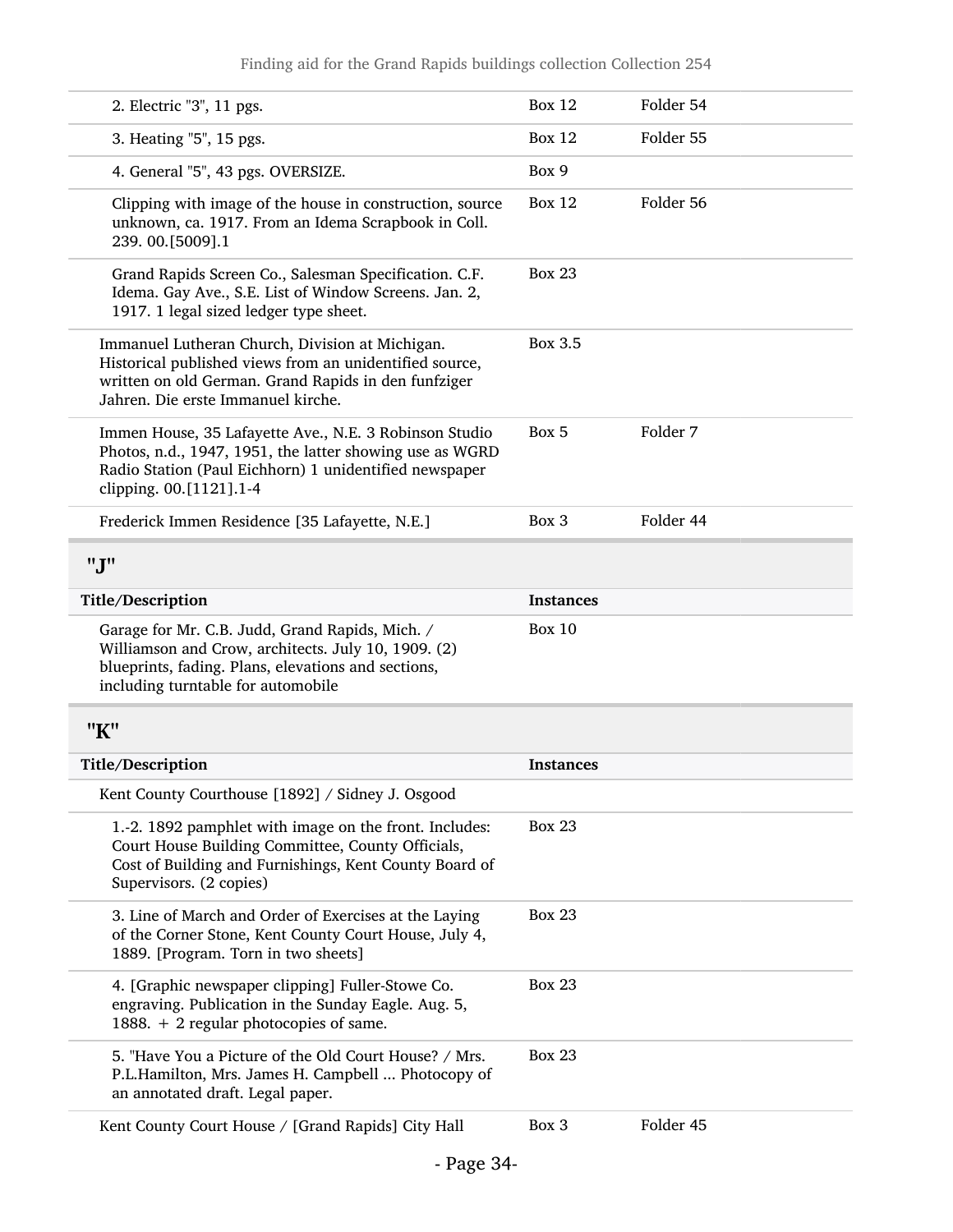| | | |
|---|---|---|
| 2. Electric "3", 11 pgs. | Box 12 | Folder 54 |
| 3. Heating "5", 15 pgs. | Box 12 | Folder 55 |
| 4. General "5", 43 pgs. OVERSIZE. | Box 9 | |
| Clipping with image of the house in construction, source unknown, ca. 1917. From an Idema Scrapbook in Coll. 239. 00.[5009].1 | Box 12 | Folder 56 |
| Grand Rapids Screen Co., Salesman Specification. C.F. Idema. Gay Ave., S.E. List of Window Screens. Jan. 2, 1917. 1 legal sized ledger type sheet. | Box 23 | |
| Immanuel Lutheran Church, Division at Michigan. Historical published views from an unidentified source, written on old German. Grand Rapids in den funfziger Jahren. Die erste Immanuel kirche. | Box 3.5 | |
| Immen House, 35 Lafayette Ave., N.E. 3 Robinson Studio Photos, n.d., 1947, 1951, the latter showing use as WGRD Radio Station (Paul Eichhorn) 1 unidentified newspaper clipping. 00.[1121].1-4 | Box 5 | Folder 7 |
| Frederick Immen Residence [35 Lafayette, N.E.] | Box 3 | Folder 44 |

## "J"

| Title/Description | Instances | |
|---|---|---|
| Garage for Mr. C.B. Judd, Grand Rapids, Mich. / Williamson and Crow, architects. July 10, 1909. (2) blueprints, fading. Plans, elevations and sections, including turntable for automobile | Box 10 | |

## "K"

| Title/Description | Instances | |
|---|---|---|
| Kent County Courthouse [1892] / Sidney J. Osgood | | |
| 1.-2. 1892 pamphlet with image on the front. Includes: Court House Building Committee, County Officials, Cost of Building and Furnishings, Kent County Board of Supervisors. (2 copies) | Box 23 | |
| 3. Line of March and Order of Exercises at the Laying of the Corner Stone, Kent County Court House, July 4, 1889. [Program. Torn in two sheets] | Box 23 | |
| 4. [Graphic newspaper clipping] Fuller-Stowe Co. engraving. Publication in the Sunday Eagle. Aug. 5, 1888. + 2 regular photocopies of same. | Box 23 | |
| 5. "Have You a Picture of the Old Court House? / Mrs. P.L.Hamilton, Mrs. James H. Campbell ... Photocopy of an annotated draft. Legal paper. | Box 23 | |
| Kent County Court House / [Grand Rapids] City Hall | Box 3 | Folder 45 |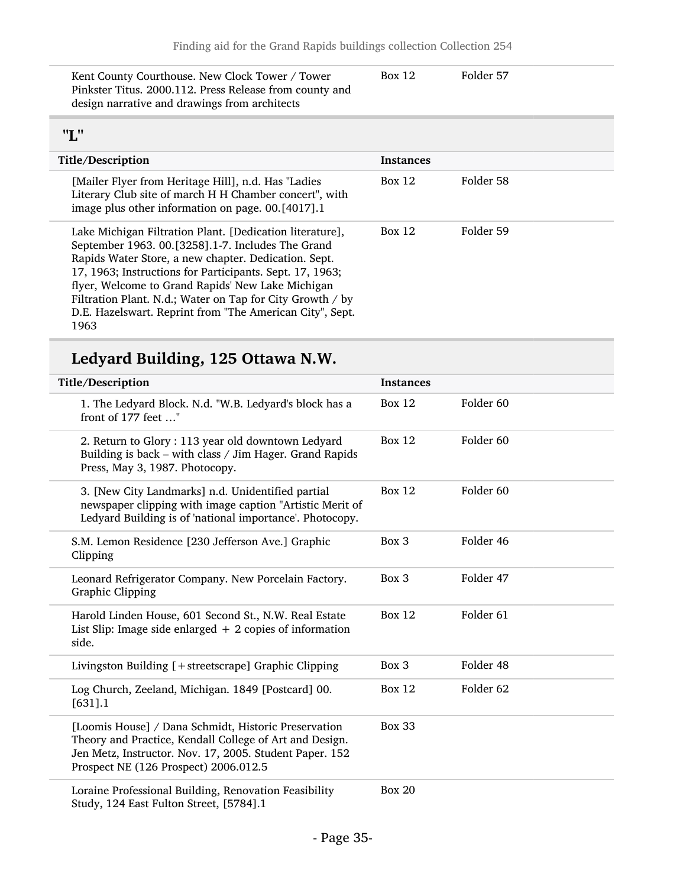| Title/Description | Instances | |
|---|---|---|
| Kent County Courthouse. New Clock Tower / Tower Pinkster Titus. 2000.112. Press Release from county and design narrative and drawings from architects | Box 12 | Folder 57 |

## "L"

| Title/Description | Instances | |
|---|---|---|
| [Mailer Flyer from Heritage Hill], n.d. Has "Ladies Literary Club site of march H H Chamber concert", with image plus other information on page. 00.[4017].1 | Box 12 | Folder 58 |
| Lake Michigan Filtration Plant. [Dedication literature], September 1963. 00.[3258].1-7. Includes The Grand Rapids Water Store, a new chapter. Dedication. Sept. 17, 1963; Instructions for Participants. Sept. 17, 1963; flyer, Welcome to Grand Rapids' New Lake Michigan Filtration Plant. N.d.; Water on Tap for City Growth / by D.E. Hazelswart. Reprint from "The American City", Sept. 1963 | Box 12 | Folder 59 |

## Ledyard Building, 125 Ottawa N.W.

| Title/Description | Instances | |
|---|---|---|
| 1. The Ledyard Block. N.d. "W.B. Ledyard's block has a front of 177 feet …" | Box 12 | Folder 60 |
| 2. Return to Glory : 113 year old downtown Ledyard Building is back – with class / Jim Hager. Grand Rapids Press, May 3, 1987. Photocopy. | Box 12 | Folder 60 |
| 3. [New City Landmarks] n.d. Unidentified partial newspaper clipping with image caption "Artistic Merit of Ledyard Building is of 'national importance'. Photocopy. | Box 12 | Folder 60 |
| S.M. Lemon Residence [230 Jefferson Ave.] Graphic Clipping | Box 3 | Folder 46 |
| Leonard Refrigerator Company. New Porcelain Factory. Graphic Clipping | Box 3 | Folder 47 |
| Harold Linden House, 601 Second St., N.W. Real Estate List Slip: Image side enlarged + 2 copies of information side. | Box 12 | Folder 61 |
| Livingston Building [+streetscrape] Graphic Clipping | Box 3 | Folder 48 |
| Log Church, Zeeland, Michigan. 1849 [Postcard] 00.[631].1 | Box 12 | Folder 62 |
| [Loomis House] / Dana Schmidt, Historic Preservation Theory and Practice, Kendall College of Art and Design. Jen Metz, Instructor. Nov. 17, 2005. Student Paper. 152 Prospect NE (126 Prospect) 2006.012.5 | Box 33 | |
| Loraine Professional Building, Renovation Feasibility Study, 124 East Fulton Street, [5784].1 | Box 20 | |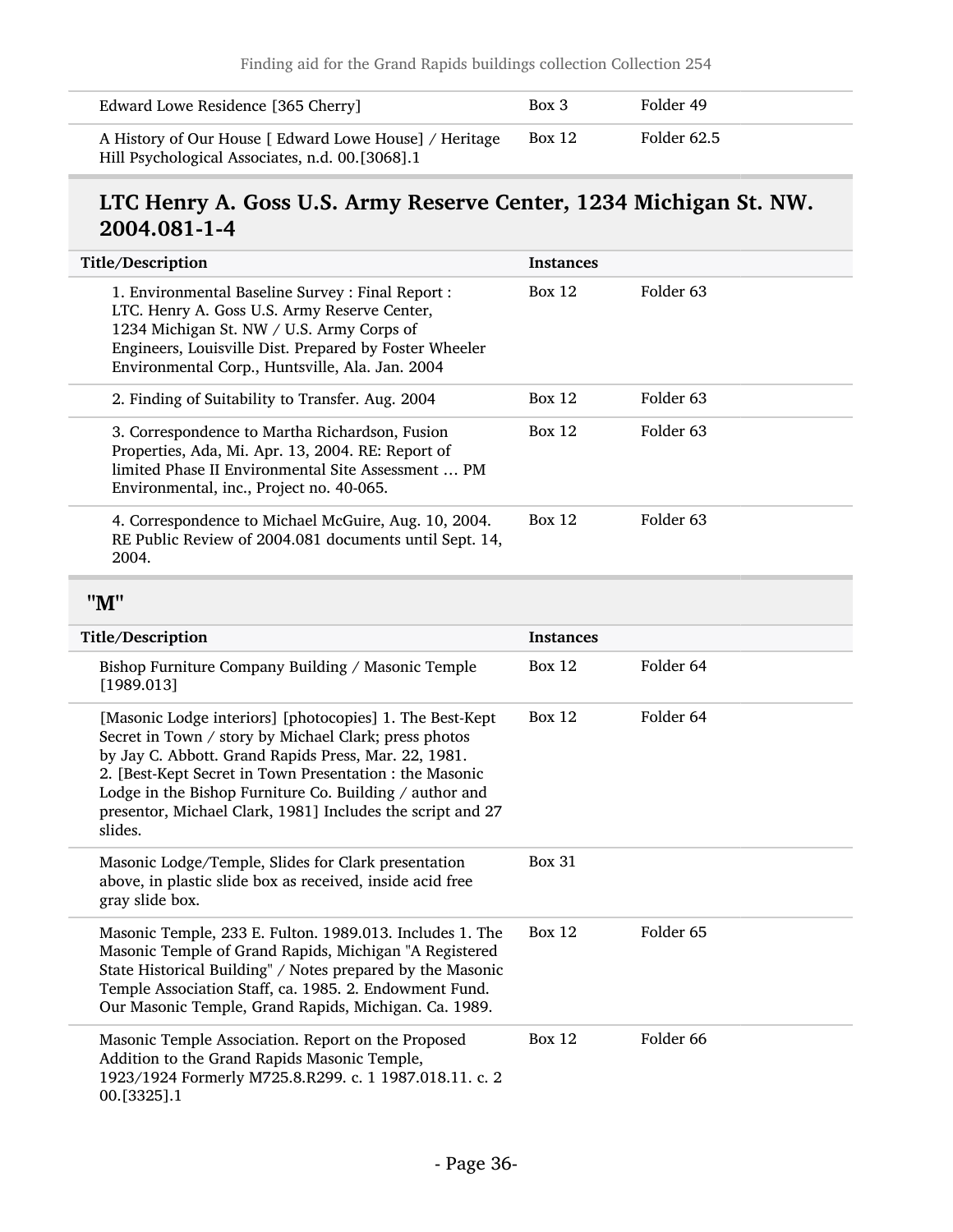| Title/Description | Instances | |
|---|---|---|
| Edward Lowe Residence [365 Cherry] | Box 3 | Folder 49 |
| A History of Our House [ Edward Lowe House] / Heritage Hill Psychological Associates, n.d. 00.[3068].1 | Box 12 | Folder 62.5 |

## LTC Henry A. Goss U.S. Army Reserve Center, 1234 Michigan St. NW. 2004.081-1-4

| Title/Description | Instances | |
|---|---|---|
| 1. Environmental Baseline Survey : Final Report : LTC. Henry A. Goss U.S. Army Reserve Center, 1234 Michigan St. NW / U.S. Army Corps of Engineers, Louisville Dist. Prepared by Foster Wheeler Environmental Corp., Huntsville, Ala. Jan. 2004 | Box 12 | Folder 63 |
| 2. Finding of Suitability to Transfer. Aug. 2004 | Box 12 | Folder 63 |
| 3. Correspondence to Martha Richardson, Fusion Properties, Ada, Mi. Apr. 13, 2004. RE: Report of limited Phase II Environmental Site Assessment … PM Environmental, inc., Project no. 40-065. | Box 12 | Folder 63 |
| 4. Correspondence to Michael McGuire, Aug. 10, 2004. RE Public Review of 2004.081 documents until Sept. 14, 2004. | Box 12 | Folder 63 |

## "M"

| Title/Description | Instances | |
|---|---|---|
| Bishop Furniture Company Building / Masonic Temple [1989.013] | Box 12 | Folder 64 |
| [Masonic Lodge interiors] [photocopies] 1. The Best-Kept Secret in Town / story by Michael Clark; press photos by Jay C. Abbott. Grand Rapids Press, Mar. 22, 1981. 2. [Best-Kept Secret in Town Presentation : the Masonic Lodge in the Bishop Furniture Co. Building / author and presentor, Michael Clark, 1981] Includes the script and 27 slides. | Box 12 | Folder 64 |
| Masonic Lodge/Temple, Slides for Clark presentation above, in plastic slide box as received, inside acid free gray slide box. | Box 31 | |
| Masonic Temple, 233 E. Fulton. 1989.013. Includes 1. The Masonic Temple of Grand Rapids, Michigan "A Registered State Historical Building" / Notes prepared by the Masonic Temple Association Staff, ca. 1985. 2. Endowment Fund. Our Masonic Temple, Grand Rapids, Michigan. Ca. 1989. | Box 12 | Folder 65 |
| Masonic Temple Association. Report on the Proposed Addition to the Grand Rapids Masonic Temple, 1923/1924 Formerly M725.8.R299. c. 1 1987.018.11. c. 2 00.[3325].1 | Box 12 | Folder 66 |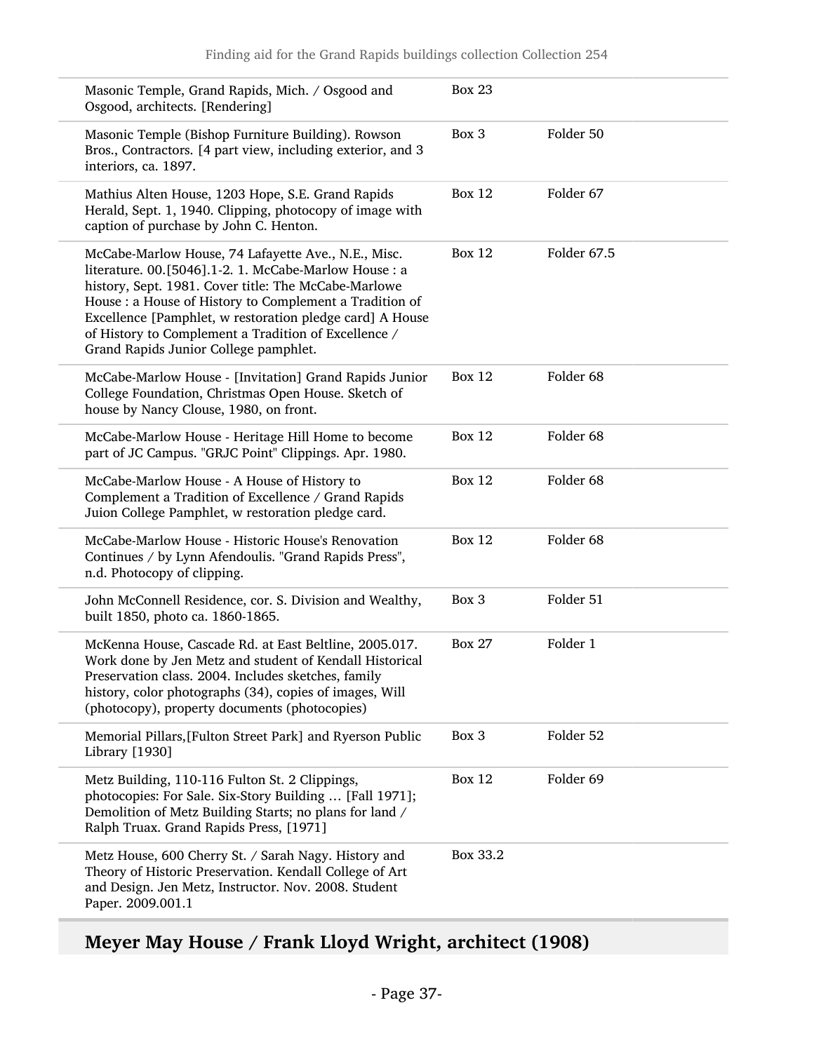| | | |
|---|---|---|
| Masonic Temple, Grand Rapids, Mich. / Osgood and Osgood, architects. [Rendering] | Box 23 | |
| Masonic Temple (Bishop Furniture Building). Rowson Bros., Contractors. [4 part view, including exterior, and 3 interiors, ca. 1897. | Box 3 | Folder 50 |
| Mathius Alten House, 1203 Hope, S.E. Grand Rapids Herald, Sept. 1, 1940. Clipping, photocopy of image with caption of purchase by John C. Henton. | Box 12 | Folder 67 |
| McCabe-Marlow House, 74 Lafayette Ave., N.E., Misc. literature. 00.[5046].1-2. 1. McCabe-Marlow House : a history, Sept. 1981. Cover title: The McCabe-Marlowe House : a House of History to Complement a Tradition of Excellence [Pamphlet, w restoration pledge card] A House of History to Complement a Tradition of Excellence / Grand Rapids Junior College pamphlet. | Box 12 | Folder 67.5 |
| McCabe-Marlow House - [Invitation] Grand Rapids Junior College Foundation, Christmas Open House. Sketch of house by Nancy Clouse, 1980, on front. | Box 12 | Folder 68 |
| McCabe-Marlow House - Heritage Hill Home to become part of JC Campus. "GRJC Point" Clippings. Apr. 1980. | Box 12 | Folder 68 |
| McCabe-Marlow House - A House of History to Complement a Tradition of Excellence / Grand Rapids Juion College Pamphlet, w restoration pledge card. | Box 12 | Folder 68 |
| McCabe-Marlow House - Historic House's Renovation Continues / by Lynn Afendoulis. "Grand Rapids Press", n.d. Photocopy of clipping. | Box 12 | Folder 68 |
| John McConnell Residence, cor. S. Division and Wealthy, built 1850, photo ca. 1860-1865. | Box 3 | Folder 51 |
| McKenna House, Cascade Rd. at East Beltline, 2005.017. Work done by Jen Metz and student of Kendall Historical Preservation class. 2004. Includes sketches, family history, color photographs (34), copies of images, Will (photocopy), property documents (photocopies) | Box 27 | Folder 1 |
| Memorial Pillars,[Fulton Street Park] and Ryerson Public Library [1930] | Box 3 | Folder 52 |
| Metz Building, 110-116 Fulton St. 2 Clippings, photocopies: For Sale. Six-Story Building … [Fall 1971]; Demolition of Metz Building Starts; no plans for land / Ralph Truax. Grand Rapids Press, [1971] | Box 12 | Folder 69 |
| Metz House, 600 Cherry St. / Sarah Nagy. History and Theory of Historic Preservation. Kendall College of Art and Design. Jen Metz, Instructor. Nov. 2008. Student Paper. 2009.001.1 | Box 33.2 | |

## Meyer May House / Frank Lloyd Wright, architect (1908)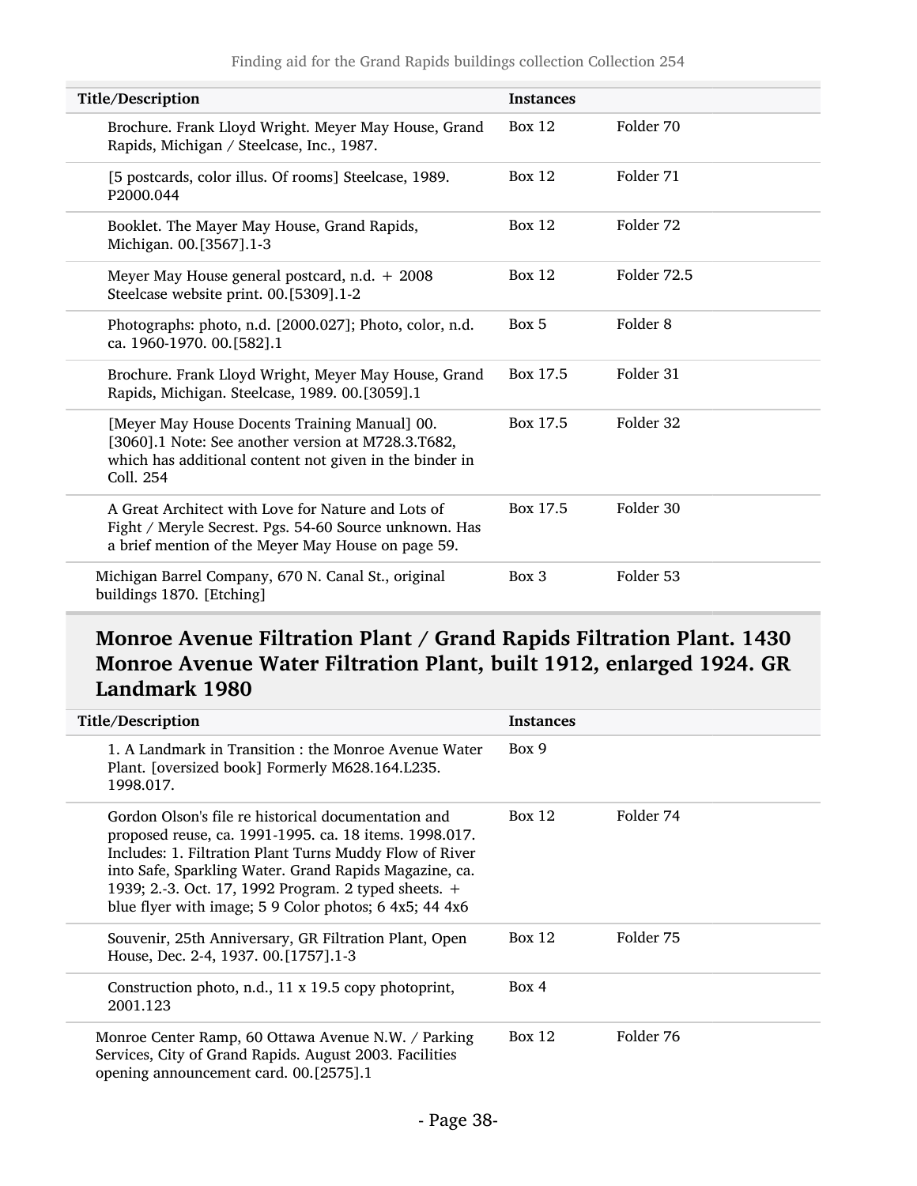| Title/Description | Instances | |
|---|---|---|
| Brochure. Frank Lloyd Wright. Meyer May House, Grand Rapids, Michigan / Steelcase, Inc., 1987. | Box 12 | Folder 70 |
| [5 postcards, color illus. Of rooms] Steelcase, 1989. P2000.044 | Box 12 | Folder 71 |
| Booklet. The Mayer May House, Grand Rapids, Michigan. 00.[3567].1-3 | Box 12 | Folder 72 |
| Meyer May House general postcard, n.d. + 2008 Steelcase website print. 00.[5309].1-2 | Box 12 | Folder 72.5 |
| Photographs: photo, n.d. [2000.027]; Photo, color, n.d. ca. 1960-1970. 00.[582].1 | Box 5 | Folder 8 |
| Brochure. Frank Lloyd Wright, Meyer May House, Grand Rapids, Michigan. Steelcase, 1989. 00.[3059].1 | Box 17.5 | Folder 31 |
| [Meyer May House Docents Training Manual] 00.[3060].1 Note: See another version at M728.3.T682, which has additional content not given in the binder in Coll. 254 | Box 17.5 | Folder 32 |
| A Great Architect with Love for Nature and Lots of Fight / Meryle Secrest. Pgs. 54-60 Source unknown. Has a brief mention of the Meyer May House on page 59. | Box 17.5 | Folder 30 |
| Michigan Barrel Company, 670 N. Canal St., original buildings 1870. [Etching] | Box 3 | Folder 53 |

## Monroe Avenue Filtration Plant / Grand Rapids Filtration Plant. 1430 Monroe Avenue Water Filtration Plant, built 1912, enlarged 1924. GR Landmark 1980

| Title/Description | Instances | |
|---|---|---|
| 1. A Landmark in Transition : the Monroe Avenue Water Plant. [oversized book] Formerly M628.164.L235. 1998.017. | Box 9 | |
| Gordon Olson's file re historical documentation and proposed reuse, ca. 1991-1995. ca. 18 items. 1998.017. Includes: 1. Filtration Plant Turns Muddy Flow of River into Safe, Sparkling Water. Grand Rapids Magazine, ca. 1939; 2.-3. Oct. 17, 1992 Program. 2 typed sheets. + blue flyer with image; 5 9 Color photos; 6 4x5; 44 4x6 | Box 12 | Folder 74 |
| Souvenir, 25th Anniversary, GR Filtration Plant, Open House, Dec. 2-4, 1937. 00.[1757].1-3 | Box 12 | Folder 75 |
| Construction photo, n.d., 11 x 19.5 copy photoprint, 2001.123 | Box 4 | |
| Monroe Center Ramp, 60 Ottawa Avenue N.W. / Parking Services, City of Grand Rapids. August 2003. Facilities opening announcement card. 00.[2575].1 | Box 12 | Folder 76 |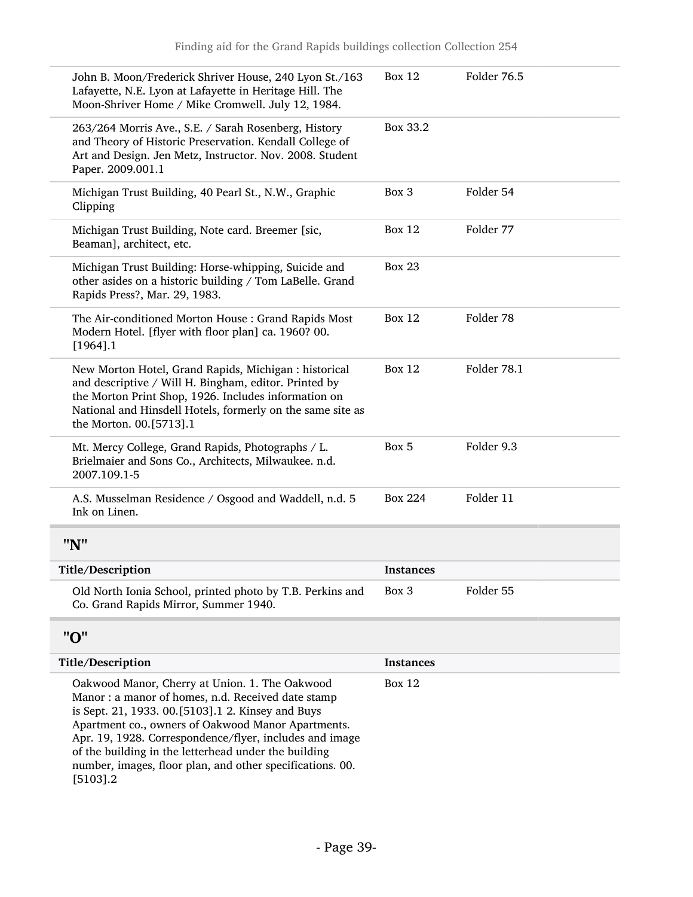| Title/Description | Instances | |
|---|---|---|
| John B. Moon/Frederick Shriver House, 240 Lyon St./163 Lafayette, N.E. Lyon at Lafayette in Heritage Hill. The Moon-Shriver Home / Mike Cromwell. July 12, 1984. | Box 12 | Folder 76.5 |
| 263/264 Morris Ave., S.E. / Sarah Rosenberg, History and Theory of Historic Preservation. Kendall College of Art and Design. Jen Metz, Instructor. Nov. 2008. Student Paper. 2009.001.1 | Box 33.2 | |
| Michigan Trust Building, 40 Pearl St., N.W., Graphic Clipping | Box 3 | Folder 54 |
| Michigan Trust Building, Note card. Breemer [sic, Beaman], architect, etc. | Box 12 | Folder 77 |
| Michigan Trust Building: Horse-whipping, Suicide and other asides on a historic building / Tom LaBelle. Grand Rapids Press?, Mar. 29, 1983. | Box 23 | |
| The Air-conditioned Morton House : Grand Rapids Most Modern Hotel. [flyer with floor plan] ca. 1960? 00.[1964].1 | Box 12 | Folder 78 |
| New Morton Hotel, Grand Rapids, Michigan : historical and descriptive / Will H. Bingham, editor. Printed by the Morton Print Shop, 1926. Includes information on National and Hinsdell Hotels, formerly on the same site as the Morton. 00.[5713].1 | Box 12 | Folder 78.1 |
| Mt. Mercy College, Grand Rapids, Photographs / L. Brielmaier and Sons Co., Architects, Milwaukee. n.d. 2007.109.1-5 | Box 5 | Folder 9.3 |
| A.S. Musselman Residence / Osgood and Waddell, n.d. 5 Ink on Linen. | Box 224 | Folder 11 |

## "N"

| Title/Description | Instances | |
|---|---|---|
| Old North Ionia School, printed photo by T.B. Perkins and Co. Grand Rapids Mirror, Summer 1940. | Box 3 | Folder 55 |

## "O"

| Title/Description | Instances | |
|---|---|---|
| Oakwood Manor, Cherry at Union. 1. The Oakwood Manor : a manor of homes, n.d. Received date stamp is Sept. 21, 1933. 00.[5103].1 2. Kinsey and Buys Apartment co., owners of Oakwood Manor Apartments. Apr. 19, 1928. Correspondence/flyer, includes and image of the building in the letterhead under the building number, images, floor plan, and other specifications. 00.[5103].2 | Box 12 | |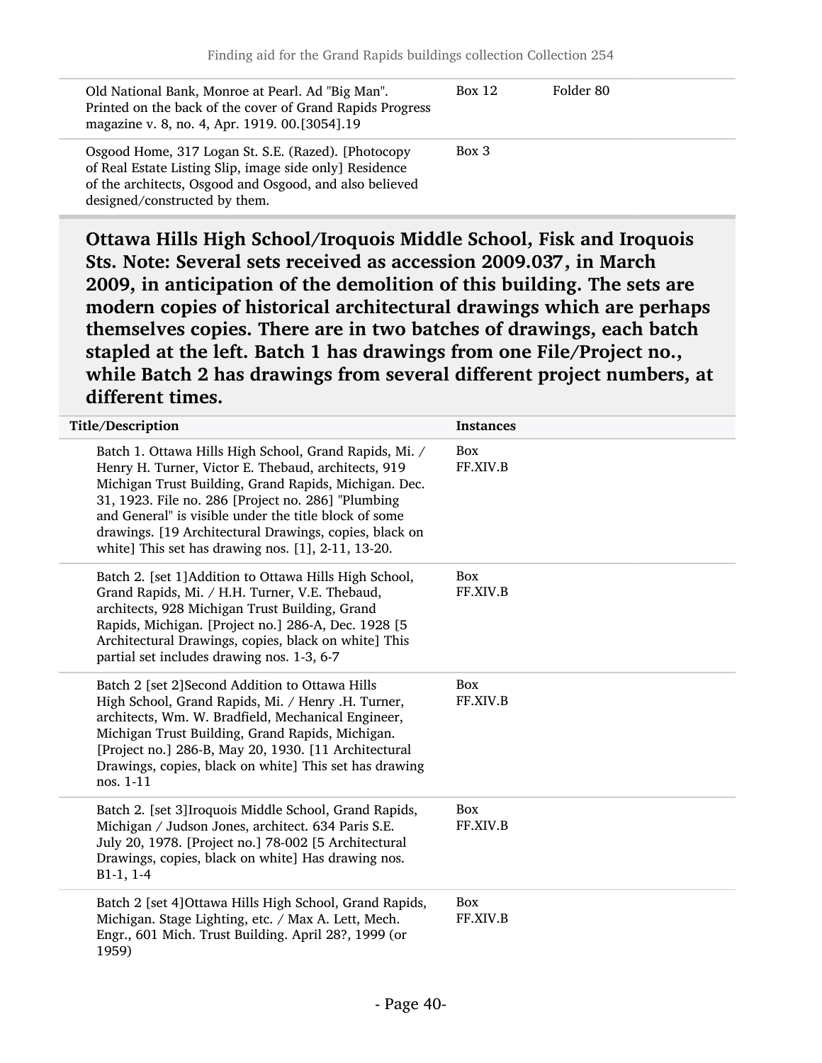| | | |
|---|---|---|
| Old National Bank, Monroe at Pearl. Ad "Big Man". Printed on the back of the cover of Grand Rapids Progress magazine v. 8, no. 4, Apr. 1919. 00.[3054].19 | Box 12 | Folder 80 |
| Osgood Home, 317 Logan St. S.E. (Razed). [Photocopy of Real Estate Listing Slip, image side only] Residence of the architects, Osgood and Osgood, and also believed designed/constructed by them. | Box 3 | |

## Ottawa Hills High School/Iroquois Middle School, Fisk and Iroquois Sts. Note: Several sets received as accession 2009.037, in March 2009, in anticipation of the demolition of this building. The sets are modern copies of historical architectural drawings which are perhaps themselves copies. There are in two batches of drawings, each batch stapled at the left. Batch 1 has drawings from one File/Project no., while Batch 2 has drawings from several different project numbers, at different times.

| Title/Description | Instances |
|---|---|
| Batch 1. Ottawa Hills High School, Grand Rapids, Mi. / Henry H. Turner, Victor E. Thebaud, architects, 919 Michigan Trust Building, Grand Rapids, Michigan. Dec. 31, 1923. File no. 286 [Project no. 286] "Plumbing and General" is visible under the title block of some drawings. [19 Architectural Drawings, copies, black on white] This set has drawing nos. [1], 2-11, 13-20. | Box FF.XIV.B |
| Batch 2. [set 1]Addition to Ottawa Hills High School, Grand Rapids, Mi. / H.H. Turner, V.E. Thebaud, architects, 928 Michigan Trust Building, Grand Rapids, Michigan. [Project no.] 286-A, Dec. 1928 [5 Architectural Drawings, copies, black on white] This partial set includes drawing nos. 1-3, 6-7 | Box FF.XIV.B |
| Batch 2 [set 2]Second Addition to Ottawa Hills High School, Grand Rapids, Mi. / Henry .H. Turner, architects, Wm. W. Bradfield, Mechanical Engineer, Michigan Trust Building, Grand Rapids, Michigan. [Project no.] 286-B, May 20, 1930. [11 Architectural Drawings, copies, black on white] This set has drawing nos. 1-11 | Box FF.XIV.B |
| Batch 2. [set 3]Iroquois Middle School, Grand Rapids, Michigan / Judson Jones, architect. 634 Paris S.E. July 20, 1978. [Project no.] 78-002 [5 Architectural Drawings, copies, black on white] Has drawing nos. B1-1, 1-4 | Box FF.XIV.B |
| Batch 2 [set 4]Ottawa Hills High School, Grand Rapids, Michigan. Stage Lighting, etc. / Max A. Lett, Mech. Engr., 601 Mich. Trust Building. April 28?, 1999 (or 1959) | Box FF.XIV.B |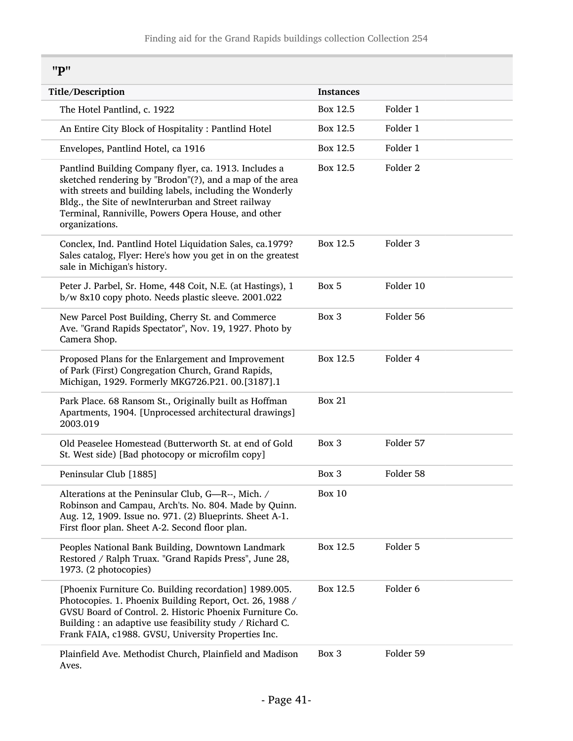## "P"

| Title/Description | Instances | |
|---|---|---|
| The Hotel Pantlind, c. 1922 | Box 12.5 | Folder 1 |
| An Entire City Block of Hospitality : Pantlind Hotel | Box 12.5 | Folder 1 |
| Envelopes, Pantlind Hotel, ca 1916 | Box 12.5 | Folder 1 |
| Pantlind Building Company flyer, ca. 1913. Includes a sketched rendering by "Brodon"(?), and a map of the area with streets and building labels, including the Wonderly Bldg., the Site of newInterurban and Street railway Terminal, Ranniville, Powers Opera House, and other organizations. | Box 12.5 | Folder 2 |
| Conclex, Ind. Pantlind Hotel Liquidation Sales, ca.1979? Sales catalog, Flyer: Here's how you get in on the greatest sale in Michigan's history. | Box 12.5 | Folder 3 |
| Peter J. Parbel, Sr. Home, 448 Coit, N.E. (at Hastings), 1 b/w 8x10 copy photo. Needs plastic sleeve. 2001.022 | Box 5 | Folder 10 |
| New Parcel Post Building, Cherry St. and Commerce Ave. "Grand Rapids Spectator", Nov. 19, 1927. Photo by Camera Shop. | Box 3 | Folder 56 |
| Proposed Plans for the Enlargement and Improvement of Park (First) Congregation Church, Grand Rapids, Michigan, 1929. Formerly MKG726.P21. 00.[3187].1 | Box 12.5 | Folder 4 |
| Park Place. 68 Ransom St., Originally built as Hoffman Apartments, 1904. [Unprocessed architectural drawings] 2003.019 | Box 21 | |
| Old Peaselee Homestead (Butterworth St. at end of Gold St. West side) [Bad photocopy or microfilm copy] | Box 3 | Folder 57 |
| Peninsular Club [1885] | Box 3 | Folder 58 |
| Alterations at the Peninsular Club, G—R--, Mich. / Robinson and Campau, Arch'ts. No. 804. Made by Quinn. Aug. 12, 1909. Issue no. 971. (2) Blueprints. Sheet A-1. First floor plan. Sheet A-2. Second floor plan. | Box 10 | |
| Peoples National Bank Building, Downtown Landmark Restored / Ralph Truax. "Grand Rapids Press", June 28, 1973. (2 photocopies) | Box 12.5 | Folder 5 |
| [Phoenix Furniture Co. Building recordation] 1989.005. Photocopies. 1. Phoenix Building Report, Oct. 26, 1988 / GVSU Board of Control. 2. Historic Phoenix Furniture Co. Building : an adaptive use feasibility study / Richard C. Frank FAIA, c1988. GVSU, University Properties Inc. | Box 12.5 | Folder 6 |
| Plainfield Ave. Methodist Church, Plainfield and Madison Aves. | Box 3 | Folder 59 |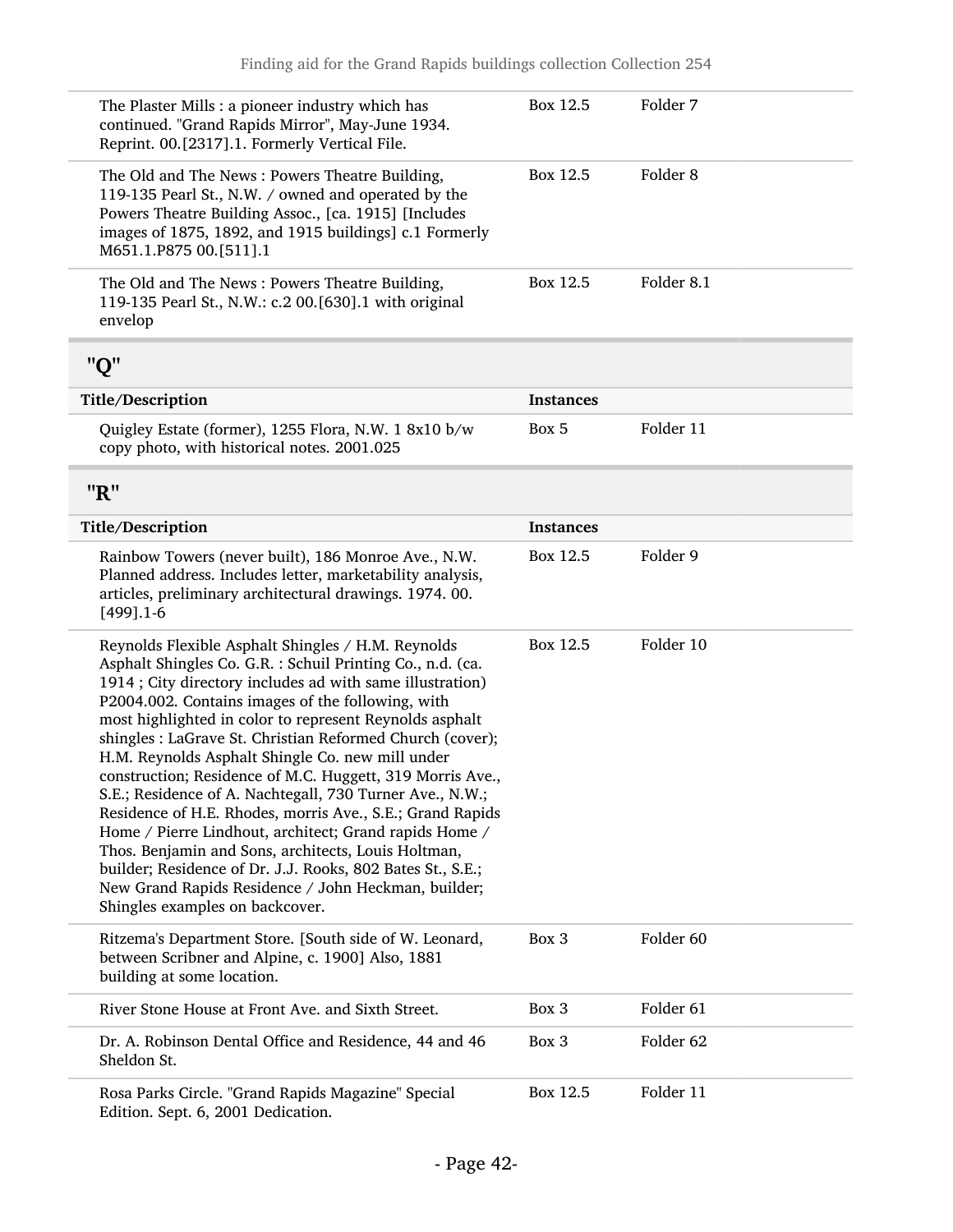| Title/Description | Instances | |
|---|---|---|
| The Plaster Mills : a pioneer industry which has continued. "Grand Rapids Mirror", May-June 1934. Reprint. 00.[2317].1. Formerly Vertical File. | Box 12.5 | Folder 7 |
| The Old and The News : Powers Theatre Building, 119-135 Pearl St., N.W. / owned and operated by the Powers Theatre Building Assoc., [ca. 1915] [Includes images of 1875, 1892, and 1915 buildings] c.1 Formerly M651.1.P875 00.[511].1 | Box 12.5 | Folder 8 |
| The Old and The News : Powers Theatre Building, 119-135 Pearl St., N.W.: c.2 00.[630].1 with original envelop | Box 12.5 | Folder 8.1 |

## "Q"

| Title/Description | Instances | |
|---|---|---|
| Quigley Estate (former), 1255 Flora, N.W. 1 8x10 b/w copy photo, with historical notes. 2001.025 | Box 5 | Folder 11 |

## "R"

| Title/Description | Instances | |
|---|---|---|
| Rainbow Towers (never built), 186 Monroe Ave., N.W. Planned address. Includes letter, marketability analysis, articles, preliminary architectural drawings. 1974. 00.[499].1-6 | Box 12.5 | Folder 9 |
| Reynolds Flexible Asphalt Shingles / H.M. Reynolds Asphalt Shingles Co. G.R. : Schuil Printing Co., n.d. (ca. 1914 ; City directory includes ad with same illustration) P2004.002. Contains images of the following, with most highlighted in color to represent Reynolds asphalt shingles : LaGrave St. Christian Reformed Church (cover); H.M. Reynolds Asphalt Shingle Co. new mill under construction; Residence of M.C. Huggett, 319 Morris Ave., S.E.; Residence of A. Nachtegall, 730 Turner Ave., N.W.; Residence of H.E. Rhodes, morris Ave., S.E.; Grand Rapids Home / Pierre Lindhout, architect; Grand rapids Home / Thos. Benjamin and Sons, architects, Louis Holtman, builder; Residence of Dr. J.J. Rooks, 802 Bates St., S.E.; New Grand Rapids Residence / John Heckman, builder; Shingles examples on backcover. | Box 12.5 | Folder 10 |
| Ritzema's Department Store. [South side of W. Leonard, between Scribner and Alpine, c. 1900] Also, 1881 building at some location. | Box 3 | Folder 60 |
| River Stone House at Front Ave. and Sixth Street. | Box 3 | Folder 61 |
| Dr. A. Robinson Dental Office and Residence, 44 and 46 Sheldon St. | Box 3 | Folder 62 |
| Rosa Parks Circle. "Grand Rapids Magazine" Special Edition. Sept. 6, 2001 Dedication. | Box 12.5 | Folder 11 |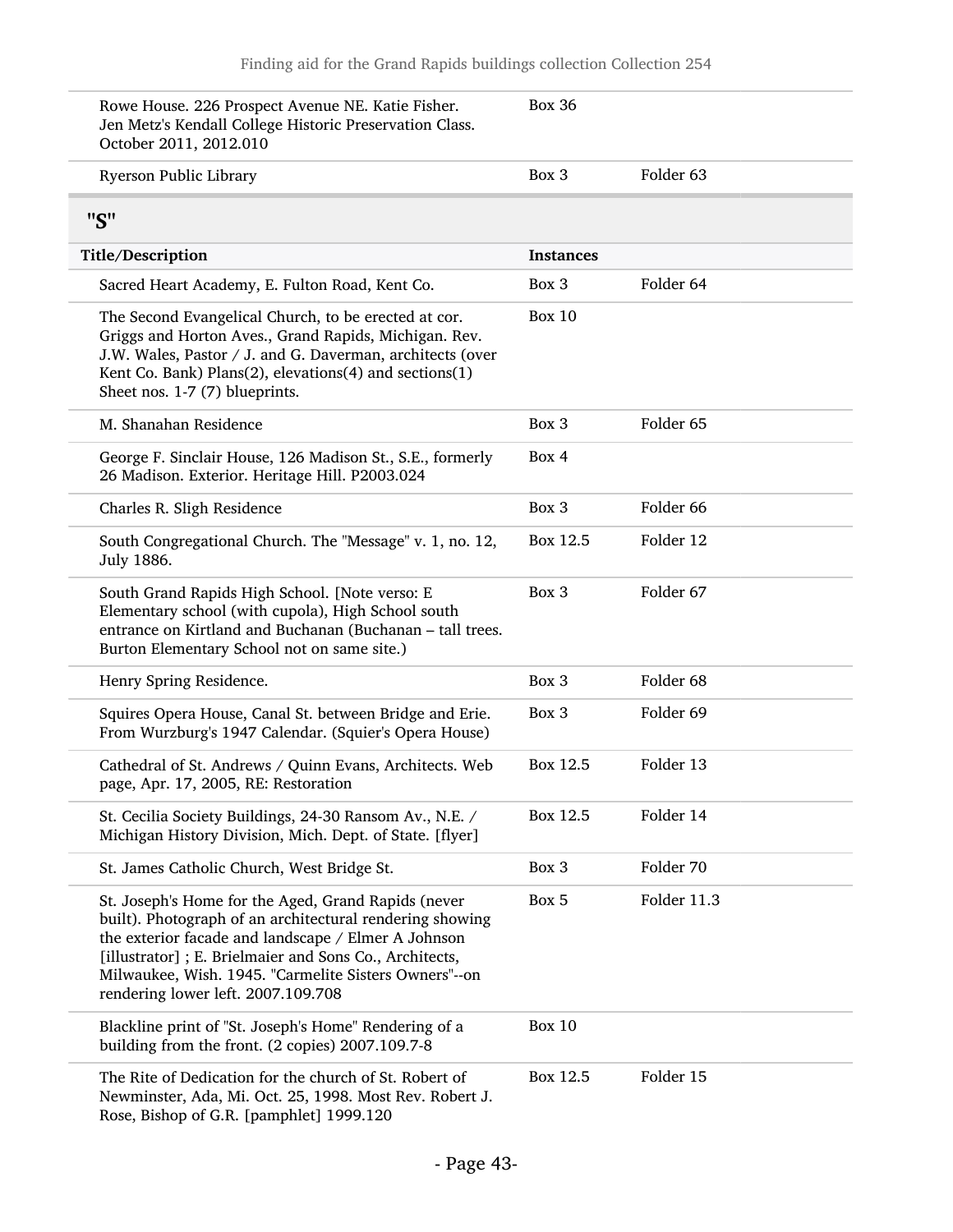| | | |
|---|---|---|
| Rowe House. 226 Prospect Avenue NE. Katie Fisher. Jen Metz's Kendall College Historic Preservation Class. October 2011, 2012.010 | Box 36 | |
| Ryerson Public Library | Box 3 | Folder 63 |

## "S"

| Title/Description | Instances | |
|---|---|---|
| Sacred Heart Academy, E. Fulton Road, Kent Co. | Box 3 | Folder 64 |
| The Second Evangelical Church, to be erected at cor. Griggs and Horton Aves., Grand Rapids, Michigan. Rev. J.W. Wales, Pastor / J. and G. Daverman, architects (over Kent Co. Bank) Plans(2), elevations(4) and sections(1) Sheet nos. 1-7 (7) blueprints. | Box 10 | |
| M. Shanahan Residence | Box 3 | Folder 65 |
| George F. Sinclair House, 126 Madison St., S.E., formerly 26 Madison. Exterior. Heritage Hill. P2003.024 | Box 4 | |
| Charles R. Sligh Residence | Box 3 | Folder 66 |
| South Congregational Church. The "Message" v. 1, no. 12, July 1886. | Box 12.5 | Folder 12 |
| South Grand Rapids High School. [Note verso: E Elementary school (with cupola), High School south entrance on Kirtland and Buchanan (Buchanan – tall trees. Burton Elementary School not on same site.) | Box 3 | Folder 67 |
| Henry Spring Residence. | Box 3 | Folder 68 |
| Squires Opera House, Canal St. between Bridge and Erie. From Wurzburg's 1947 Calendar. (Squier's Opera House) | Box 3 | Folder 69 |
| Cathedral of St. Andrews / Quinn Evans, Architects. Web page, Apr. 17, 2005, RE: Restoration | Box 12.5 | Folder 13 |
| St. Cecilia Society Buildings, 24-30 Ransom Av., N.E. / Michigan History Division, Mich. Dept. of State. [flyer] | Box 12.5 | Folder 14 |
| St. James Catholic Church, West Bridge St. | Box 3 | Folder 70 |
| St. Joseph's Home for the Aged, Grand Rapids (never built). Photograph of an architectural rendering showing the exterior facade and landscape / Elmer A Johnson [illustrator] ; E. Brielmaier and Sons Co., Architects, Milwaukee, Wish. 1945. "Carmelite Sisters Owners"--on rendering lower left. 2007.109.708 | Box 5 | Folder 11.3 |
| Blackline print of "St. Joseph's Home" Rendering of a building from the front. (2 copies) 2007.109.7-8 | Box 10 | |
| The Rite of Dedication for the church of St. Robert of Newminster, Ada, Mi. Oct. 25, 1998. Most Rev. Robert J. Rose, Bishop of G.R. [pamphlet] 1999.120 | Box 12.5 | Folder 15 |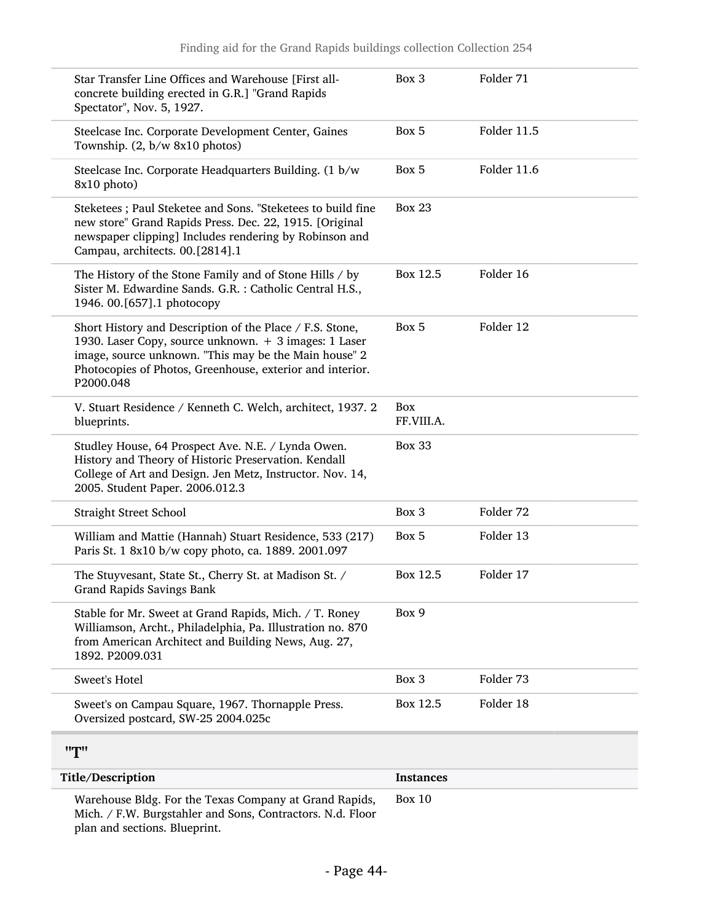| | | |
|---|---|---|
| Star Transfer Line Offices and Warehouse [First all-concrete building erected in G.R.] "Grand Rapids Spectator", Nov. 5, 1927. | Box 3 | Folder 71 |
| Steelcase Inc. Corporate Development Center, Gaines Township. (2, b/w 8x10 photos) | Box 5 | Folder 11.5 |
| Steelcase Inc. Corporate Headquarters Building. (1 b/w 8x10 photo) | Box 5 | Folder 11.6 |
| Steketees ; Paul Steketee and Sons. "Steketees to build fine new store" Grand Rapids Press. Dec. 22, 1915. [Original newspaper clipping] Includes rendering by Robinson and Campau, architects. 00.[2814].1 | Box 23 | |
| The History of the Stone Family and of Stone Hills / by Sister M. Edwardine Sands. G.R. : Catholic Central H.S., 1946. 00.[657].1 photocopy | Box 12.5 | Folder 16 |
| Short History and Description of the Place / F.S. Stone, 1930. Laser Copy, source unknown. + 3 images: 1 Laser image, source unknown. "This may be the Main house" 2 Photocopies of Photos, Greenhouse, exterior and interior. P2000.048 | Box 5 | Folder 12 |
| V. Stuart Residence / Kenneth C. Welch, architect, 1937. 2 blueprints. | Box FF.VIII.A. | |
| Studley House, 64 Prospect Ave. N.E. / Lynda Owen. History and Theory of Historic Preservation. Kendall College of Art and Design. Jen Metz, Instructor. Nov. 14, 2005. Student Paper. 2006.012.3 | Box 33 | |
| Straight Street School | Box 3 | Folder 72 |
| William and Mattie (Hannah) Stuart Residence, 533 (217) Paris St. 1 8x10 b/w copy photo, ca. 1889. 2001.097 | Box 5 | Folder 13 |
| The Stuyvesant, State St., Cherry St. at Madison St. / Grand Rapids Savings Bank | Box 12.5 | Folder 17 |
| Stable for Mr. Sweet at Grand Rapids, Mich. / T. Roney Williamson, Archt., Philadelphia, Pa. Illustration no. 870 from American Architect and Building News, Aug. 27, 1892. P2009.031 | Box 9 | |
| Sweet's Hotel | Box 3 | Folder 73 |
| Sweet's on Campau Square, 1967. Thornapple Press. Oversized postcard, SW-25 2004.025c | Box 12.5 | Folder 18 |

## "T"

| Title/Description | Instances | |
|---|---|---|
| Warehouse Bldg. For the Texas Company at Grand Rapids, Mich. / F.W. Burgstahler and Sons, Contractors. N.d. Floor plan and sections. Blueprint. | Box 10 | |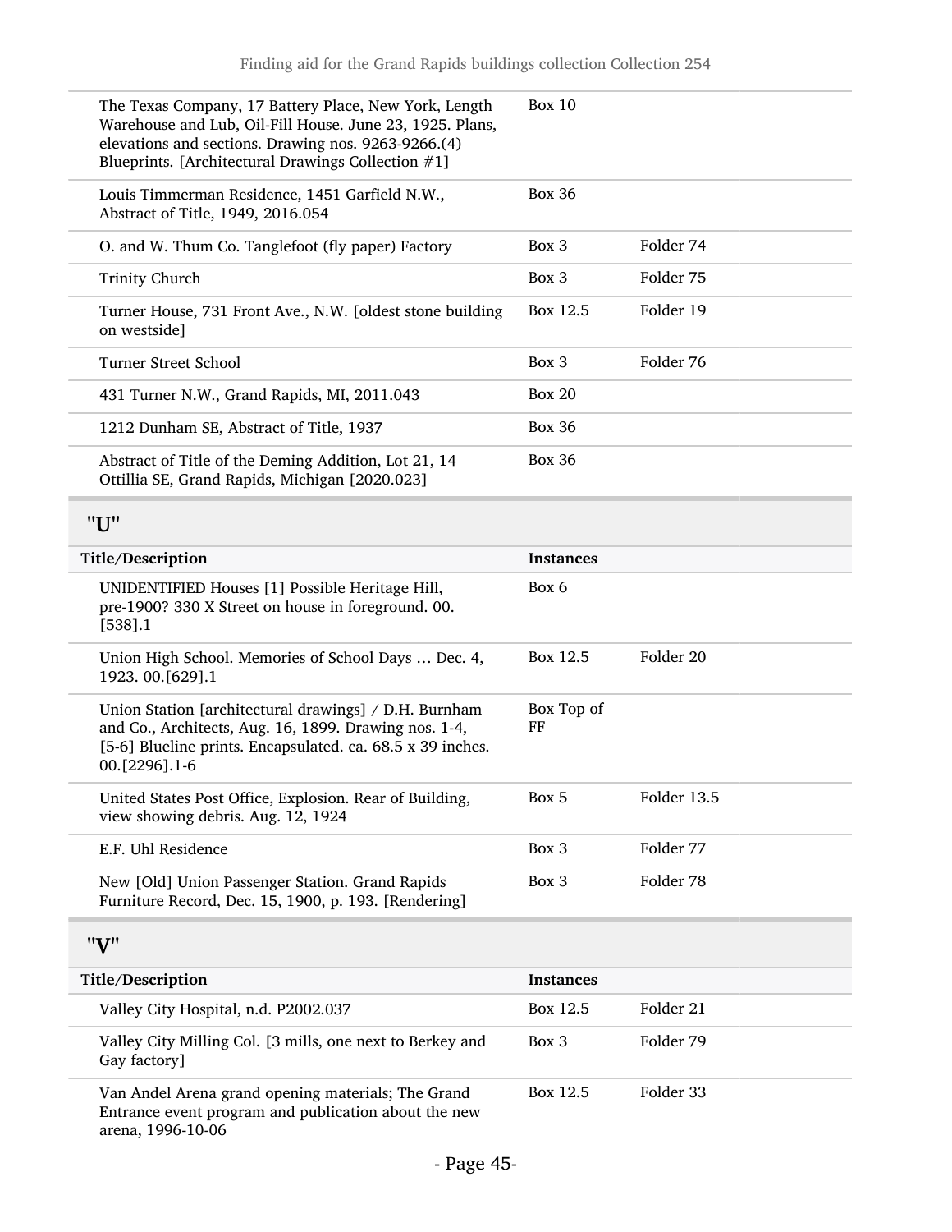| | | |
|---|---|---|
| The Texas Company, 17 Battery Place, New York, Length Warehouse and Lub, Oil-Fill House. June 23, 1925. Plans, elevations and sections. Drawing nos. 9263-9266.(4) Blueprints. [Architectural Drawings Collection #1] | Box 10 | |
| Louis Timmerman Residence, 1451 Garfield N.W., Abstract of Title, 1949, 2016.054 | Box 36 | |
| O. and W. Thum Co. Tanglefoot (fly paper) Factory | Box 3 | Folder 74 |
| Trinity Church | Box 3 | Folder 75 |
| Turner House, 731 Front Ave., N.W. [oldest stone building on westside] | Box 12.5 | Folder 19 |
| Turner Street School | Box 3 | Folder 76 |
| 431 Turner N.W., Grand Rapids, MI, 2011.043 | Box 20 | |
| 1212 Dunham SE, Abstract of Title, 1937 | Box 36 | |
| Abstract of Title of the Deming Addition, Lot 21, 14 Ottillia SE, Grand Rapids, Michigan [2020.023] | Box 36 | |

## "U"

| Title/Description | Instances | |
|---|---|---|
| UNIDENTIFIED Houses [1] Possible Heritage Hill, pre-1900? 330 X Street on house in foreground. 00.[538].1 | Box 6 | |
| Union High School. Memories of School Days … Dec. 4, 1923. 00.[629].1 | Box 12.5 | Folder 20 |
| Union Station [architectural drawings] / D.H. Burnham and Co., Architects, Aug. 16, 1899. Drawing nos. 1-4, [5-6] Blueline prints. Encapsulated. ca. 68.5 x 39 inches. 00.[2296].1-6 | Box Top of FF | |
| United States Post Office, Explosion. Rear of Building, view showing debris. Aug. 12, 1924 | Box 5 | Folder 13.5 |
| E.F. Uhl Residence | Box 3 | Folder 77 |
| New [Old] Union Passenger Station. Grand Rapids Furniture Record, Dec. 15, 1900, p. 193. [Rendering] | Box 3 | Folder 78 |

## "V"

| Title/Description | Instances | |
|---|---|---|
| Valley City Hospital, n.d. P2002.037 | Box 12.5 | Folder 21 |
| Valley City Milling Col. [3 mills, one next to Berkey and Gay factory] | Box 3 | Folder 79 |
| Van Andel Arena grand opening materials; The Grand Entrance event program and publication about the new arena, 1996-10-06 | Box 12.5 | Folder 33 |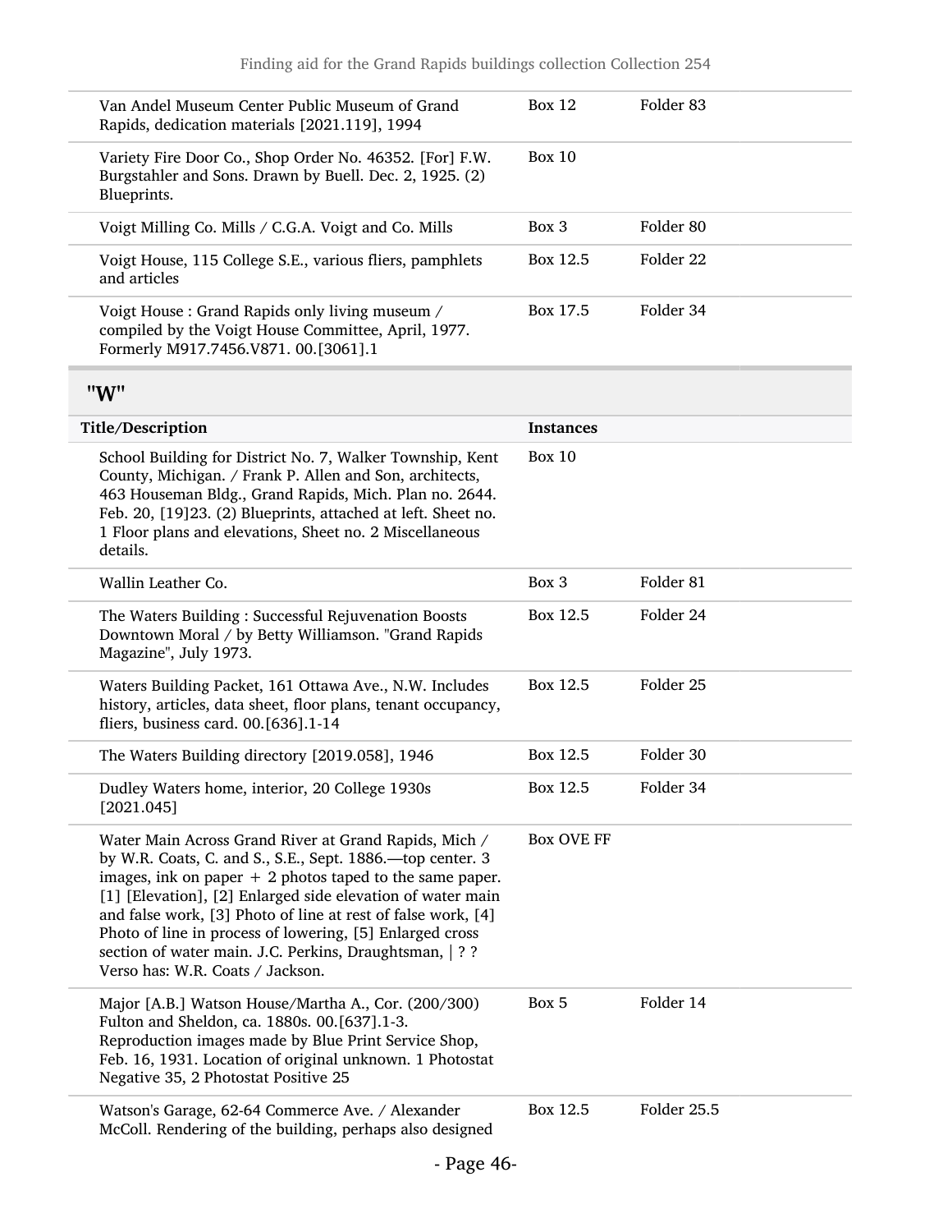| | | |
|---|---|---|
| Van Andel Museum Center Public Museum of Grand Rapids, dedication materials [2021.119], 1994 | Box 12 | Folder 83 |
| Variety Fire Door Co., Shop Order No. 46352. [For] F.W. Burgstahler and Sons. Drawn by Buell. Dec. 2, 1925. (2) Blueprints. | Box 10 | |
| Voigt Milling Co. Mills / C.G.A. Voigt and Co. Mills | Box 3 | Folder 80 |
| Voigt House, 115 College S.E., various fliers, pamphlets and articles | Box 12.5 | Folder 22 |
| Voigt House : Grand Rapids only living museum / compiled by the Voigt House Committee, April, 1977. Formerly M917.7456.V871. 00.[3061].1 | Box 17.5 | Folder 34 |

## "W"

| Title/Description | Instances | |
|---|---|---|
| School Building for District No. 7, Walker Township, Kent County, Michigan. / Frank P. Allen and Son, architects, 463 Houseman Bldg., Grand Rapids, Mich. Plan no. 2644. Feb. 20, [19]23. (2) Blueprints, attached at left. Sheet no. 1 Floor plans and elevations, Sheet no. 2 Miscellaneous details. | Box 10 | |
| Wallin Leather Co. | Box 3 | Folder 81 |
| The Waters Building : Successful Rejuvenation Boosts Downtown Moral / by Betty Williamson. "Grand Rapids Magazine", July 1973. | Box 12.5 | Folder 24 |
| Waters Building Packet, 161 Ottawa Ave., N.W. Includes history, articles, data sheet, floor plans, tenant occupancy, fliers, business card. 00.[636].1-14 | Box 12.5 | Folder 25 |
| The Waters Building directory [2019.058], 1946 | Box 12.5 | Folder 30 |
| Dudley Waters home, interior, 20 College 1930s [2021.045] | Box 12.5 | Folder 34 |
| Water Main Across Grand River at Grand Rapids, Mich / by W.R. Coats, C. and S., S.E., Sept. 1886.—top center. 3 images, ink on paper + 2 photos taped to the same paper. [1] [Elevation], [2] Enlarged side elevation of water main and false work, [3] Photo of line at rest of false work, [4] Photo of line in process of lowering, [5] Enlarged cross section of water main. J.C. Perkins, Draughtsman, \| ? ? Verso has: W.R. Coats / Jackson. | Box OVE FF | |
| Major [A.B.] Watson House/Martha A., Cor. (200/300) Fulton and Sheldon, ca. 1880s. 00.[637].1-3. Reproduction images made by Blue Print Service Shop, Feb. 16, 1931. Location of original unknown. 1 Photostat Negative 35, 2 Photostat Positive 25 | Box 5 | Folder 14 |
| Watson's Garage, 62-64 Commerce Ave. / Alexander McColl. Rendering of the building, perhaps also designed | Box 12.5 | Folder 25.5 |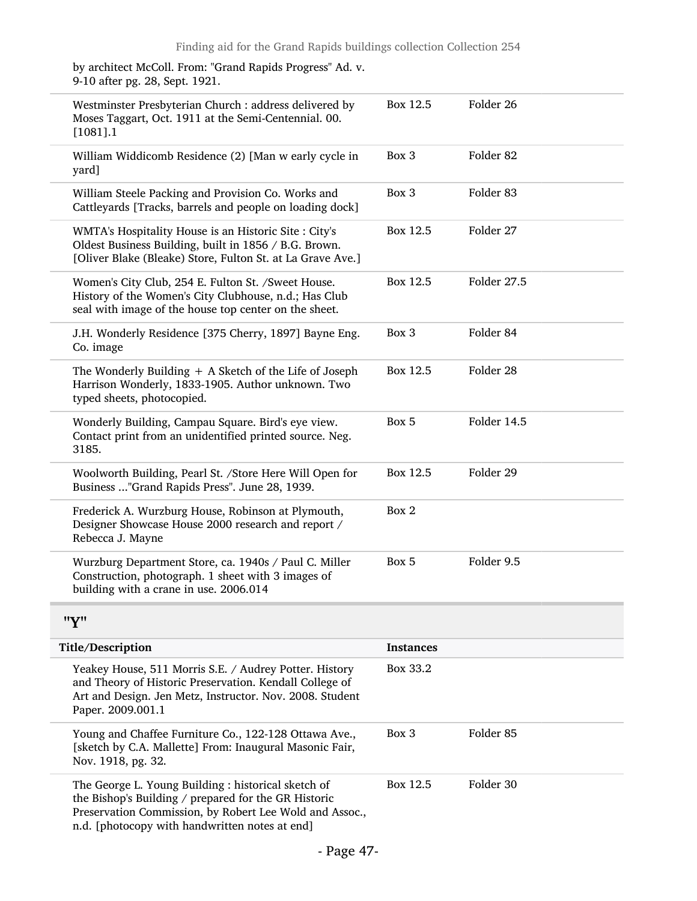by architect McColl. From: "Grand Rapids Progress" Ad. v. 9-10 after pg. 28, Sept. 1921.

| Title/Description | Instances | |
|---|---|---|
| Westminster Presbyterian Church : address delivered by Moses Taggart, Oct. 1911 at the Semi-Centennial. 00. [1081].1 | Box 12.5 | Folder 26 |
| William Widdicomb Residence (2) [Man w early cycle in yard] | Box 3 | Folder 82 |
| William Steele Packing and Provision Co. Works and Cattleyards [Tracks, barrels and people on loading dock] | Box 3 | Folder 83 |
| WMTA's Hospitality House is an Historic Site : City's Oldest Business Building, built in 1856 / B.G. Brown. [Oliver Blake (Bleake) Store, Fulton St. at La Grave Ave.] | Box 12.5 | Folder 27 |
| Women's City Club, 254 E. Fulton St. /Sweet House. History of the Women's City Clubhouse, n.d.; Has Club seal with image of the house top center on the sheet. | Box 12.5 | Folder 27.5 |
| J.H. Wonderly Residence [375 Cherry, 1897] Bayne Eng. Co. image | Box 3 | Folder 84 |
| The Wonderly Building + A Sketch of the Life of Joseph Harrison Wonderly, 1833-1905. Author unknown. Two typed sheets, photocopied. | Box 12.5 | Folder 28 |
| Wonderly Building, Campau Square. Bird's eye view. Contact print from an unidentified printed source. Neg. 3185. | Box 5 | Folder 14.5 |
| Woolworth Building, Pearl St. /Store Here Will Open for Business ..."Grand Rapids Press". June 28, 1939. | Box 12.5 | Folder 29 |
| Frederick A. Wurzburg House, Robinson at Plymouth, Designer Showcase House 2000 research and report / Rebecca J. Mayne | Box 2 | |
| Wurzburg Department Store, ca. 1940s / Paul C. Miller Construction, photograph. 1 sheet with 3 images of building with a crane in use. 2006.014 | Box 5 | Folder 9.5 |

## "Y"

| Title/Description | Instances | |
|---|---|---|
| Yeakey House, 511 Morris S.E. / Audrey Potter. History and Theory of Historic Preservation. Kendall College of Art and Design. Jen Metz, Instructor. Nov. 2008. Student Paper. 2009.001.1 | Box 33.2 | |
| Young and Chaffee Furniture Co., 122-128 Ottawa Ave., [sketch by C.A. Mallette] From: Inaugural Masonic Fair, Nov. 1918, pg. 32. | Box 3 | Folder 85 |
| The George L. Young Building : historical sketch of the Bishop's Building / prepared for the GR Historic Preservation Commission, by Robert Lee Wold and Assoc., n.d. [photocopy with handwritten notes at end] | Box 12.5 | Folder 30 |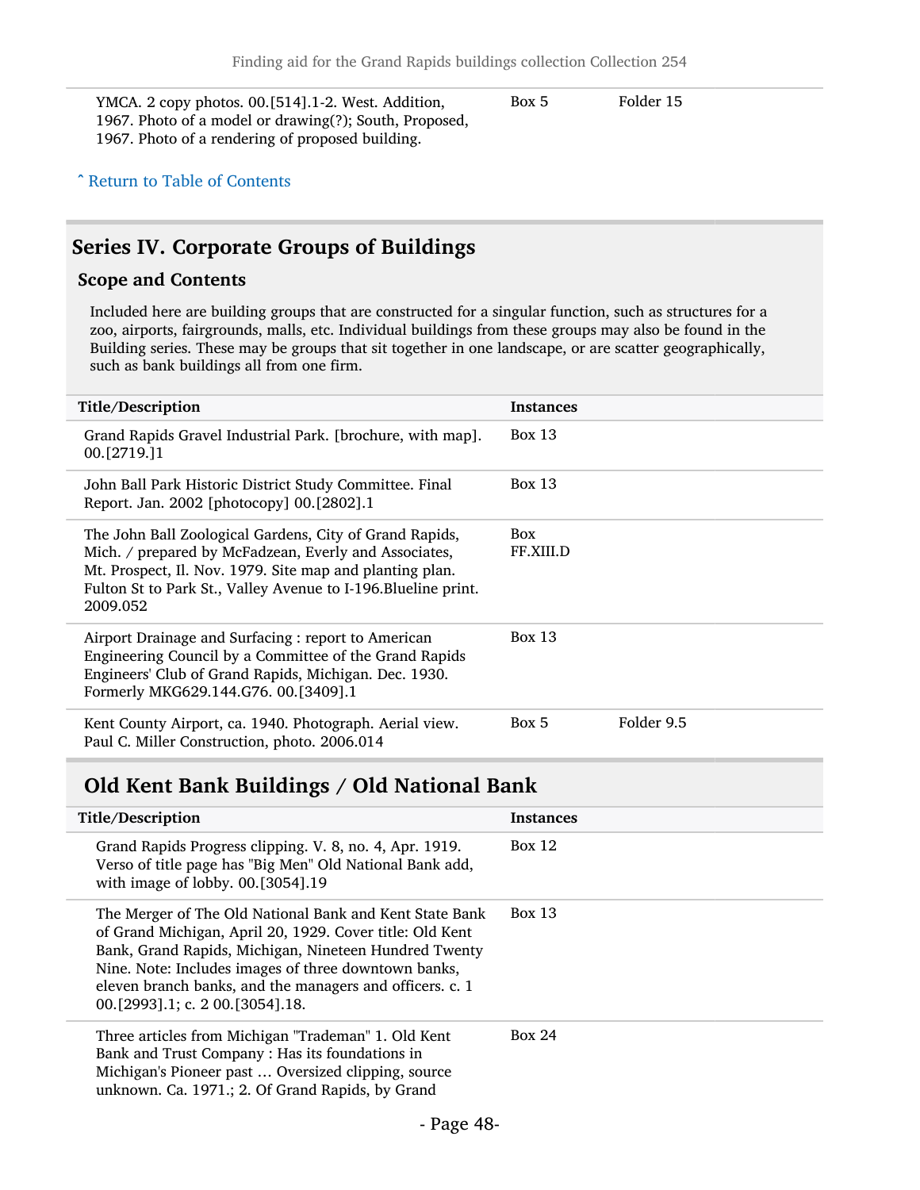| Title/Description | Instances | |
|---|---|---|
| YMCA. 2 copy photos. 00.[514].1-2. West. Addition, 1967. Photo of a model or drawing(?); South, Proposed, 1967. Photo of a rendering of proposed building. | Box 5 | Folder 15 |

˄ Return to Table of Contents

## Series IV. Corporate Groups of Buildings

### Scope and Contents

Included here are building groups that are constructed for a singular function, such as structures for a zoo, airports, fairgrounds, malls, etc. Individual buildings from these groups may also be found in the Building series. These may be groups that sit together in one landscape, or are scatter geographically, such as bank buildings all from one firm.

| Title/Description | Instances | |
|---|---|---|
| Grand Rapids Gravel Industrial Park. [brochure, with map]. 00.[2719.]1 | Box 13 | |
| John Ball Park Historic District Study Committee. Final Report. Jan. 2002 [photocopy] 00.[2802].1 | Box 13 | |
| The John Ball Zoological Gardens, City of Grand Rapids, Mich. / prepared by McFadzean, Everly and Associates, Mt. Prospect, Il. Nov. 1979. Site map and planting plan. Fulton St to Park St., Valley Avenue to I-196.Blueline print. 2009.052 | Box FF.XIII.D | |
| Airport Drainage and Surfacing : report to American Engineering Council by a Committee of the Grand Rapids Engineers' Club of Grand Rapids, Michigan. Dec. 1930. Formerly MKG629.144.G76. 00.[3409].1 | Box 13 | |
| Kent County Airport, ca. 1940. Photograph. Aerial view. Paul C. Miller Construction, photo. 2006.014 | Box 5 | Folder 9.5 |

## Old Kent Bank Buildings / Old National Bank

| Title/Description | Instances |
|---|---|
| Grand Rapids Progress clipping. V. 8, no. 4, Apr. 1919. Verso of title page has "Big Men" Old National Bank add, with image of lobby. 00.[3054].19 | Box 12 |
| The Merger of The Old National Bank and Kent State Bank of Grand Michigan, April 20, 1929. Cover title: Old Kent Bank, Grand Rapids, Michigan, Nineteen Hundred Twenty Nine. Note: Includes images of three downtown banks, eleven branch banks, and the managers and officers. c. 1 00.[2993].1; c. 2 00.[3054].18. | Box 13 |
| Three articles from Michigan "Trademan" 1. Old Kent Bank and Trust Company : Has its foundations in Michigan's Pioneer past ... Oversized clipping, source unknown. Ca. 1971.; 2. Of Grand Rapids, by Grand | Box 24 |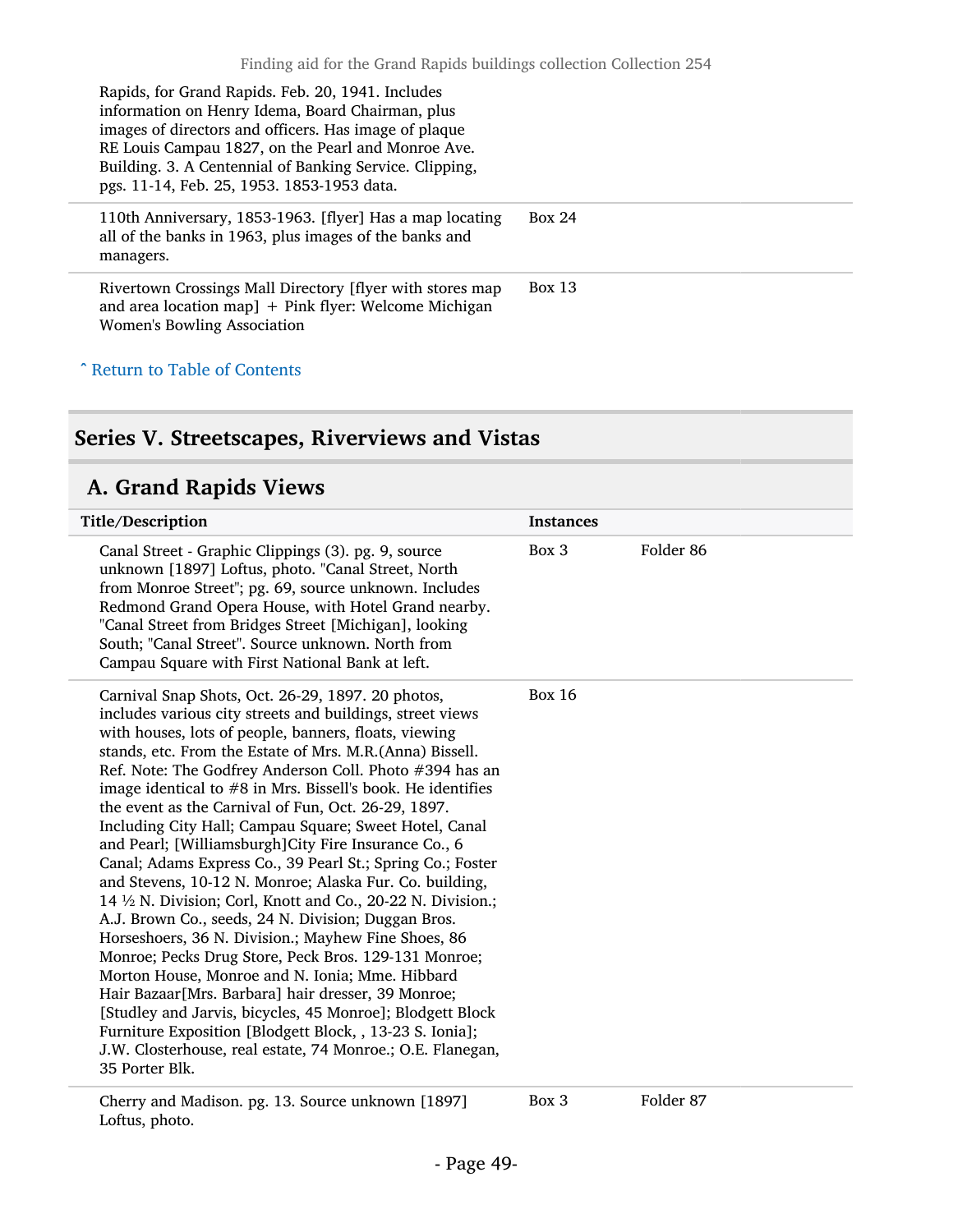| | | |
|---|---|---|
| Rapids, for Grand Rapids. Feb. 20, 1941. Includes information on Henry Idema, Board Chairman, plus images of directors and officers. Has image of plaque RE Louis Campau 1827, on the Pearl and Monroe Ave. Building. 3. A Centennial of Banking Service. Clipping, pgs. 11-14, Feb. 25, 1953. 1853-1953 data. | | |
| 110th Anniversary, 1853-1963. [flyer] Has a map locating all of the banks in 1963, plus images of the banks and managers. | Box 24 | |
| Rivertown Crossings Mall Directory [flyer with stores map and area location map] + Pink flyer: Welcome Michigan Women's Bowling Association | Box 13 | |

˄ Return to Table of Contents

## Series V. Streetscapes, Riverviews and Vistas

### A. Grand Rapids Views

| Title/Description | Instances | |
|---|---|---|
| Canal Street - Graphic Clippings (3). pg. 9, source unknown [1897] Loftus, photo. "Canal Street, North from Monroe Street"; pg. 69, source unknown. Includes Redmond Grand Opera House, with Hotel Grand nearby. "Canal Street from Bridges Street [Michigan], looking South; "Canal Street". Source unknown. North from Campau Square with First National Bank at left. | Box 3 | Folder 86 |
| Carnival Snap Shots, Oct. 26-29, 1897. 20 photos, includes various city streets and buildings, street views with houses, lots of people, banners, floats, viewing stands, etc. From the Estate of Mrs. M.R.(Anna) Bissell. Ref. Note: The Godfrey Anderson Coll. Photo #394 has an image identical to #8 in Mrs. Bissell's book. He identifies the event as the Carnival of Fun, Oct. 26-29, 1897. Including City Hall; Campau Square; Sweet Hotel, Canal and Pearl; [Williamsburgh]City Fire Insurance Co., 6 Canal; Adams Express Co., 39 Pearl St.; Spring Co.; Foster and Stevens, 10-12 N. Monroe; Alaska Fur. Co. building, 14 ½ N. Division; Corl, Knott and Co., 20-22 N. Division.; A.J. Brown Co., seeds, 24 N. Division; Duggan Bros. Horseshoers, 36 N. Division.; Mayhew Fine Shoes, 86 Monroe; Pecks Drug Store, Peck Bros. 129-131 Monroe; Morton House, Monroe and N. Ionia; Mme. Hibbard Hair Bazaar[Mrs. Barbara] hair dresser, 39 Monroe; [Studley and Jarvis, bicycles, 45 Monroe]; Blodgett Block Furniture Exposition [Blodgett Block, , 13-23 S. Ionia]; J.W. Closterhouse, real estate, 74 Monroe.; O.E. Flanegan, 35 Porter Blk. | Box 16 | |
| Cherry and Madison. pg. 13. Source unknown [1897] Loftus, photo. | Box 3 | Folder 87 |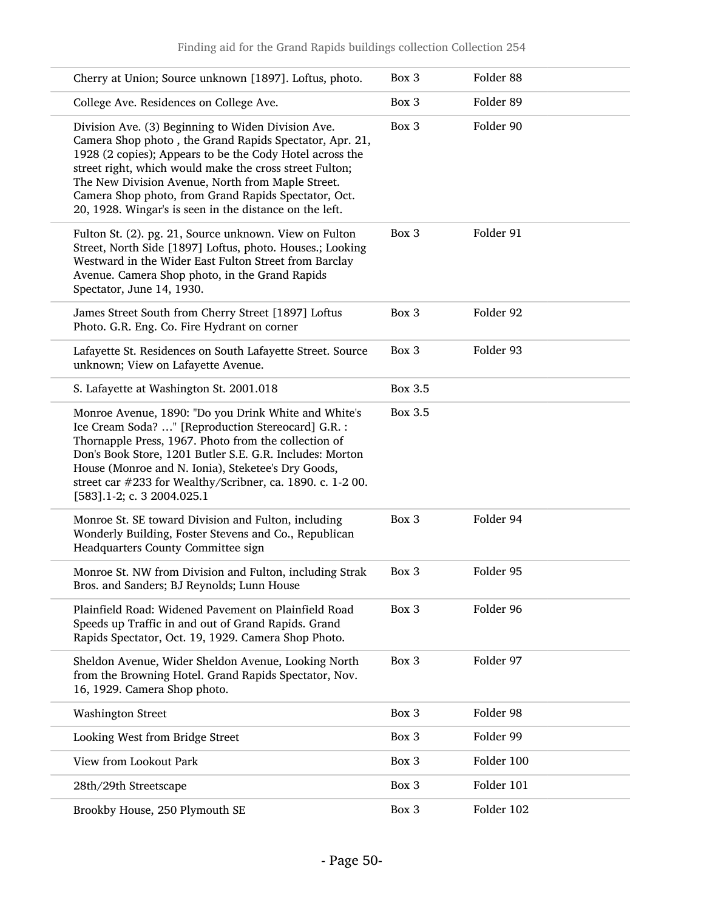| | | |
|---|---|---|
| Cherry at Union; Source unknown [1897]. Loftus, photo. | Box 3 | Folder 88 |
| College Ave. Residences on College Ave. | Box 3 | Folder 89 |
| Division Ave. (3) Beginning to Widen Division Ave. Camera Shop photo , the Grand Rapids Spectator, Apr. 21, 1928 (2 copies); Appears to be the Cody Hotel across the street right, which would make the cross street Fulton; The New Division Avenue, North from Maple Street. Camera Shop photo, from Grand Rapids Spectator, Oct. 20, 1928. Wingar's is seen in the distance on the left. | Box 3 | Folder 90 |
| Fulton St. (2). pg. 21, Source unknown. View on Fulton Street, North Side [1897] Loftus, photo. Houses.; Looking Westward in the Wider East Fulton Street from Barclay Avenue. Camera Shop photo, in the Grand Rapids Spectator, June 14, 1930. | Box 3 | Folder 91 |
| James Street South from Cherry Street [1897] Loftus Photo. G.R. Eng. Co. Fire Hydrant on corner | Box 3 | Folder 92 |
| Lafayette St. Residences on South Lafayette Street. Source unknown; View on Lafayette Avenue. | Box 3 | Folder 93 |
| S. Lafayette at Washington St. 2001.018 | Box 3.5 | |
| Monroe Avenue, 1890: "Do you Drink White and White's Ice Cream Soda? …" [Reproduction Stereocard] G.R. : Thornapple Press, 1967. Photo from the collection of Don's Book Store, 1201 Butler S.E. G.R. Includes: Morton House (Monroe and N. Ionia), Steketee's Dry Goods, street car #233 for Wealthy/Scribner, ca. 1890. c. 1-2 00. [583].1-2; c. 3 2004.025.1 | Box 3.5 | |
| Monroe St. SE toward Division and Fulton, including Wonderly Building, Foster Stevens and Co., Republican Headquarters County Committee sign | Box 3 | Folder 94 |
| Monroe St. NW from Division and Fulton, including Strak Bros. and Sanders; BJ Reynolds; Lunn House | Box 3 | Folder 95 |
| Plainfield Road: Widened Pavement on Plainfield Road Speeds up Traffic in and out of Grand Rapids. Grand Rapids Spectator, Oct. 19, 1929. Camera Shop Photo. | Box 3 | Folder 96 |
| Sheldon Avenue, Wider Sheldon Avenue, Looking North from the Browning Hotel. Grand Rapids Spectator, Nov. 16, 1929. Camera Shop photo. | Box 3 | Folder 97 |
| Washington Street | Box 3 | Folder 98 |
| Looking West from Bridge Street | Box 3 | Folder 99 |
| View from Lookout Park | Box 3 | Folder 100 |
| 28th/29th Streetscape | Box 3 | Folder 101 |
| Brookby House, 250 Plymouth SE | Box 3 | Folder 102 |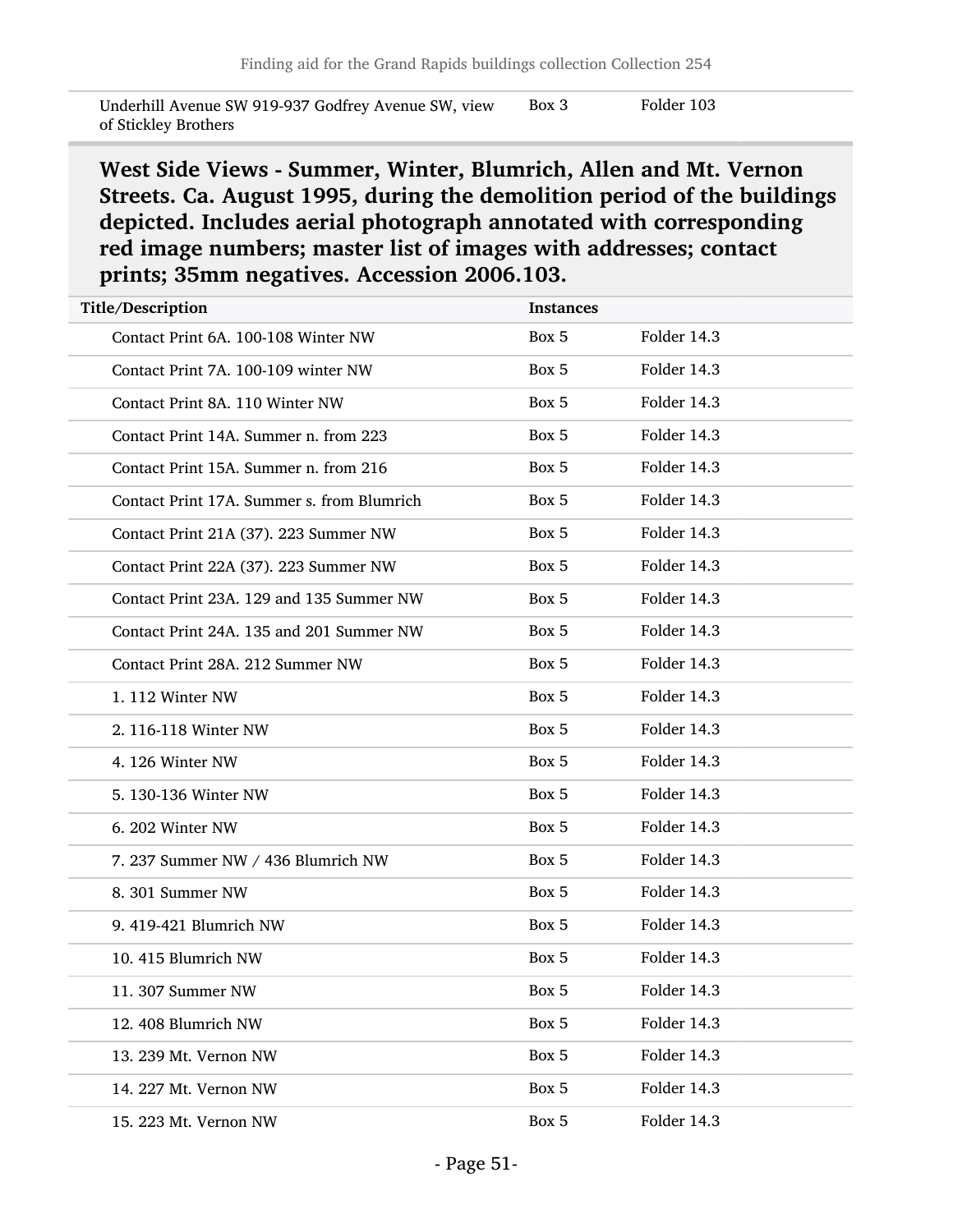| | | |
|---|---|---|
| Underhill Avenue SW 919-937 Godfrey Avenue SW, view of Stickley Brothers | Box 3 | Folder 103 |

### West Side Views - Summer, Winter, Blumrich, Allen and Mt. Vernon Streets. Ca. August 1995, during the demolition period of the buildings depicted. Includes aerial photograph annotated with corresponding red image numbers; master list of images with addresses; contact prints; 35mm negatives. Accession 2006.103.

| Title/Description | Instances | |
|---|---|---|
| Contact Print 6A. 100-108 Winter NW | Box 5 | Folder 14.3 |
| Contact Print 7A. 100-109 winter NW | Box 5 | Folder 14.3 |
| Contact Print 8A. 110 Winter NW | Box 5 | Folder 14.3 |
| Contact Print 14A. Summer n. from 223 | Box 5 | Folder 14.3 |
| Contact Print 15A. Summer n. from 216 | Box 5 | Folder 14.3 |
| Contact Print 17A. Summer s. from Blumrich | Box 5 | Folder 14.3 |
| Contact Print 21A (37). 223 Summer NW | Box 5 | Folder 14.3 |
| Contact Print 22A (37). 223 Summer NW | Box 5 | Folder 14.3 |
| Contact Print 23A. 129 and 135 Summer NW | Box 5 | Folder 14.3 |
| Contact Print 24A. 135 and 201 Summer NW | Box 5 | Folder 14.3 |
| Contact Print 28A. 212 Summer NW | Box 5 | Folder 14.3 |
| 1. 112 Winter NW | Box 5 | Folder 14.3 |
| 2. 116-118 Winter NW | Box 5 | Folder 14.3 |
| 4. 126 Winter NW | Box 5 | Folder 14.3 |
| 5. 130-136 Winter NW | Box 5 | Folder 14.3 |
| 6. 202 Winter NW | Box 5 | Folder 14.3 |
| 7. 237 Summer NW / 436 Blumrich NW | Box 5 | Folder 14.3 |
| 8. 301 Summer NW | Box 5 | Folder 14.3 |
| 9. 419-421 Blumrich NW | Box 5 | Folder 14.3 |
| 10. 415 Blumrich NW | Box 5 | Folder 14.3 |
| 11. 307 Summer NW | Box 5 | Folder 14.3 |
| 12. 408 Blumrich NW | Box 5 | Folder 14.3 |
| 13. 239 Mt. Vernon NW | Box 5 | Folder 14.3 |
| 14. 227 Mt. Vernon NW | Box 5 | Folder 14.3 |
| 15. 223 Mt. Vernon NW | Box 5 | Folder 14.3 |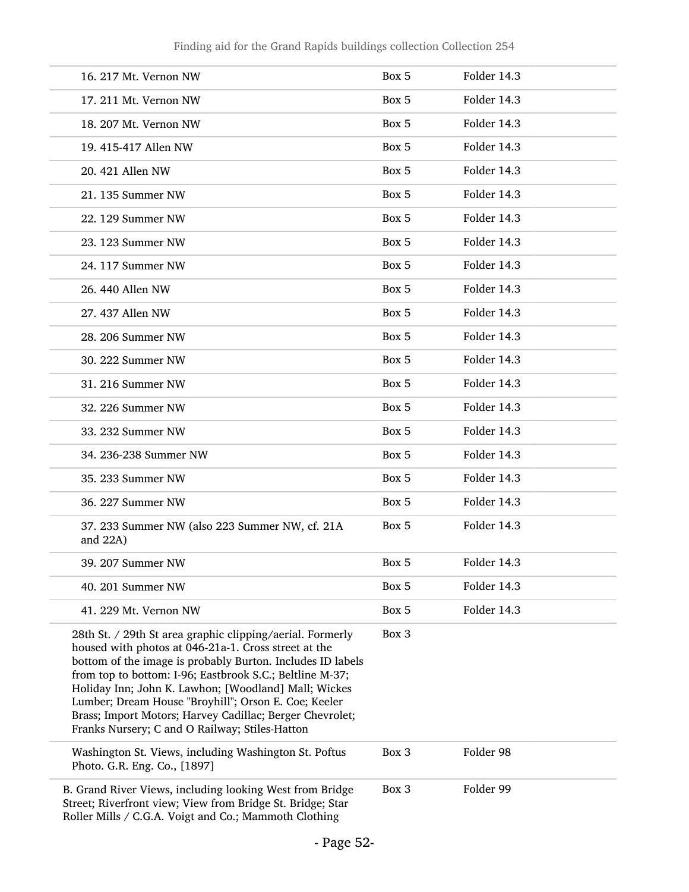| | | |
|---|---|---|
| 16. 217 Mt. Vernon NW | Box 5 | Folder 14.3 |
| 17. 211 Mt. Vernon NW | Box 5 | Folder 14.3 |
| 18. 207 Mt. Vernon NW | Box 5 | Folder 14.3 |
| 19. 415-417 Allen NW | Box 5 | Folder 14.3 |
| 20. 421 Allen NW | Box 5 | Folder 14.3 |
| 21. 135 Summer NW | Box 5 | Folder 14.3 |
| 22. 129 Summer NW | Box 5 | Folder 14.3 |
| 23. 123 Summer NW | Box 5 | Folder 14.3 |
| 24. 117 Summer NW | Box 5 | Folder 14.3 |
| 26. 440 Allen NW | Box 5 | Folder 14.3 |
| 27. 437 Allen NW | Box 5 | Folder 14.3 |
| 28. 206 Summer NW | Box 5 | Folder 14.3 |
| 30. 222 Summer NW | Box 5 | Folder 14.3 |
| 31. 216 Summer NW | Box 5 | Folder 14.3 |
| 32. 226 Summer NW | Box 5 | Folder 14.3 |
| 33. 232 Summer NW | Box 5 | Folder 14.3 |
| 34. 236-238 Summer NW | Box 5 | Folder 14.3 |
| 35. 233 Summer NW | Box 5 | Folder 14.3 |
| 36. 227 Summer NW | Box 5 | Folder 14.3 |
| 37. 233 Summer NW (also 223 Summer NW, cf. 21A and 22A) | Box 5 | Folder 14.3 |
| 39. 207 Summer NW | Box 5 | Folder 14.3 |
| 40. 201 Summer NW | Box 5 | Folder 14.3 |
| 41. 229 Mt. Vernon NW | Box 5 | Folder 14.3 |
| 28th St. / 29th St area graphic clipping/aerial. Formerly housed with photos at 046-21a-1. Cross street at the bottom of the image is probably Burton. Includes ID labels from top to bottom: I-96; Eastbrook S.C.; Beltline M-37; Holiday Inn; John K. Lawhon; [Woodland] Mall; Wickes Lumber; Dream House "Broyhill"; Orson E. Coe; Keeler Brass; Import Motors; Harvey Cadillac; Berger Chevrolet; Franks Nursery; C and O Railway; Stiles-Hatton | Box 3 | |
| Washington St. Views, including Washington St. Poftus Photo. G.R. Eng. Co., [1897] | Box 3 | Folder 98 |
| B. Grand River Views, including looking West from Bridge Street; Riverfront view; View from Bridge St. Bridge; Star Roller Mills / C.G.A. Voigt and Co.; Mammoth Clothing | Box 3 | Folder 99 |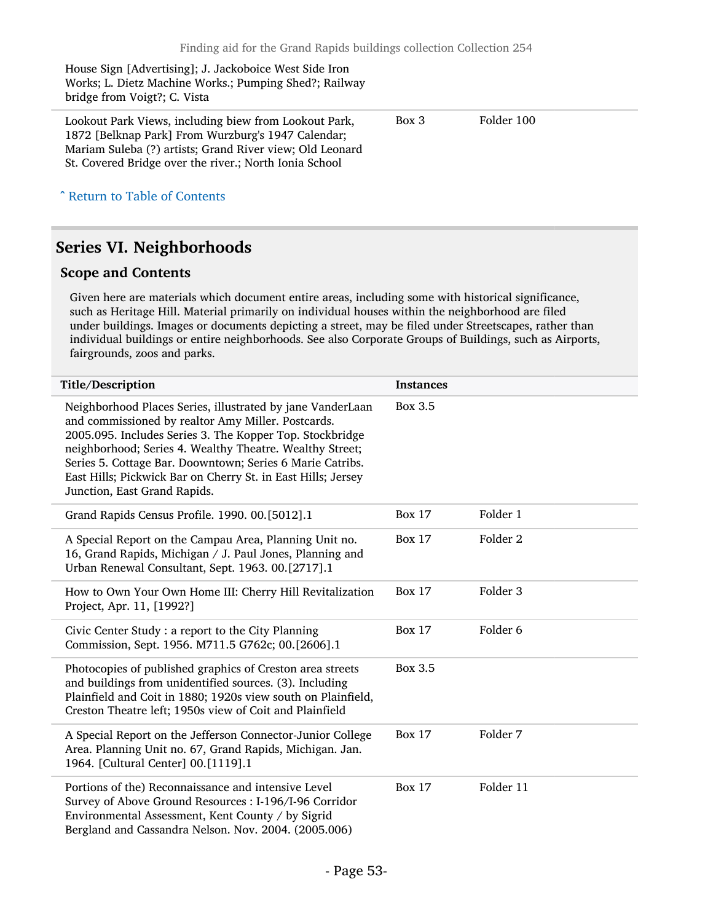| | | |
|---|---|---|
| House Sign [Advertising]; J. Jackoboice West Side Iron Works; L. Dietz Machine Works.; Pumping Shed?; Railway bridge from Voigt?; C. Vista | | |
| Lookout Park Views, including biew from Lookout Park, 1872 [Belknap Park] From Wurzburg's 1947 Calendar; Mariam Suleba (?) artists; Grand River view; Old Leonard St. Covered Bridge over the river.; North Ionia School | Box 3 | Folder 100 |

ˆ Return to Table of Contents

## Series VI. Neighborhoods

### Scope and Contents

Given here are materials which document entire areas, including some with historical significance, such as Heritage Hill. Material primarily on individual houses within the neighborhood are filed under buildings. Images or documents depicting a street, may be filed under Streetscapes, rather than individual buildings or entire neighborhoods. See also Corporate Groups of Buildings, such as Airports, fairgrounds, zoos and parks.

| Title/Description | Instances | |
|---|---|---|
| Neighborhood Places Series, illustrated by jane VanderLaan and commissioned by realtor Amy Miller. Postcards. 2005.095. Includes Series 3. The Kopper Top. Stockbridge neighborhood; Series 4. Wealthy Theatre. Wealthy Street; Series 5. Cottage Bar. Doowntown; Series 6 Marie Catribs. East Hills; Pickwick Bar on Cherry St. in East Hills; Jersey Junction, East Grand Rapids. | Box 3.5 | |
| Grand Rapids Census Profile. 1990. 00.[5012].1 | Box 17 | Folder 1 |
| A Special Report on the Campau Area, Planning Unit no. 16, Grand Rapids, Michigan / J. Paul Jones, Planning and Urban Renewal Consultant, Sept. 1963. 00.[2717].1 | Box 17 | Folder 2 |
| How to Own Your Own Home III: Cherry Hill Revitalization Project, Apr. 11, [1992?] | Box 17 | Folder 3 |
| Civic Center Study : a report to the City Planning Commission, Sept. 1956. M711.5 G762c; 00.[2606].1 | Box 17 | Folder 6 |
| Photocopies of published graphics of Creston area streets and buildings from unidentified sources. (3). Including Plainfield and Coit in 1880; 1920s view south on Plainfield, Creston Theatre left; 1950s view of Coit and Plainfield | Box 3.5 | |
| A Special Report on the Jefferson Connector-Junior College Area. Planning Unit no. 67, Grand Rapids, Michigan. Jan. 1964. [Cultural Center] 00.[1119].1 | Box 17 | Folder 7 |
| Portions of the) Reconnaissance and intensive Level Survey of Above Ground Resources : I-196/I-96 Corridor Environmental Assessment, Kent County / by Sigrid Bergland and Cassandra Nelson. Nov. 2004. (2005.006) | Box 17 | Folder 11 |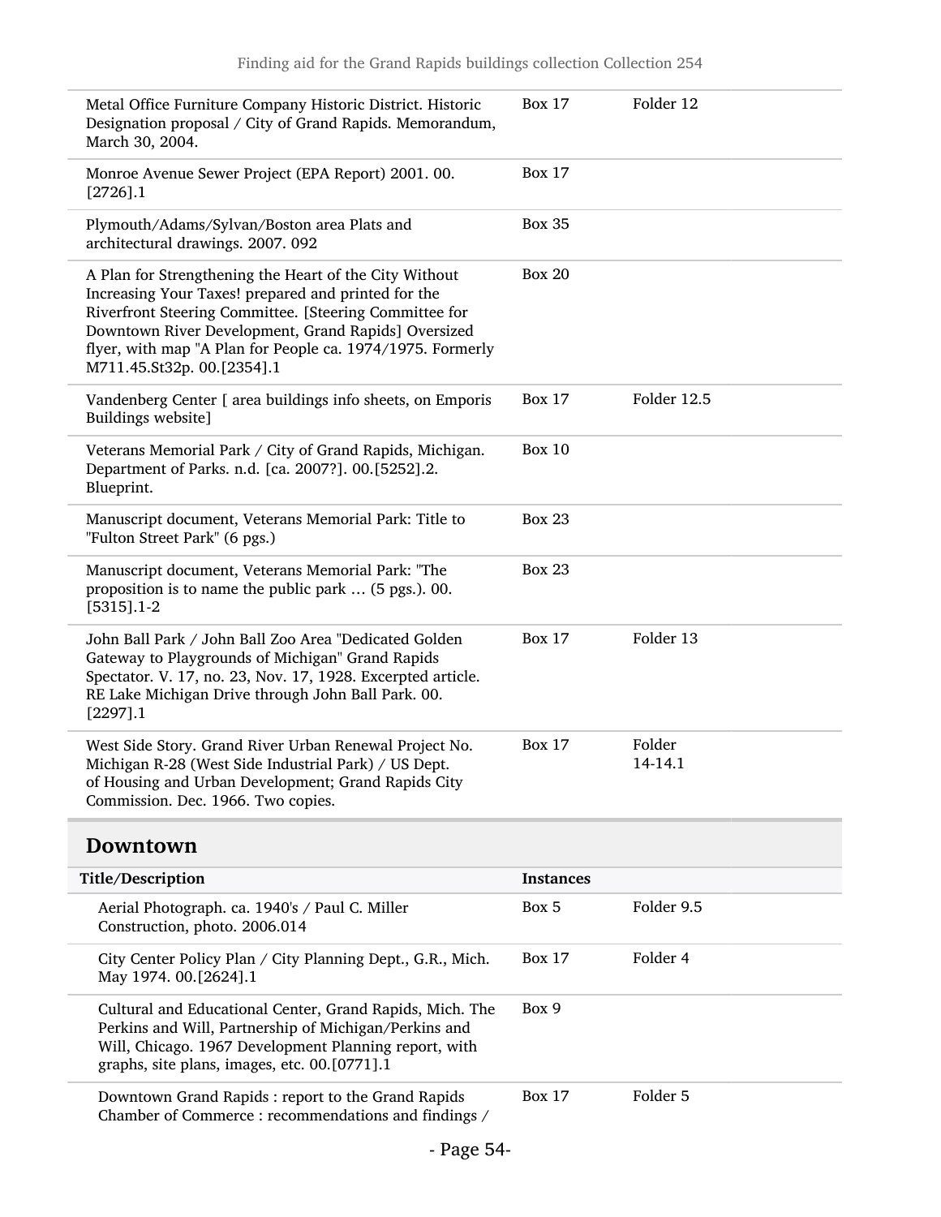| | | |
|---|---|---|
| Metal Office Furniture Company Historic District. Historic Designation proposal / City of Grand Rapids. Memorandum, March 30, 2004. | Box 17 | Folder 12 |
| Monroe Avenue Sewer Project (EPA Report) 2001. 00. [2726].1 | Box 17 | |
| Plymouth/Adams/Sylvan/Boston area Plats and architectural drawings. 2007. 092 | Box 35 | |
| A Plan for Strengthening the Heart of the City Without Increasing Your Taxes! prepared and printed for the Riverfront Steering Committee. [Steering Committee for Downtown River Development, Grand Rapids] Oversized flyer, with map "A Plan for People ca. 1974/1975. Formerly M711.45.St32p. 00.[2354].1 | Box 20 | |
| Vandenberg Center [ area buildings info sheets, on Emporis Buildings website] | Box 17 | Folder 12.5 |
| Veterans Memorial Park / City of Grand Rapids, Michigan. Department of Parks. n.d. [ca. 2007?]. 00.[5252].2. Blueprint. | Box 10 | |
| Manuscript document, Veterans Memorial Park: Title to "Fulton Street Park" (6 pgs.) | Box 23 | |
| Manuscript document, Veterans Memorial Park: "The proposition is to name the public park … (5 pgs.). 00. [5315].1-2 | Box 23 | |
| John Ball Park / John Ball Zoo Area "Dedicated Golden Gateway to Playgrounds of Michigan" Grand Rapids Spectator. V. 17, no. 23, Nov. 17, 1928. Excerpted article. RE Lake Michigan Drive through John Ball Park. 00. [2297].1 | Box 17 | Folder 13 |
| West Side Story. Grand River Urban Renewal Project No. Michigan R-28 (West Side Industrial Park) / US Dept. of Housing and Urban Development; Grand Rapids City Commission. Dec. 1966. Two copies. | Box 17 | Folder 14-14.1 |

## Downtown

| Title/Description | Instances | |
|---|---|---|
| Aerial Photograph. ca. 1940's / Paul C. Miller Construction, photo. 2006.014 | Box 5 | Folder 9.5 |
| City Center Policy Plan / City Planning Dept., G.R., Mich. May 1974. 00.[2624].1 | Box 17 | Folder 4 |
| Cultural and Educational Center, Grand Rapids, Mich. The Perkins and Will, Partnership of Michigan/Perkins and Will, Chicago. 1967 Development Planning report, with graphs, site plans, images, etc. 00.[0771].1 | Box 9 | |
| Downtown Grand Rapids : report to the Grand Rapids Chamber of Commerce : recommendations and findings / | Box 17 | Folder 5 |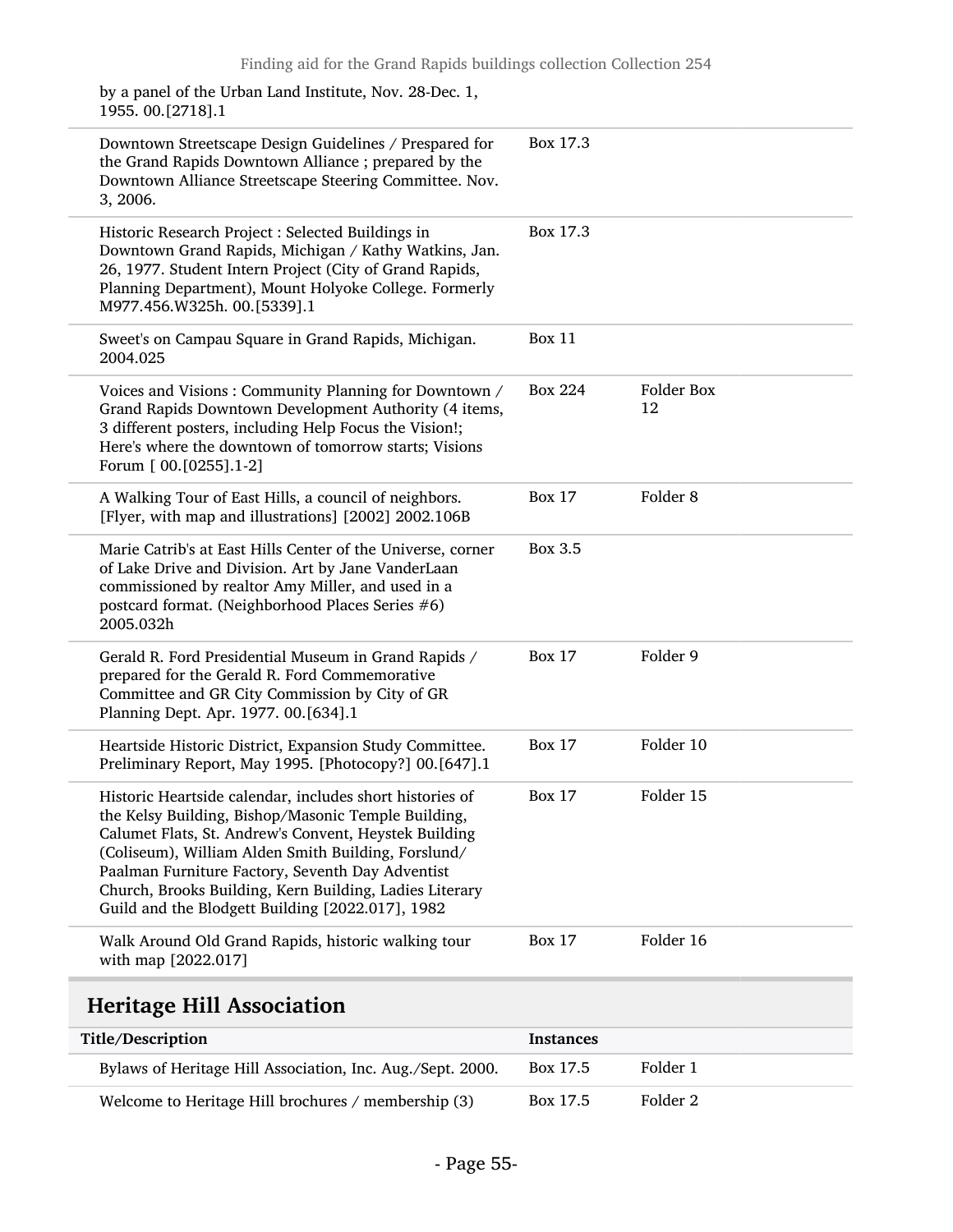| | | |
|---|---|---|
| by a panel of the Urban Land Institute, Nov. 28-Dec. 1, 1955. 00.[2718].1 | | |
| Downtown Streetscape Design Guidelines / Prespared for the Grand Rapids Downtown Alliance ; prepared by the Downtown Alliance Streetscape Steering Committee. Nov. 3, 2006. | Box 17.3 | |
| Historic Research Project : Selected Buildings in Downtown Grand Rapids, Michigan / Kathy Watkins, Jan. 26, 1977. Student Intern Project (City of Grand Rapids, Planning Department), Mount Holyoke College. Formerly M977.456.W325h. 00.[5339].1 | Box 17.3 | |
| Sweet's on Campau Square in Grand Rapids, Michigan. 2004.025 | Box 11 | |
| Voices and Visions : Community Planning for Downtown / Grand Rapids Downtown Development Authority (4 items, 3 different posters, including Help Focus the Vision!; Here's where the downtown of tomorrow starts; Visions Forum [ 00.[0255].1-2] | Box 224 | Folder Box 12 |
| A Walking Tour of East Hills, a council of neighbors. [Flyer, with map and illustrations] [2002] 2002.106B | Box 17 | Folder 8 |
| Marie Catrib's at East Hills Center of the Universe, corner of Lake Drive and Division. Art by Jane VanderLaan commissioned by realtor Amy Miller, and used in a postcard format. (Neighborhood Places Series #6) 2005.032h | Box 3.5 | |
| Gerald R. Ford Presidential Museum in Grand Rapids / prepared for the Gerald R. Ford Commemorative Committee and GR City Commission by City of GR Planning Dept. Apr. 1977. 00.[634].1 | Box 17 | Folder 9 |
| Heartside Historic District, Expansion Study Committee. Preliminary Report, May 1995. [Photocopy?] 00.[647].1 | Box 17 | Folder 10 |
| Historic Heartside calendar, includes short histories of the Kelsy Building, Bishop/Masonic Temple Building, Calumet Flats, St. Andrew's Convent, Heystek Building (Coliseum), William Alden Smith Building, Forslund/Paalman Furniture Factory, Seventh Day Adventist Church, Brooks Building, Kern Building, Ladies Literary Guild and the Blodgett Building [2022.017], 1982 | Box 17 | Folder 15 |
| Walk Around Old Grand Rapids, historic walking tour with map [2022.017] | Box 17 | Folder 16 |

## Heritage Hill Association

| Title/Description | Instances | |
|---|---|---|
| Bylaws of Heritage Hill Association, Inc. Aug./Sept. 2000. | Box 17.5 | Folder 1 |
| Welcome to Heritage Hill brochures / membership (3) | Box 17.5 | Folder 2 |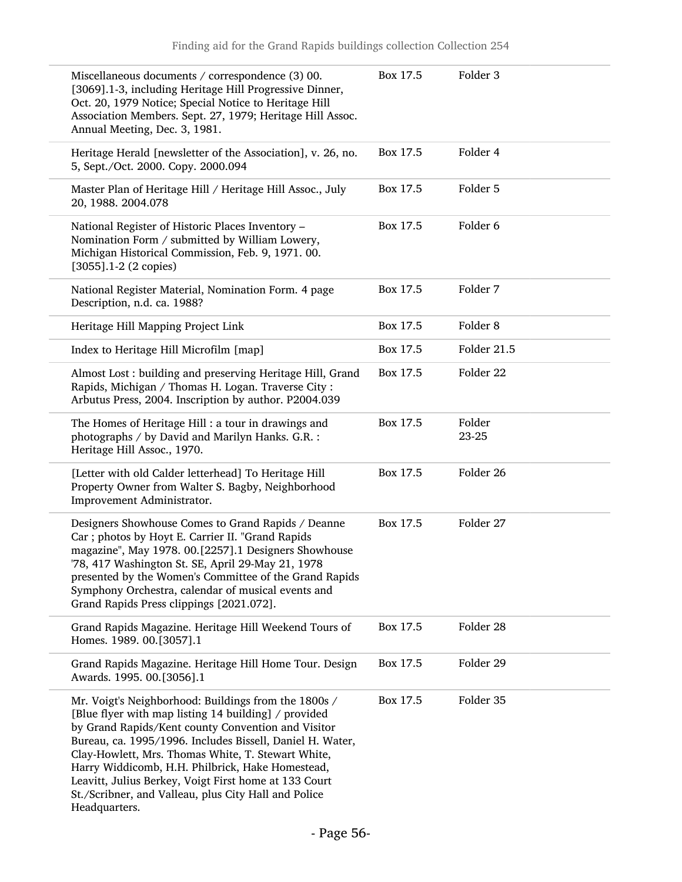| | | |
|---|---|---|
| Miscellaneous documents / correspondence (3) 00. [3069].1-3, including Heritage Hill Progressive Dinner, Oct. 20, 1979 Notice; Special Notice to Heritage Hill Association Members. Sept. 27, 1979; Heritage Hill Assoc. Annual Meeting, Dec. 3, 1981. | Box 17.5 | Folder 3 |
| Heritage Herald [newsletter of the Association], v. 26, no. 5, Sept./Oct. 2000. Copy. 2000.094 | Box 17.5 | Folder 4 |
| Master Plan of Heritage Hill / Heritage Hill Assoc., July 20, 1988. 2004.078 | Box 17.5 | Folder 5 |
| National Register of Historic Places Inventory – Nomination Form / submitted by William Lowery, Michigan Historical Commission, Feb. 9, 1971. 00. [3055].1-2 (2 copies) | Box 17.5 | Folder 6 |
| National Register Material, Nomination Form. 4 page Description, n.d. ca. 1988? | Box 17.5 | Folder 7 |
| Heritage Hill Mapping Project Link | Box 17.5 | Folder 8 |
| Index to Heritage Hill Microfilm [map] | Box 17.5 | Folder 21.5 |
| Almost Lost : building and preserving Heritage Hill, Grand Rapids, Michigan / Thomas H. Logan. Traverse City : Arbutus Press, 2004. Inscription by author. P2004.039 | Box 17.5 | Folder 22 |
| The Homes of Heritage Hill : a tour in drawings and photographs / by David and Marilyn Hanks. G.R. : Heritage Hill Assoc., 1970. | Box 17.5 | Folder 23-25 |
| [Letter with old Calder letterhead] To Heritage Hill Property Owner from Walter S. Bagby, Neighborhood Improvement Administrator. | Box 17.5 | Folder 26 |
| Designers Showhouse Comes to Grand Rapids / Deanne Car ; photos by Hoyt E. Carrier II. "Grand Rapids magazine", May 1978. 00.[2257].1 Designers Showhouse '78, 417 Washington St. SE, April 29-May 21, 1978 presented by the Women's Committee of the Grand Rapids Symphony Orchestra, calendar of musical events and Grand Rapids Press clippings [2021.072]. | Box 17.5 | Folder 27 |
| Grand Rapids Magazine. Heritage Hill Weekend Tours of Homes. 1989. 00.[3057].1 | Box 17.5 | Folder 28 |
| Grand Rapids Magazine. Heritage Hill Home Tour. Design Awards. 1995. 00.[3056].1 | Box 17.5 | Folder 29 |
| Mr. Voigt's Neighborhood: Buildings from the 1800s / [Blue flyer with map listing 14 building] / provided by Grand Rapids/Kent county Convention and Visitor Bureau, ca. 1995/1996. Includes Bissell, Daniel H. Water, Clay-Howlett, Mrs. Thomas White, T. Stewart White, Harry Widdicomb, H.H. Philbrick, Hake Homestead, Leavitt, Julius Berkey, Voigt First home at 133 Court St./Scribner, and Valleau, plus City Hall and Police Headquarters. | Box 17.5 | Folder 35 |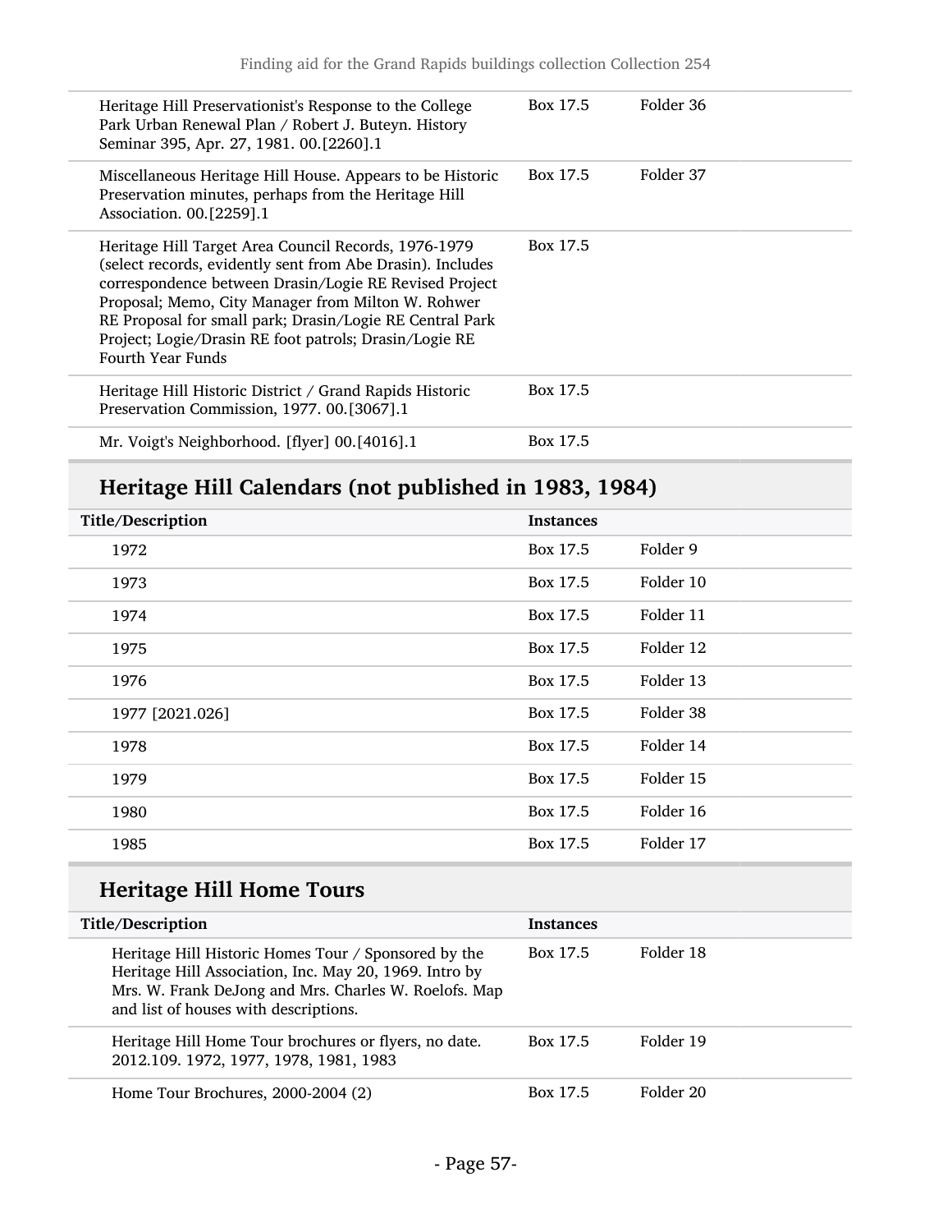| Title/Description | Instances | |
|---|---|---|
| Heritage Hill Preservationist's Response to the College Park Urban Renewal Plan / Robert J. Buteyn. History Seminar 395, Apr. 27, 1981. 00.[2260].1 | Box 17.5 | Folder 36 |
| Miscellaneous Heritage Hill House. Appears to be Historic Preservation minutes, perhaps from the Heritage Hill Association. 00.[2259].1 | Box 17.5 | Folder 37 |
| Heritage Hill Target Area Council Records, 1976-1979 (select records, evidently sent from Abe Drasin). Includes correspondence between Drasin/Logie RE Revised Project Proposal; Memo, City Manager from Milton W. Rohwer RE Proposal for small park; Drasin/Logie RE Central Park Project; Logie/Drasin RE foot patrols; Drasin/Logie RE Fourth Year Funds | Box 17.5 | |
| Heritage Hill Historic District / Grand Rapids Historic Preservation Commission, 1977. 00.[3067].1 | Box 17.5 | |
| Mr. Voigt's Neighborhood. [flyer] 00.[4016].1 | Box 17.5 | |

## Heritage Hill Calendars (not published in 1983, 1984)

| Title/Description | Instances | |
|---|---|---|
| 1972 | Box 17.5 | Folder 9 |
| 1973 | Box 17.5 | Folder 10 |
| 1974 | Box 17.5 | Folder 11 |
| 1975 | Box 17.5 | Folder 12 |
| 1976 | Box 17.5 | Folder 13 |
| 1977 [2021.026] | Box 17.5 | Folder 38 |
| 1978 | Box 17.5 | Folder 14 |
| 1979 | Box 17.5 | Folder 15 |
| 1980 | Box 17.5 | Folder 16 |
| 1985 | Box 17.5 | Folder 17 |

## Heritage Hill Home Tours

| Title/Description | Instances | |
|---|---|---|
| Heritage Hill Historic Homes Tour / Sponsored by the Heritage Hill Association, Inc. May 20, 1969. Intro by Mrs. W. Frank DeJong and Mrs. Charles W. Roelofs. Map and list of houses with descriptions. | Box 17.5 | Folder 18 |
| Heritage Hill Home Tour brochures or flyers, no date. 2012.109. 1972, 1977, 1978, 1981, 1983 | Box 17.5 | Folder 19 |
| Home Tour Brochures, 2000-2004 (2) | Box 17.5 | Folder 20 |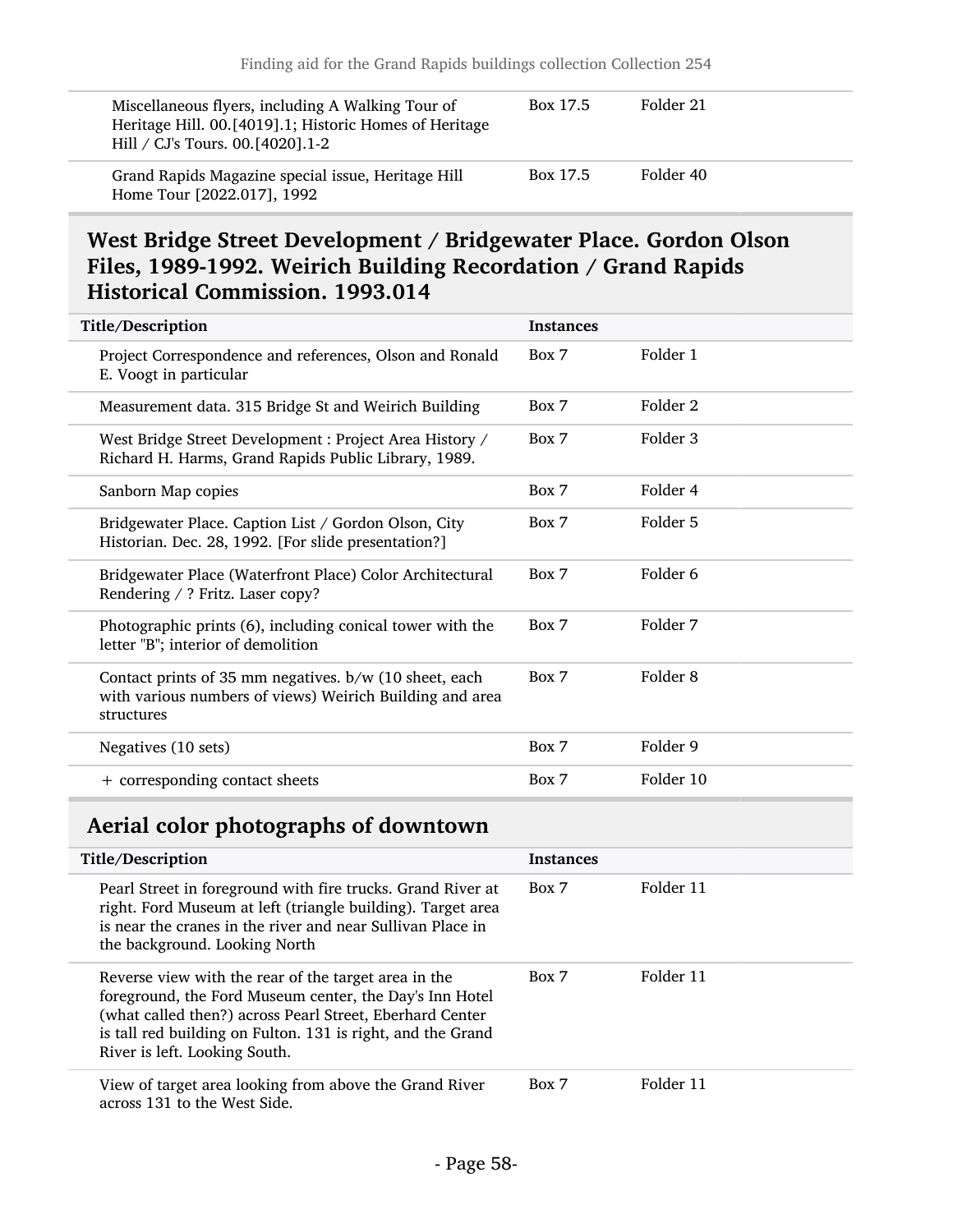| Title/Description | Instances | |
|---|---|---|
| Miscellaneous flyers, including A Walking Tour of Heritage Hill. 00.[4019].1; Historic Homes of Heritage Hill / CJ's Tours. 00.[4020].1-2 | Box 17.5 | Folder 21 |
| Grand Rapids Magazine special issue, Heritage Hill Home Tour [2022.017], 1992 | Box 17.5 | Folder 40 |

## West Bridge Street Development / Bridgewater Place. Gordon Olson Files, 1989-1992. Weirich Building Recordation / Grand Rapids Historical Commission. 1993.014

| Title/Description | Instances | |
|---|---|---|
| Project Correspondence and references, Olson and Ronald E. Voogt in particular | Box 7 | Folder 1 |
| Measurement data. 315 Bridge St and Weirich Building | Box 7 | Folder 2 |
| West Bridge Street Development : Project Area History / Richard H. Harms, Grand Rapids Public Library, 1989. | Box 7 | Folder 3 |
| Sanborn Map copies | Box 7 | Folder 4 |
| Bridgewater Place. Caption List / Gordon Olson, City Historian. Dec. 28, 1992. [For slide presentation?] | Box 7 | Folder 5 |
| Bridgewater Place (Waterfront Place) Color Architectural Rendering / ? Fritz. Laser copy? | Box 7 | Folder 6 |
| Photographic prints (6), including conical tower with the letter "B"; interior of demolition | Box 7 | Folder 7 |
| Contact prints of 35 mm negatives. b/w (10 sheet, each with various numbers of views) Weirich Building and area structures | Box 7 | Folder 8 |
| Negatives (10 sets) | Box 7 | Folder 9 |
| + corresponding contact sheets | Box 7 | Folder 10 |

## Aerial color photographs of downtown

| Title/Description | Instances | |
|---|---|---|
| Pearl Street in foreground with fire trucks. Grand River at right. Ford Museum at left (triangle building). Target area is near the cranes in the river and near Sullivan Place in the background. Looking North | Box 7 | Folder 11 |
| Reverse view with the rear of the target area in the foreground, the Ford Museum center, the Day's Inn Hotel (what called then?) across Pearl Street, Eberhard Center is tall red building on Fulton. 131 is right, and the Grand River is left. Looking South. | Box 7 | Folder 11 |
| View of target area looking from above the Grand River across 131 to the West Side. | Box 7 | Folder 11 |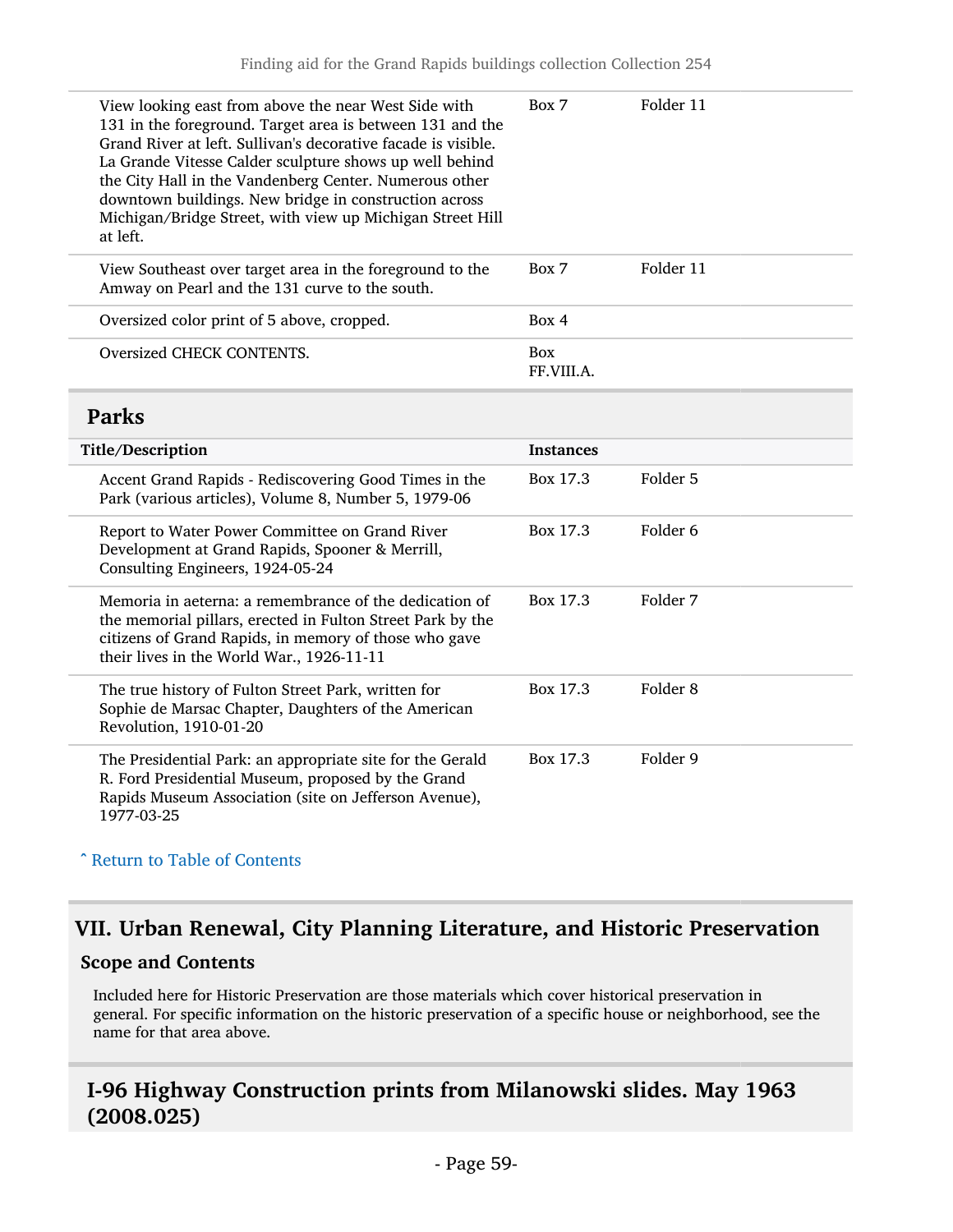| Title/Description | Instances | |
|---|---|---|
| View looking east from above the near West Side with 131 in the foreground. Target area is between 131 and the Grand River at left. Sullivan's decorative facade is visible. La Grande Vitesse Calder sculpture shows up well behind the City Hall in the Vandenberg Center. Numerous other downtown buildings. New bridge in construction across Michigan/Bridge Street, with view up Michigan Street Hill at left. | Box 7 | Folder 11 |
| View Southeast over target area in the foreground to the Amway on Pearl and the 131 curve to the south. | Box 7 | Folder 11 |
| Oversized color print of 5 above, cropped. | Box 4 | |
| Oversized CHECK CONTENTS. | Box FF.VIII.A. | |

## Parks

| Title/Description | Instances | |
|---|---|---|
| Accent Grand Rapids - Rediscovering Good Times in the Park (various articles), Volume 8, Number 5, 1979-06 | Box 17.3 | Folder 5 |
| Report to Water Power Committee on Grand River Development at Grand Rapids, Spooner & Merrill, Consulting Engineers, 1924-05-24 | Box 17.3 | Folder 6 |
| Memoria in aeterna: a remembrance of the dedication of the memorial pillars, erected in Fulton Street Park by the citizens of Grand Rapids, in memory of those who gave their lives in the World War., 1926-11-11 | Box 17.3 | Folder 7 |
| The true history of Fulton Street Park, written for Sophie de Marsac Chapter, Daughters of the American Revolution, 1910-01-20 | Box 17.3 | Folder 8 |
| The Presidential Park: an appropriate site for the Gerald R. Ford Presidential Museum, proposed by the Grand Rapids Museum Association (site on Jefferson Avenue), 1977-03-25 | Box 17.3 | Folder 9 |

ˆ Return to Table of Contents

# VII. Urban Renewal, City Planning Literature, and Historic Preservation

### Scope and Contents

Included here for Historic Preservation are those materials which cover historical preservation in general. For specific information on the historic preservation of a specific house or neighborhood, see the name for that area above.

## I-96 Highway Construction prints from Milanowski slides. May 1963 (2008.025)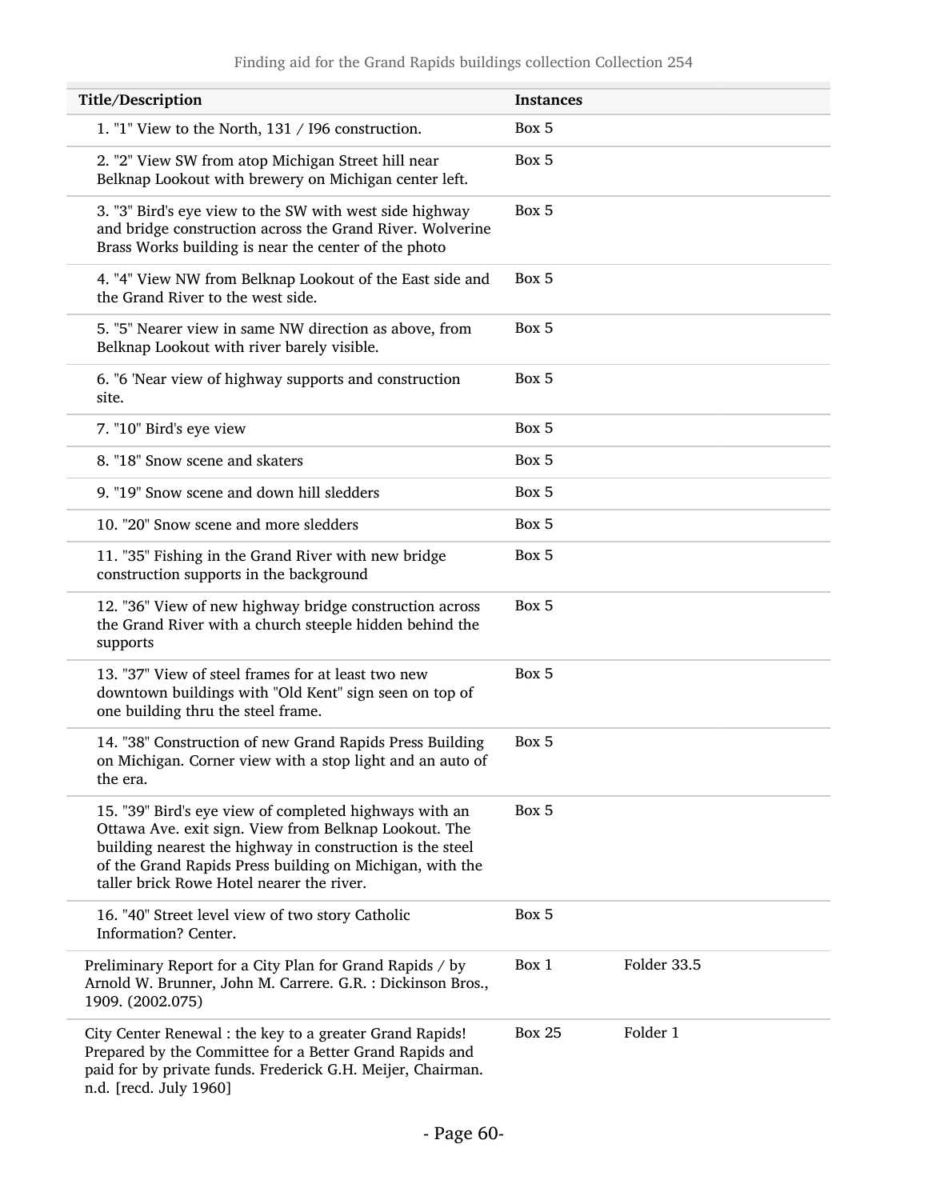| Title/Description | Instances | |
|---|---|---|
| 1. "1" View to the North, 131 / I96 construction. | Box 5 | |
| 2. "2" View SW from atop Michigan Street hill near Belknap Lookout with brewery on Michigan center left. | Box 5 | |
| 3. "3" Bird's eye view to the SW with west side highway and bridge construction across the Grand River. Wolverine Brass Works building is near the center of the photo | Box 5 | |
| 4. "4" View NW from Belknap Lookout of the East side and the Grand River to the west side. | Box 5 | |
| 5. "5" Nearer view in same NW direction as above, from Belknap Lookout with river barely visible. | Box 5 | |
| 6. "6 'Near view of highway supports and construction site. | Box 5 | |
| 7. "10" Bird's eye view | Box 5 | |
| 8. "18" Snow scene and skaters | Box 5 | |
| 9. "19" Snow scene and down hill sledders | Box 5 | |
| 10. "20" Snow scene and more sledders | Box 5 | |
| 11. "35" Fishing in the Grand River with new bridge construction supports in the background | Box 5 | |
| 12. "36" View of new highway bridge construction across the Grand River with a church steeple hidden behind the supports | Box 5 | |
| 13. "37" View of steel frames for at least two new downtown buildings with "Old Kent" sign seen on top of one building thru the steel frame. | Box 5 | |
| 14. "38" Construction of new Grand Rapids Press Building on Michigan. Corner view with a stop light and an auto of the era. | Box 5 | |
| 15. "39" Bird's eye view of completed highways with an Ottawa Ave. exit sign. View from Belknap Lookout. The building nearest the highway in construction is the steel of the Grand Rapids Press building on Michigan, with the taller brick Rowe Hotel nearer the river. | Box 5 | |
| 16. "40" Street level view of two story Catholic Information? Center. | Box 5 | |
| Preliminary Report for a City Plan for Grand Rapids / by Arnold W. Brunner, John M. Carrere. G.R. : Dickinson Bros., 1909. (2002.075) | Box 1 | Folder 33.5 |
| City Center Renewal : the key to a greater Grand Rapids! Prepared by the Committee for a Better Grand Rapids and paid for by private funds. Frederick G.H. Meijer, Chairman. n.d. [recd. July 1960] | Box 25 | Folder 1 |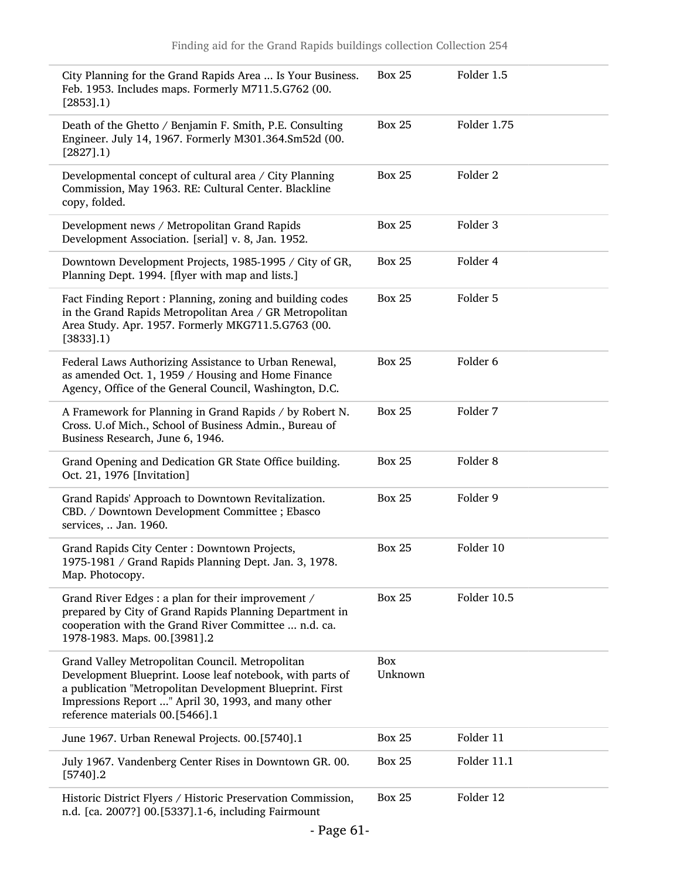| | | |
|---|---|---|
| City Planning for the Grand Rapids Area ... Is Your Business. Feb. 1953. Includes maps. Formerly M711.5.G762 (00.[2853].1) | Box 25 | Folder 1.5 |
| Death of the Ghetto / Benjamin F. Smith, P.E. Consulting Engineer. July 14, 1967. Formerly M301.364.Sm52d (00.[2827].1) | Box 25 | Folder 1.75 |
| Developmental concept of cultural area / City Planning Commission, May 1963. RE: Cultural Center. Blackline copy, folded. | Box 25 | Folder 2 |
| Development news / Metropolitan Grand Rapids Development Association. [serial] v. 8, Jan. 1952. | Box 25 | Folder 3 |
| Downtown Development Projects, 1985-1995 / City of GR, Planning Dept. 1994. [flyer with map and lists.] | Box 25 | Folder 4 |
| Fact Finding Report : Planning, zoning and building codes in the Grand Rapids Metropolitan Area / GR Metropolitan Area Study. Apr. 1957. Formerly MKG711.5.G763 (00.[3833].1) | Box 25 | Folder 5 |
| Federal Laws Authorizing Assistance to Urban Renewal, as amended Oct. 1, 1959 / Housing and Home Finance Agency, Office of the General Council, Washington, D.C. | Box 25 | Folder 6 |
| A Framework for Planning in Grand Rapids / by Robert N. Cross. U.of Mich., School of Business Admin., Bureau of Business Research, June 6, 1946. | Box 25 | Folder 7 |
| Grand Opening and Dedication GR State Office building. Oct. 21, 1976 [Invitation] | Box 25 | Folder 8 |
| Grand Rapids' Approach to Downtown Revitalization. CBD. / Downtown Development Committee ; Ebasco services, .. Jan. 1960. | Box 25 | Folder 9 |
| Grand Rapids City Center : Downtown Projects, 1975-1981 / Grand Rapids Planning Dept. Jan. 3, 1978. Map. Photocopy. | Box 25 | Folder 10 |
| Grand River Edges : a plan for their improvement / prepared by City of Grand Rapids Planning Department in cooperation with the Grand River Committee ... n.d. ca. 1978-1983. Maps. 00.[3981].2 | Box 25 | Folder 10.5 |
| Grand Valley Metropolitan Council. Metropolitan Development Blueprint. Loose leaf notebook, with parts of a publication "Metropolitan Development Blueprint. First Impressions Report ..." April 30, 1993, and many other reference materials 00.[5466].1 | Box Unknown | |
| June 1967. Urban Renewal Projects. 00.[5740].1 | Box 25 | Folder 11 |
| July 1967. Vandenberg Center Rises in Downtown GR. 00.[5740].2 | Box 25 | Folder 11.1 |
| Historic District Flyers / Historic Preservation Commission, n.d. [ca. 2007?] 00.[5337].1-6, including Fairmount | Box 25 | Folder 12 |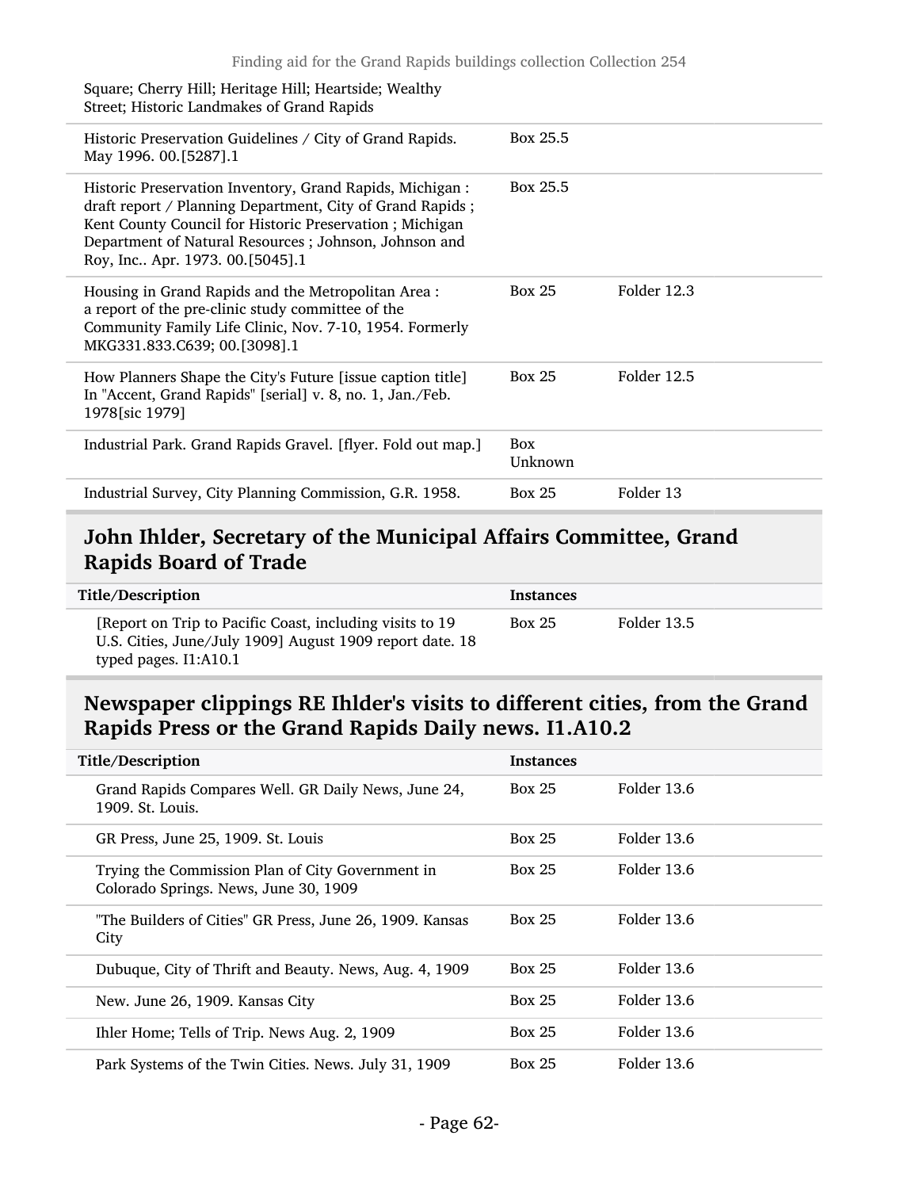| | | |
|---|---|---|
| Square; Cherry Hill; Heritage Hill; Heartside; Wealthy Street; Historic Landmakes of Grand Rapids | | |
| Historic Preservation Guidelines / City of Grand Rapids. May 1996. 00.[5287].1 | Box 25.5 | |
| Historic Preservation Inventory, Grand Rapids, Michigan : draft report / Planning Department, City of Grand Rapids ; Kent County Council for Historic Preservation ; Michigan Department of Natural Resources ; Johnson, Johnson and Roy, Inc.. Apr. 1973. 00.[5045].1 | Box 25.5 | |
| Housing in Grand Rapids and the Metropolitan Area : a report of the pre-clinic study committee of the Community Family Life Clinic, Nov. 7-10, 1954. Formerly MKG331.833.C639; 00.[3098].1 | Box 25 | Folder 12.3 |
| How Planners Shape the City's Future [issue caption title] In "Accent, Grand Rapids" [serial] v. 8, no. 1, Jan./Feb. 1978[sic 1979] | Box 25 | Folder 12.5 |
| Industrial Park. Grand Rapids Gravel. [flyer. Fold out map.] | Box Unknown | |
| Industrial Survey, City Planning Commission, G.R. 1958. | Box 25 | Folder 13 |

## John Ihlder, Secretary of the Municipal Affairs Committee, Grand Rapids Board of Trade

| Title/Description | Instances | |
|---|---|---|
| [Report on Trip to Pacific Coast, including visits to 19 U.S. Cities, June/July 1909] August 1909 report date. 18 typed pages. I1:A10.1 | Box 25 | Folder 13.5 |

## Newspaper clippings RE Ihlder's visits to different cities, from the Grand Rapids Press or the Grand Rapids Daily news. I1.A10.2

| Title/Description | Instances | |
|---|---|---|
| Grand Rapids Compares Well. GR Daily News, June 24, 1909. St. Louis. | Box 25 | Folder 13.6 |
| GR Press, June 25, 1909. St. Louis | Box 25 | Folder 13.6 |
| Trying the Commission Plan of City Government in Colorado Springs. News, June 30, 1909 | Box 25 | Folder 13.6 |
| "The Builders of Cities" GR Press, June 26, 1909. Kansas City | Box 25 | Folder 13.6 |
| Dubuque, City of Thrift and Beauty. News, Aug. 4, 1909 | Box 25 | Folder 13.6 |
| New. June 26, 1909. Kansas City | Box 25 | Folder 13.6 |
| Ihler Home; Tells of Trip. News Aug. 2, 1909 | Box 25 | Folder 13.6 |
| Park Systems of the Twin Cities. News. July 31, 1909 | Box 25 | Folder 13.6 |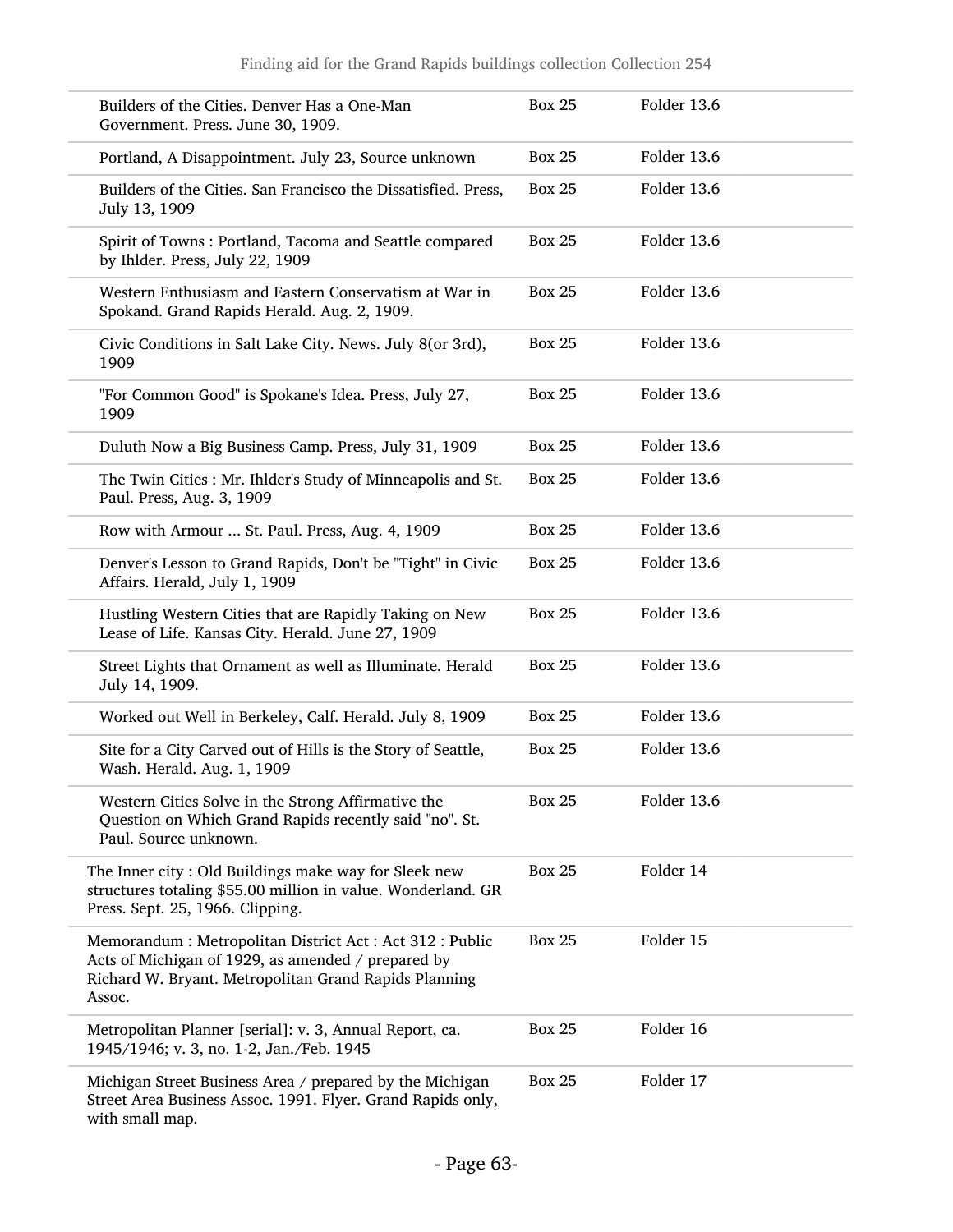| | | |
|---|---|---|
| Builders of the Cities. Denver Has a One-Man Government. Press. June 30, 1909. | Box 25 | Folder 13.6 |
| Portland, A Disappointment. July 23, Source unknown | Box 25 | Folder 13.6 |
| Builders of the Cities. San Francisco the Dissatisfied. Press, July 13, 1909 | Box 25 | Folder 13.6 |
| Spirit of Towns : Portland, Tacoma and Seattle compared by Ihlder. Press, July 22, 1909 | Box 25 | Folder 13.6 |
| Western Enthusiasm and Eastern Conservatism at War in Spokand. Grand Rapids Herald. Aug. 2, 1909. | Box 25 | Folder 13.6 |
| Civic Conditions in Salt Lake City. News. July 8(or 3rd), 1909 | Box 25 | Folder 13.6 |
| "For Common Good" is Spokane's Idea. Press, July 27, 1909 | Box 25 | Folder 13.6 |
| Duluth Now a Big Business Camp. Press, July 31, 1909 | Box 25 | Folder 13.6 |
| The Twin Cities : Mr. Ihlder's Study of Minneapolis and St. Paul. Press, Aug. 3, 1909 | Box 25 | Folder 13.6 |
| Row with Armour ... St. Paul. Press, Aug. 4, 1909 | Box 25 | Folder 13.6 |
| Denver's Lesson to Grand Rapids, Don't be "Tight" in Civic Affairs. Herald, July 1, 1909 | Box 25 | Folder 13.6 |
| Hustling Western Cities that are Rapidly Taking on New Lease of Life. Kansas City. Herald. June 27, 1909 | Box 25 | Folder 13.6 |
| Street Lights that Ornament as well as Illuminate. Herald July 14, 1909. | Box 25 | Folder 13.6 |
| Worked out Well in Berkeley, Calf. Herald. July 8, 1909 | Box 25 | Folder 13.6 |
| Site for a City Carved out of Hills is the Story of Seattle, Wash. Herald. Aug. 1, 1909 | Box 25 | Folder 13.6 |
| Western Cities Solve in the Strong Affirmative the Question on Which Grand Rapids recently said "no". St. Paul. Source unknown. | Box 25 | Folder 13.6 |
| The Inner city : Old Buildings make way for Sleek new structures totaling $55.00 million in value. Wonderland. GR Press. Sept. 25, 1966. Clipping. | Box 25 | Folder 14 |
| Memorandum : Metropolitan District Act : Act 312 : Public Acts of Michigan of 1929, as amended / prepared by Richard W. Bryant. Metropolitan Grand Rapids Planning Assoc. | Box 25 | Folder 15 |
| Metropolitan Planner [serial]: v. 3, Annual Report, ca. 1945/1946; v. 3, no. 1-2, Jan./Feb. 1945 | Box 25 | Folder 16 |
| Michigan Street Business Area / prepared by the Michigan Street Area Business Assoc. 1991. Flyer. Grand Rapids only, with small map. | Box 25 | Folder 17 |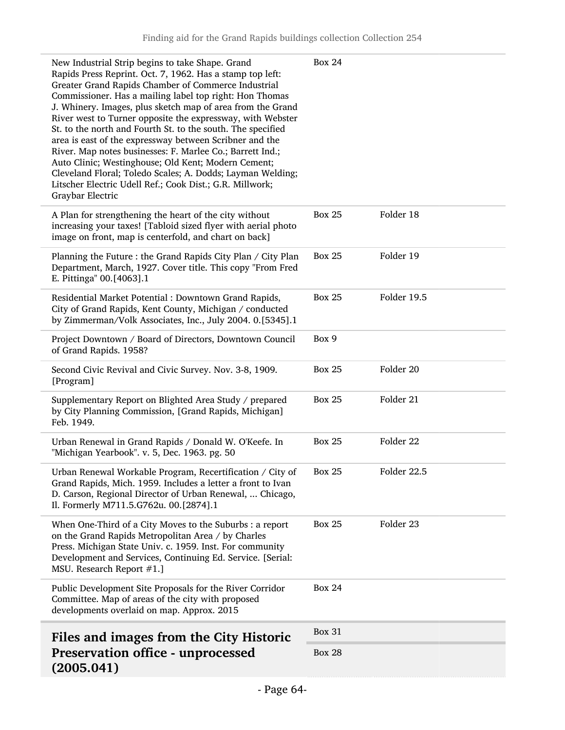| | | |
|---|---|---|
| New Industrial Strip begins to take Shape. Grand Rapids Press Reprint. Oct. 7, 1962. Has a stamp top left: Greater Grand Rapids Chamber of Commerce Industrial Commissioner. Has a mailing label top right: Hon Thomas J. Whinery. Images, plus sketch map of area from the Grand River west to Turner opposite the expressway, with Webster St. to the north and Fourth St. to the south. The specified area is east of the expressway between Scribner and the River. Map notes businesses: F. Marlee Co.; Barrett Ind.; Auto Clinic; Westinghouse; Old Kent; Modern Cement; Cleveland Floral; Toledo Scales; A. Dodds; Layman Welding; Litscher Electric Udell Ref.; Cook Dist.; G.R. Millwork; Graybar Electric | Box 24 | |
| A Plan for strengthening the heart of the city without increasing your taxes! [Tabloid sized flyer with aerial photo image on front, map is centerfold, and chart on back] | Box 25 | Folder 18 |
| Planning the Future : the Grand Rapids City Plan / City Plan Department, March, 1927. Cover title. This copy "From Fred E. Pittinga" 00.[4063].1 | Box 25 | Folder 19 |
| Residential Market Potential : Downtown Grand Rapids, City of Grand Rapids, Kent County, Michigan / conducted by Zimmerman/Volk Associates, Inc., July 2004. 0.[5345].1 | Box 25 | Folder 19.5 |
| Project Downtown / Board of Directors, Downtown Council of Grand Rapids. 1958? | Box 9 | |
| Second Civic Revival and Civic Survey. Nov. 3-8, 1909. [Program] | Box 25 | Folder 20 |
| Supplementary Report on Blighted Area Study / prepared by City Planning Commission, [Grand Rapids, Michigan] Feb. 1949. | Box 25 | Folder 21 |
| Urban Renewal in Grand Rapids / Donald W. O'Keefe. In "Michigan Yearbook". v. 5, Dec. 1963. pg. 50 | Box 25 | Folder 22 |
| Urban Renewal Workable Program, Recertification / City of Grand Rapids, Mich. 1959. Includes a letter a front to Ivan D. Carson, Regional Director of Urban Renewal, ... Chicago, Il. Formerly M711.5.G762u. 00.[2874].1 | Box 25 | Folder 22.5 |
| When One-Third of a City Moves to the Suburbs : a report on the Grand Rapids Metropolitan Area / by Charles Press. Michigan State Univ. c. 1959. Inst. For community Development and Services, Continuing Ed. Service. [Serial: MSU. Research Report #1.] | Box 25 | Folder 23 |
| Public Development Site Proposals for the River Corridor Committee. Map of areas of the city with proposed developments overlaid on map. Approx. 2015 | Box 24 | |

## Files and images from the City Historic Preservation office - unprocessed (2005.041)

Box 31

Box 28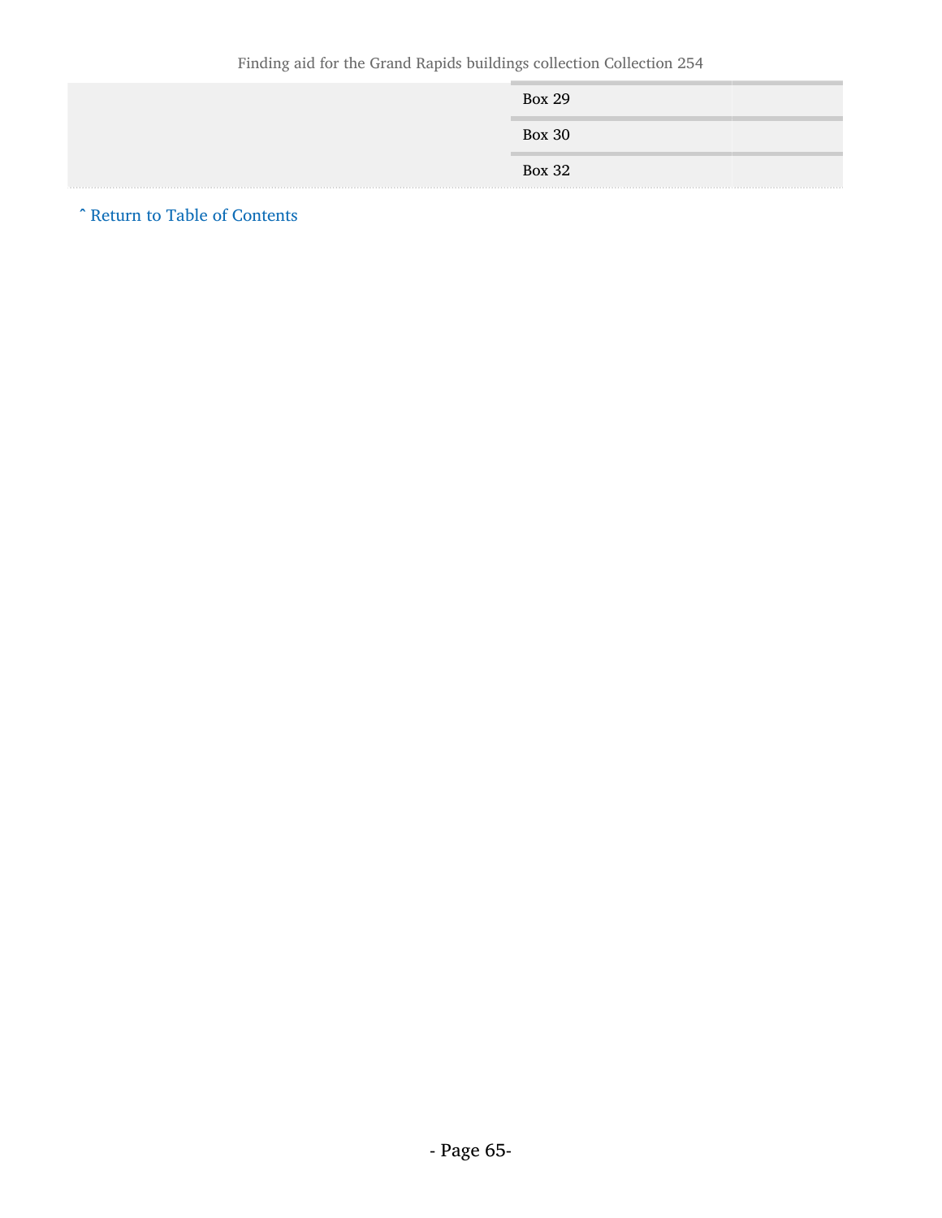| | | |
|---|---|---|
| | Box 29 | |
| | Box 30 | |
| | Box 32 | |

ˆ Return to Table of Contents